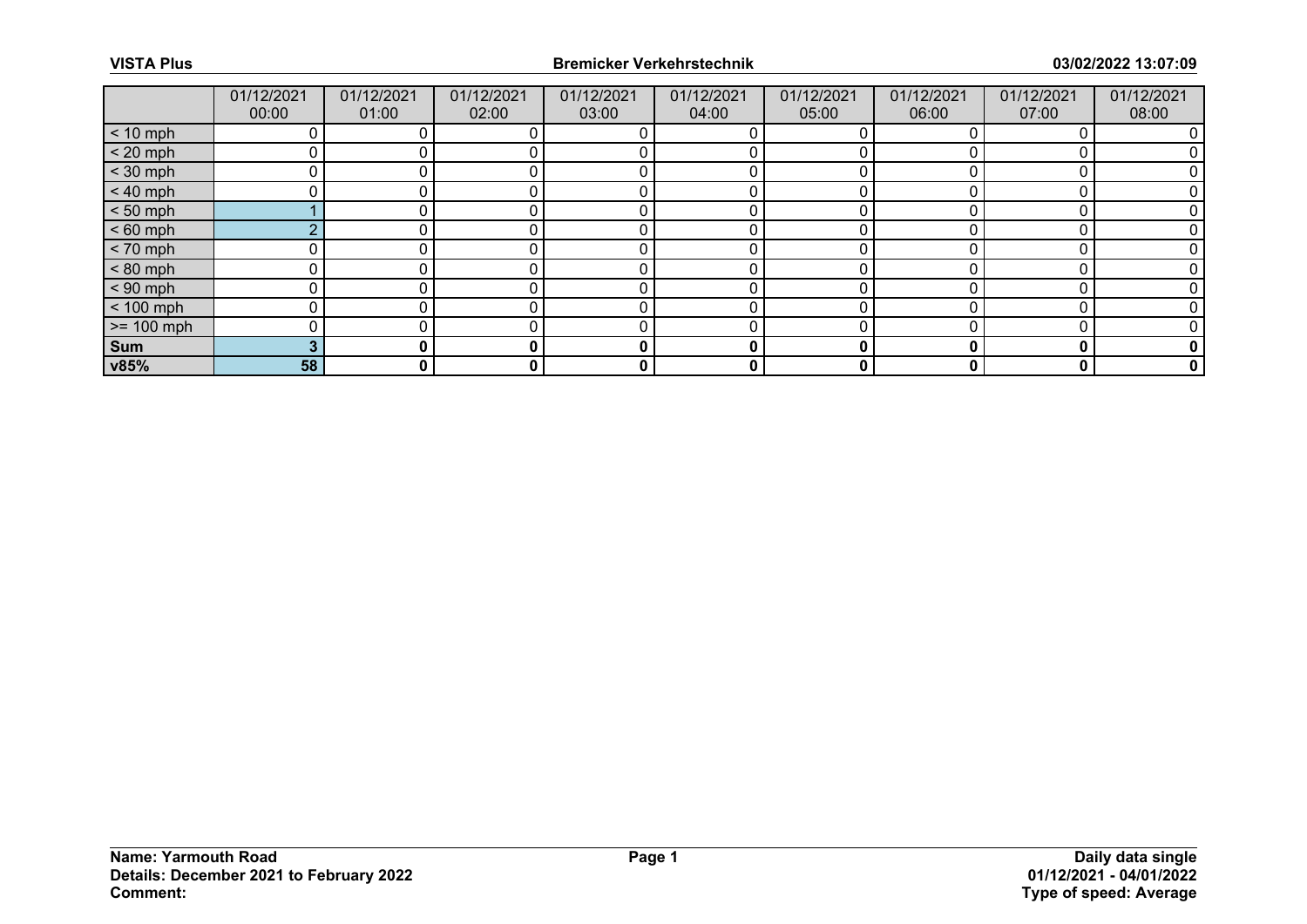**VISTA Plus** | **Bremicker Verkehrstechnik** | **03/02/2022 13:07:09**

| | 01/12/2021 00:00 | 01/12/2021 01:00 | 01/12/2021 02:00 | 01/12/2021 03:00 | 01/12/2021 04:00 | 01/12/2021 05:00 | 01/12/2021 06:00 | 01/12/2021 07:00 | 01/12/2021 08:00 |
|---|---|---|---|---|---|---|---|---|---|
| < 10 mph | 0 | 0 | 0 | 0 | 0 | 0 | 0 | 0 | 0 |
| < 20 mph | 0 | 0 | 0 | 0 | 0 | 0 | 0 | 0 | 0 |
| < 30 mph | 0 | 0 | 0 | 0 | 0 | 0 | 0 | 0 | 0 |
| < 40 mph | 0 | 0 | 0 | 0 | 0 | 0 | 0 | 0 | 0 |
| < 50 mph | 1 | 0 | 0 | 0 | 0 | 0 | 0 | 0 | 0 |
| < 60 mph | 2 | 0 | 0 | 0 | 0 | 0 | 0 | 0 | 0 |
| < 70 mph | 0 | 0 | 0 | 0 | 0 | 0 | 0 | 0 | 0 |
| < 80 mph | 0 | 0 | 0 | 0 | 0 | 0 | 0 | 0 | 0 |
| < 90 mph | 0 | 0 | 0 | 0 | 0 | 0 | 0 | 0 | 0 |
| < 100 mph | 0 | 0 | 0 | 0 | 0 | 0 | 0 | 0 | 0 |
| >= 100 mph | 0 | 0 | 0 | 0 | 0 | 0 | 0 | 0 | 0 |
| **Sum** | **3** | **0** | **0** | **0** | **0** | **0** | **0** | **0** | **0** |
| **v85%** | **58** | **0** | **0** | **0** | **0** | **0** | **0** | **0** | **0** |

**Name: Yarmouth Road**
**Details: December 2021 to February 2022**
**Comment:**

**Daily data single**
**01/12/2021 - 04/01/2022**
**Type of speed: Average**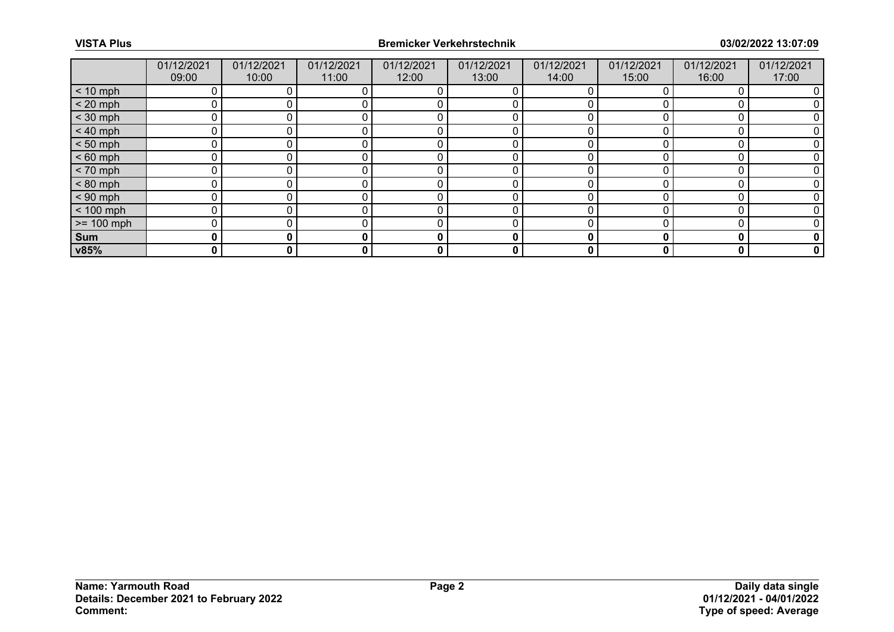| | 01/12/2021 09:00 | 01/12/2021 10:00 | 01/12/2021 11:00 | 01/12/2021 12:00 | 01/12/2021 13:00 | 01/12/2021 14:00 | 01/12/2021 15:00 | 01/12/2021 16:00 | 01/12/2021 17:00 |
|---|---|---|---|---|---|---|---|---|---|
| < 10 mph | 0 | 0 | 0 | 0 | 0 | 0 | 0 | 0 | 0 |
| < 20 mph | 0 | 0 | 0 | 0 | 0 | 0 | 0 | 0 | 0 |
| < 30 mph | 0 | 0 | 0 | 0 | 0 | 0 | 0 | 0 | 0 |
| < 40 mph | 0 | 0 | 0 | 0 | 0 | 0 | 0 | 0 | 0 |
| < 50 mph | 0 | 0 | 0 | 0 | 0 | 0 | 0 | 0 | 0 |
| < 60 mph | 0 | 0 | 0 | 0 | 0 | 0 | 0 | 0 | 0 |
| < 70 mph | 0 | 0 | 0 | 0 | 0 | 0 | 0 | 0 | 0 |
| < 80 mph | 0 | 0 | 0 | 0 | 0 | 0 | 0 | 0 | 0 |
| < 90 mph | 0 | 0 | 0 | 0 | 0 | 0 | 0 | 0 | 0 |
| < 100 mph | 0 | 0 | 0 | 0 | 0 | 0 | 0 | 0 | 0 |
| >= 100 mph | 0 | 0 | 0 | 0 | 0 | 0 | 0 | 0 | 0 |
| **Sum** | **0** | **0** | **0** | **0** | **0** | **0** | **0** | **0** | **0** |
| **v85%** | **0** | **0** | **0** | **0** | **0** | **0** | **0** | **0** | **0** |

**Name: Yarmouth Road**
**Details: December 2021 to February 2022**
**Comment:**

**Daily data single**
**01/12/2021 - 04/01/2022**
**Type of speed: Average**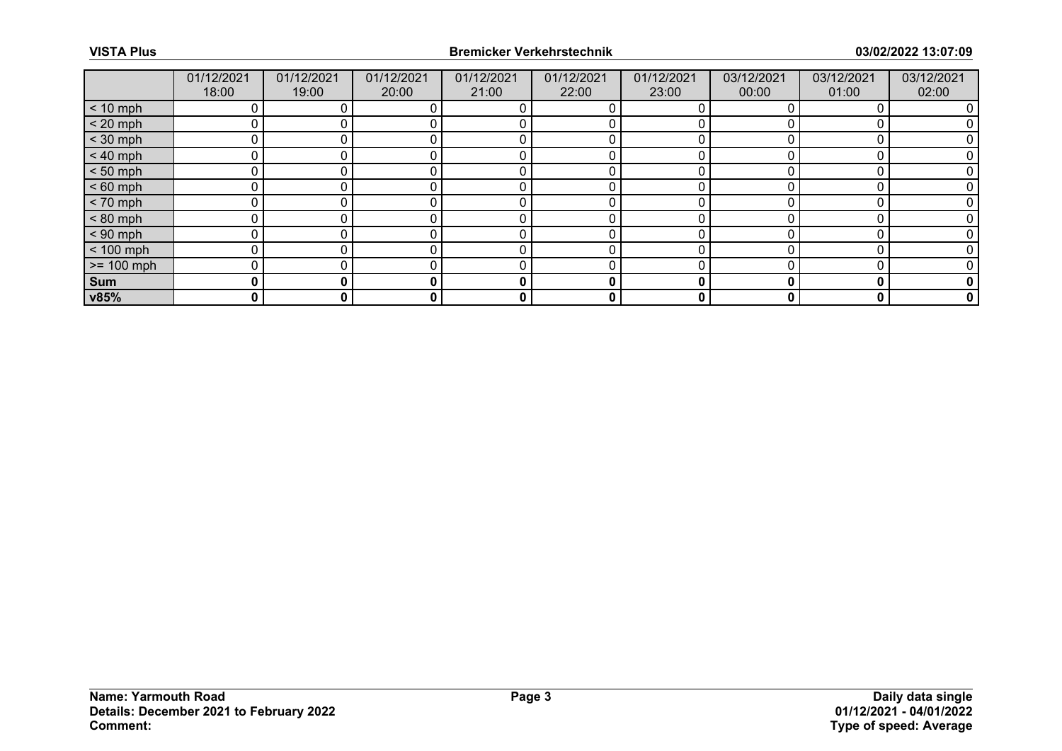| | 01/12/2021 18:00 | 01/12/2021 19:00 | 01/12/2021 20:00 | 01/12/2021 21:00 | 01/12/2021 22:00 | 01/12/2021 23:00 | 03/12/2021 00:00 | 03/12/2021 01:00 | 03/12/2021 02:00 |
|---|---|---|---|---|---|---|---|---|---|
| < 10 mph | 0 | 0 | 0 | 0 | 0 | 0 | 0 | 0 | 0 |
| < 20 mph | 0 | 0 | 0 | 0 | 0 | 0 | 0 | 0 | 0 |
| < 30 mph | 0 | 0 | 0 | 0 | 0 | 0 | 0 | 0 | 0 |
| < 40 mph | 0 | 0 | 0 | 0 | 0 | 0 | 0 | 0 | 0 |
| < 50 mph | 0 | 0 | 0 | 0 | 0 | 0 | 0 | 0 | 0 |
| < 60 mph | 0 | 0 | 0 | 0 | 0 | 0 | 0 | 0 | 0 |
| < 70 mph | 0 | 0 | 0 | 0 | 0 | 0 | 0 | 0 | 0 |
| < 80 mph | 0 | 0 | 0 | 0 | 0 | 0 | 0 | 0 | 0 |
| < 90 mph | 0 | 0 | 0 | 0 | 0 | 0 | 0 | 0 | 0 |
| < 100 mph | 0 | 0 | 0 | 0 | 0 | 0 | 0 | 0 | 0 |
| >= 100 mph | 0 | 0 | 0 | 0 | 0 | 0 | 0 | 0 | 0 |
| **Sum** | **0** | **0** | **0** | **0** | **0** | **0** | **0** | **0** | **0** |
| **v85%** | **0** | **0** | **0** | **0** | **0** | **0** | **0** | **0** | **0** |

**Name: Yarmouth Road**
**Details: December 2021 to February 2022**
**Comment:**

**Daily data single**
**01/12/2021 - 04/01/2022**
**Type of speed: Average**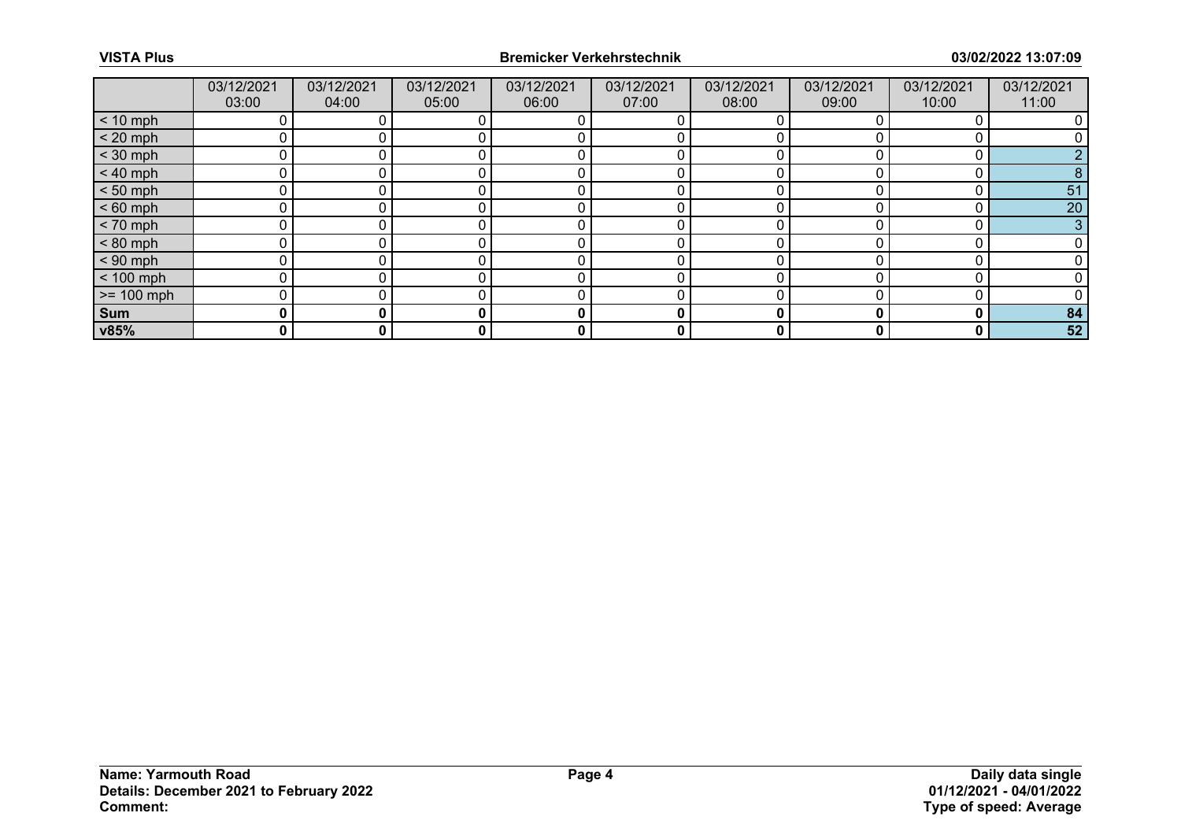| | 03/12/2021 03:00 | 03/12/2021 04:00 | 03/12/2021 05:00 | 03/12/2021 06:00 | 03/12/2021 07:00 | 03/12/2021 08:00 | 03/12/2021 09:00 | 03/12/2021 10:00 | 03/12/2021 11:00 |
|---|---|---|---|---|---|---|---|---|---|
| < 10 mph | 0 | 0 | 0 | 0 | 0 | 0 | 0 | 0 | 0 |
| < 20 mph | 0 | 0 | 0 | 0 | 0 | 0 | 0 | 0 | 0 |
| < 30 mph | 0 | 0 | 0 | 0 | 0 | 0 | 0 | 0 | 2 |
| < 40 mph | 0 | 0 | 0 | 0 | 0 | 0 | 0 | 0 | 8 |
| < 50 mph | 0 | 0 | 0 | 0 | 0 | 0 | 0 | 0 | 51 |
| < 60 mph | 0 | 0 | 0 | 0 | 0 | 0 | 0 | 0 | 20 |
| < 70 mph | 0 | 0 | 0 | 0 | 0 | 0 | 0 | 0 | 3 |
| < 80 mph | 0 | 0 | 0 | 0 | 0 | 0 | 0 | 0 | 0 |
| < 90 mph | 0 | 0 | 0 | 0 | 0 | 0 | 0 | 0 | 0 |
| < 100 mph | 0 | 0 | 0 | 0 | 0 | 0 | 0 | 0 | 0 |
| >= 100 mph | 0 | 0 | 0 | 0 | 0 | 0 | 0 | 0 | 0 |
| **Sum** | **0** | **0** | **0** | **0** | **0** | **0** | **0** | **0** | **84** |
| **v85%** | **0** | **0** | **0** | **0** | **0** | **0** | **0** | **0** | **52** |

**Name: Yarmouth Road**
**Details: December 2021 to February 2022**
**Comment:**

**Daily data single**
**01/12/2021 - 04/01/2022**
**Type of speed: Average**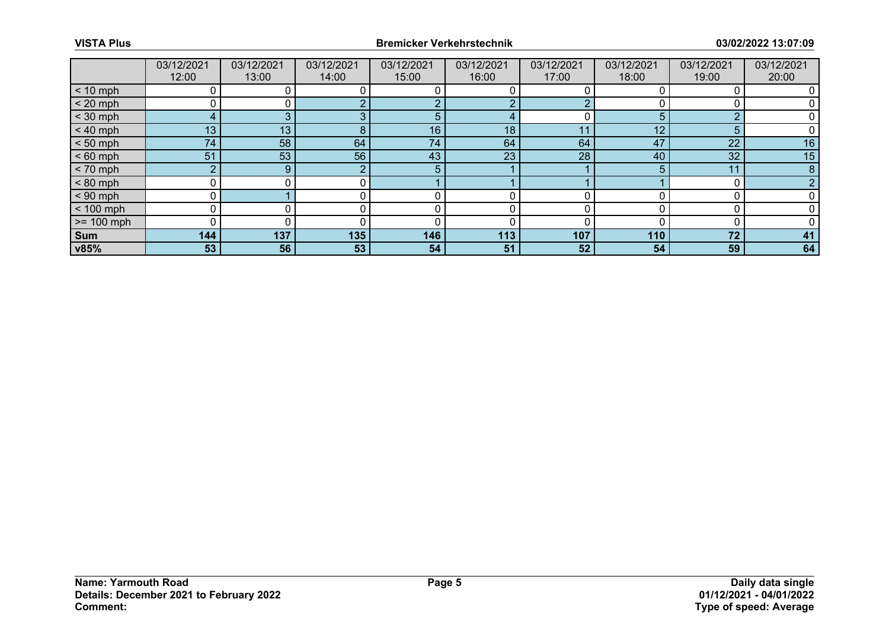| | 03/12/2021 12:00 | 03/12/2021 13:00 | 03/12/2021 14:00 | 03/12/2021 15:00 | 03/12/2021 16:00 | 03/12/2021 17:00 | 03/12/2021 18:00 | 03/12/2021 19:00 | 03/12/2021 20:00 |
|---|---|---|---|---|---|---|---|---|---|
| < 10 mph | 0 | 0 | 0 | 0 | 0 | 0 | 0 | 0 | 0 |
| < 20 mph | 0 | 0 | 2 | 2 | 2 | 2 | 0 | 0 | 0 |
| < 30 mph | 4 | 3 | 3 | 5 | 4 | 0 | 5 | 2 | 0 |
| < 40 mph | 13 | 13 | 8 | 16 | 18 | 11 | 12 | 5 | 0 |
| < 50 mph | 74 | 58 | 64 | 74 | 64 | 64 | 47 | 22 | 16 |
| < 60 mph | 51 | 53 | 56 | 43 | 23 | 28 | 40 | 32 | 15 |
| < 70 mph | 2 | 9 | 2 | 5 | 1 | 1 | 5 | 11 | 8 |
| < 80 mph | 0 | 0 | 0 | 1 | 1 | 1 | 1 | 0 | 2 |
| < 90 mph | 0 | 1 | 0 | 0 | 0 | 0 | 0 | 0 | 0 |
| < 100 mph | 0 | 0 | 0 | 0 | 0 | 0 | 0 | 0 | 0 |
| >= 100 mph | 0 | 0 | 0 | 0 | 0 | 0 | 0 | 0 | 0 |
| **Sum** | **144** | **137** | **135** | **146** | **113** | **107** | **110** | **72** | **41** |
| **v85%** | **53** | **56** | **53** | **54** | **51** | **52** | **54** | **59** | **64** |

**Name: Yarmouth Road**
**Details: December 2021 to February 2022**
**Comment:**

**Daily data single**
**01/12/2021 - 04/01/2022**
**Type of speed: Average**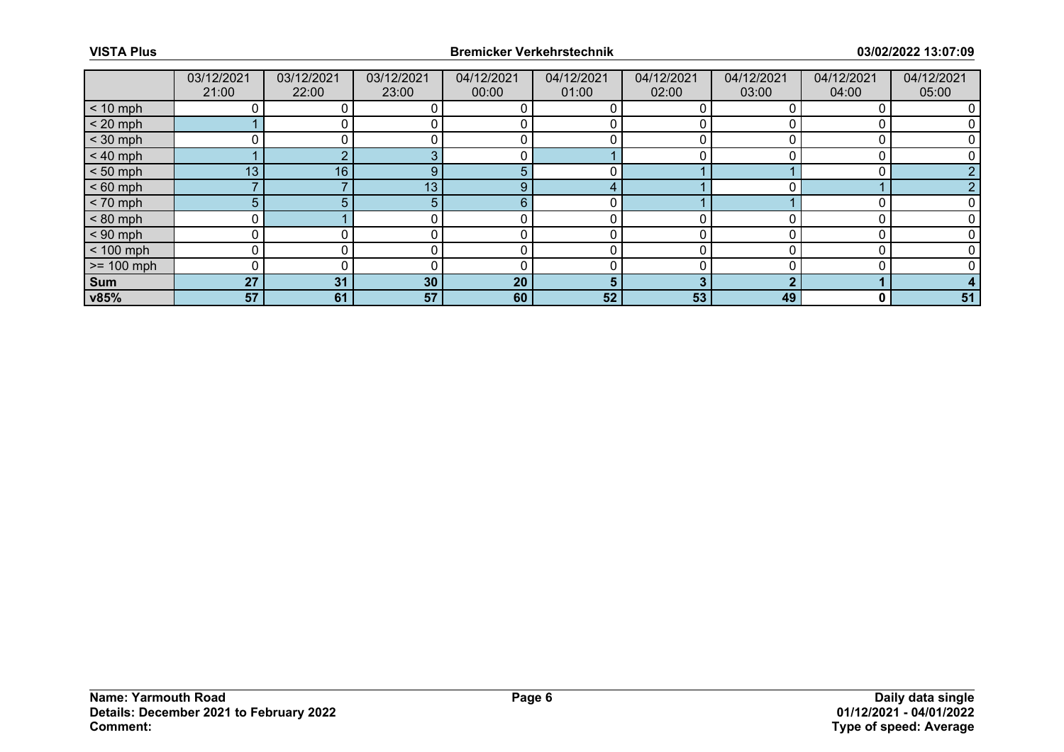| | 03/12/2021 21:00 | 03/12/2021 22:00 | 03/12/2021 23:00 | 04/12/2021 00:00 | 04/12/2021 01:00 | 04/12/2021 02:00 | 04/12/2021 03:00 | 04/12/2021 04:00 | 04/12/2021 05:00 |
|---|---|---|---|---|---|---|---|---|---|
| < 10 mph | 0 | 0 | 0 | 0 | 0 | 0 | 0 | 0 | 0 |
| < 20 mph | 1 | 0 | 0 | 0 | 0 | 0 | 0 | 0 | 0 |
| < 30 mph | 0 | 0 | 0 | 0 | 0 | 0 | 0 | 0 | 0 |
| < 40 mph | 1 | 2 | 3 | 0 | 1 | 0 | 0 | 0 | 0 |
| < 50 mph | 13 | 16 | 9 | 5 | 0 | 1 | 1 | 0 | 2 |
| < 60 mph | 7 | 7 | 13 | 9 | 4 | 1 | 0 | 1 | 2 |
| < 70 mph | 5 | 5 | 5 | 6 | 0 | 1 | 1 | 0 | 0 |
| < 80 mph | 0 | 1 | 0 | 0 | 0 | 0 | 0 | 0 | 0 |
| < 90 mph | 0 | 0 | 0 | 0 | 0 | 0 | 0 | 0 | 0 |
| < 100 mph | 0 | 0 | 0 | 0 | 0 | 0 | 0 | 0 | 0 |
| >= 100 mph | 0 | 0 | 0 | 0 | 0 | 0 | 0 | 0 | 0 |
| **Sum** | **27** | **31** | **30** | **20** | **5** | **3** | **2** | **1** | **4** |
| **v85%** | **57** | **61** | **57** | **60** | **52** | **53** | **49** | **0** | **51** |

**Name: Yarmouth Road**
**Details: December 2021 to February 2022**
**Comment:**

**Daily data single**
**01/12/2021 - 04/01/2022**
**Type of speed: Average**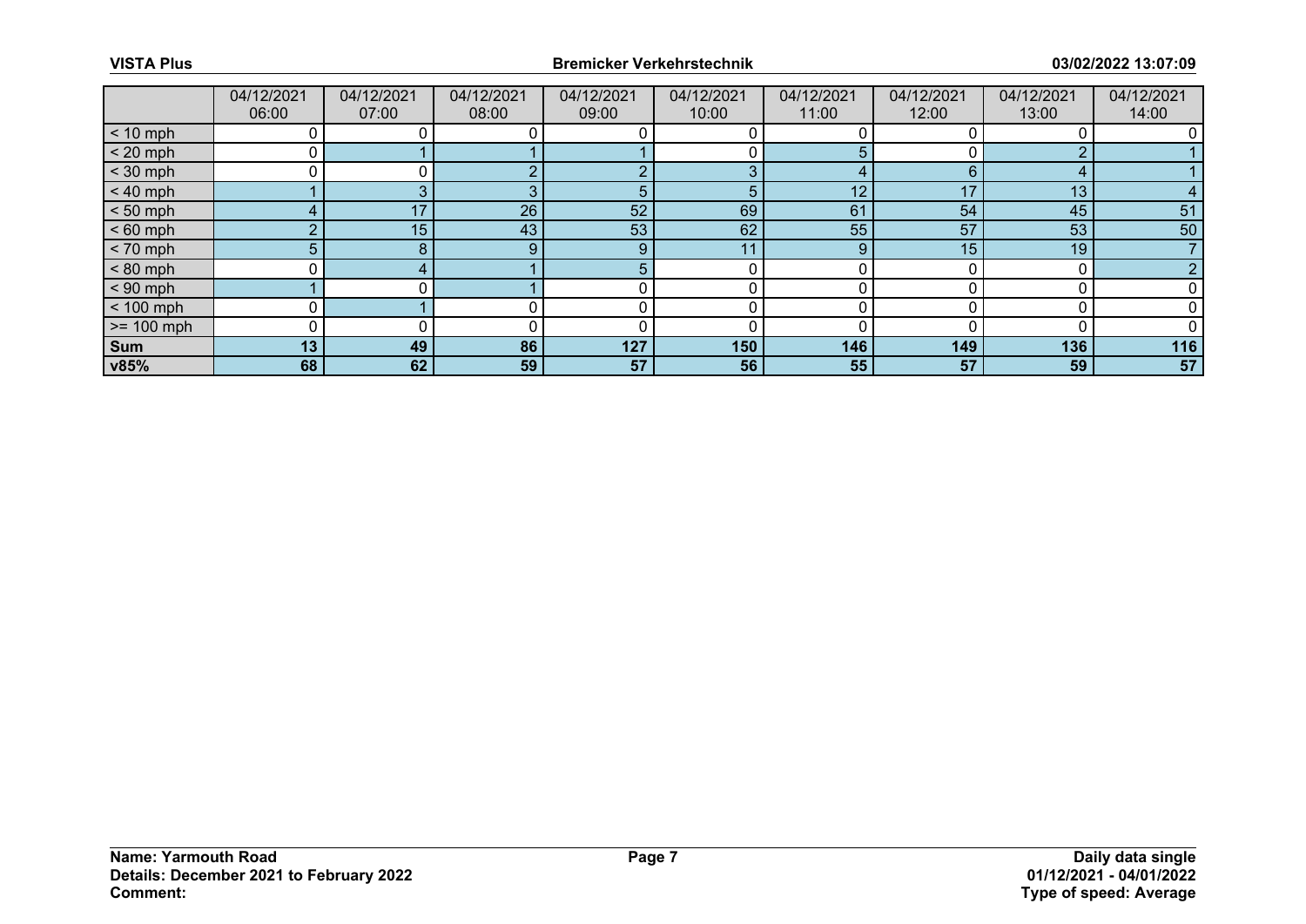| | 04/12/2021 06:00 | 04/12/2021 07:00 | 04/12/2021 08:00 | 04/12/2021 09:00 | 04/12/2021 10:00 | 04/12/2021 11:00 | 04/12/2021 12:00 | 04/12/2021 13:00 | 04/12/2021 14:00 |
|---|---|---|---|---|---|---|---|---|---|
| < 10 mph | 0 | 0 | 0 | 0 | 0 | 0 | 0 | 0 | 0 |
| < 20 mph | 0 | 1 | 1 | 1 | 0 | 5 | 0 | 2 | 1 |
| < 30 mph | 0 | 0 | 2 | 2 | 3 | 4 | 6 | 4 | 1 |
| < 40 mph | 1 | 3 | 3 | 5 | 5 | 12 | 17 | 13 | 4 |
| < 50 mph | 4 | 17 | 26 | 52 | 69 | 61 | 54 | 45 | 51 |
| < 60 mph | 2 | 15 | 43 | 53 | 62 | 55 | 57 | 53 | 50 |
| < 70 mph | 5 | 8 | 9 | 9 | 11 | 9 | 15 | 19 | 7 |
| < 80 mph | 0 | 4 | 1 | 5 | 0 | 0 | 0 | 0 | 2 |
| < 90 mph | 1 | 0 | 1 | 0 | 0 | 0 | 0 | 0 | 0 |
| < 100 mph | 0 | 1 | 0 | 0 | 0 | 0 | 0 | 0 | 0 |
| >= 100 mph | 0 | 0 | 0 | 0 | 0 | 0 | 0 | 0 | 0 |
| **Sum** | **13** | **49** | **86** | **127** | **150** | **146** | **149** | **136** | **116** |
| **v85%** | **68** | **62** | **59** | **57** | **56** | **55** | **57** | **59** | **57** |

**Name: Yarmouth Road**
**Details: December 2021 to February 2022**
**Comment:**

**Daily data single**
**01/12/2021 - 04/01/2022**
**Type of speed: Average**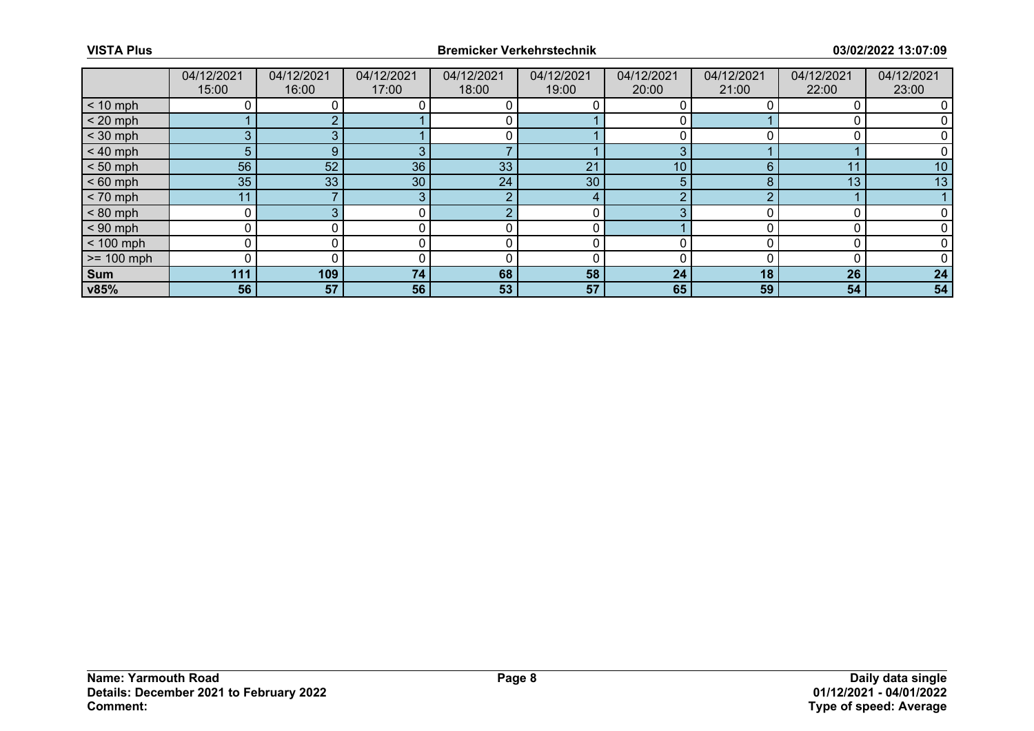| | 04/12/2021 15:00 | 04/12/2021 16:00 | 04/12/2021 17:00 | 04/12/2021 18:00 | 04/12/2021 19:00 | 04/12/2021 20:00 | 04/12/2021 21:00 | 04/12/2021 22:00 | 04/12/2021 23:00 |
|---|---|---|---|---|---|---|---|---|---|
| < 10 mph | 0 | 0 | 0 | 0 | 0 | 0 | 0 | 0 | 0 |
| < 20 mph | 1 | 2 | 1 | 0 | 1 | 0 | 1 | 0 | 0 |
| < 30 mph | 3 | 3 | 1 | 0 | 1 | 0 | 0 | 0 | 0 |
| < 40 mph | 5 | 9 | 3 | 7 | 1 | 3 | 1 | 1 | 0 |
| < 50 mph | 56 | 52 | 36 | 33 | 21 | 10 | 6 | 11 | 10 |
| < 60 mph | 35 | 33 | 30 | 24 | 30 | 5 | 8 | 13 | 13 |
| < 70 mph | 11 | 7 | 3 | 2 | 4 | 2 | 2 | 1 | 1 |
| < 80 mph | 0 | 3 | 0 | 2 | 0 | 3 | 0 | 0 | 0 |
| < 90 mph | 0 | 0 | 0 | 0 | 0 | 1 | 0 | 0 | 0 |
| < 100 mph | 0 | 0 | 0 | 0 | 0 | 0 | 0 | 0 | 0 |
| >= 100 mph | 0 | 0 | 0 | 0 | 0 | 0 | 0 | 0 | 0 |
| **Sum** | **111** | **109** | **74** | **68** | **58** | **24** | **18** | **26** | **24** |
| **v85%** | **56** | **57** | **56** | **53** | **57** | **65** | **59** | **54** | **54** |

**Name: Yarmouth Road**
**Details: December 2021 to February 2022**
**Comment:**

**Daily data single**
**01/12/2021 - 04/01/2022**
**Type of speed: Average**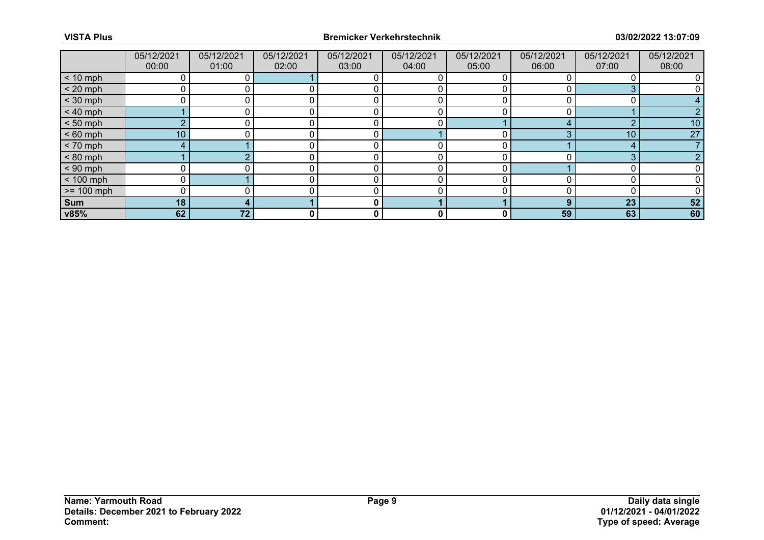| | 05/12/2021 00:00 | 05/12/2021 01:00 | 05/12/2021 02:00 | 05/12/2021 03:00 | 05/12/2021 04:00 | 05/12/2021 05:00 | 05/12/2021 06:00 | 05/12/2021 07:00 | 05/12/2021 08:00 |
|---|---|---|---|---|---|---|---|---|---|
| < 10 mph | 0 | 0 | 1 | 0 | 0 | 0 | 0 | 0 | 0 |
| < 20 mph | 0 | 0 | 0 | 0 | 0 | 0 | 0 | 3 | 0 |
| < 30 mph | 0 | 0 | 0 | 0 | 0 | 0 | 0 | 0 | 4 |
| < 40 mph | 1 | 0 | 0 | 0 | 0 | 0 | 0 | 1 | 2 |
| < 50 mph | 2 | 0 | 0 | 0 | 0 | 1 | 4 | 2 | 10 |
| < 60 mph | 10 | 0 | 0 | 0 | 1 | 0 | 3 | 10 | 27 |
| < 70 mph | 4 | 1 | 0 | 0 | 0 | 0 | 1 | 4 | 7 |
| < 80 mph | 1 | 2 | 0 | 0 | 0 | 0 | 0 | 3 | 2 |
| < 90 mph | 0 | 0 | 0 | 0 | 0 | 0 | 1 | 0 | 0 |
| < 100 mph | 0 | 1 | 0 | 0 | 0 | 0 | 0 | 0 | 0 |
| >= 100 mph | 0 | 0 | 0 | 0 | 0 | 0 | 0 | 0 | 0 |
| **Sum** | **18** | **4** | **1** | **0** | **1** | **1** | **9** | **23** | **52** |
| **v85%** | **62** | **72** | **0** | **0** | **0** | **0** | **59** | **63** | **60** |

**Name: Yarmouth Road**
**Details: December 2021 to February 2022**
**Comment:**

**Daily data single**
**01/12/2021 - 04/01/2022**
**Type of speed: Average**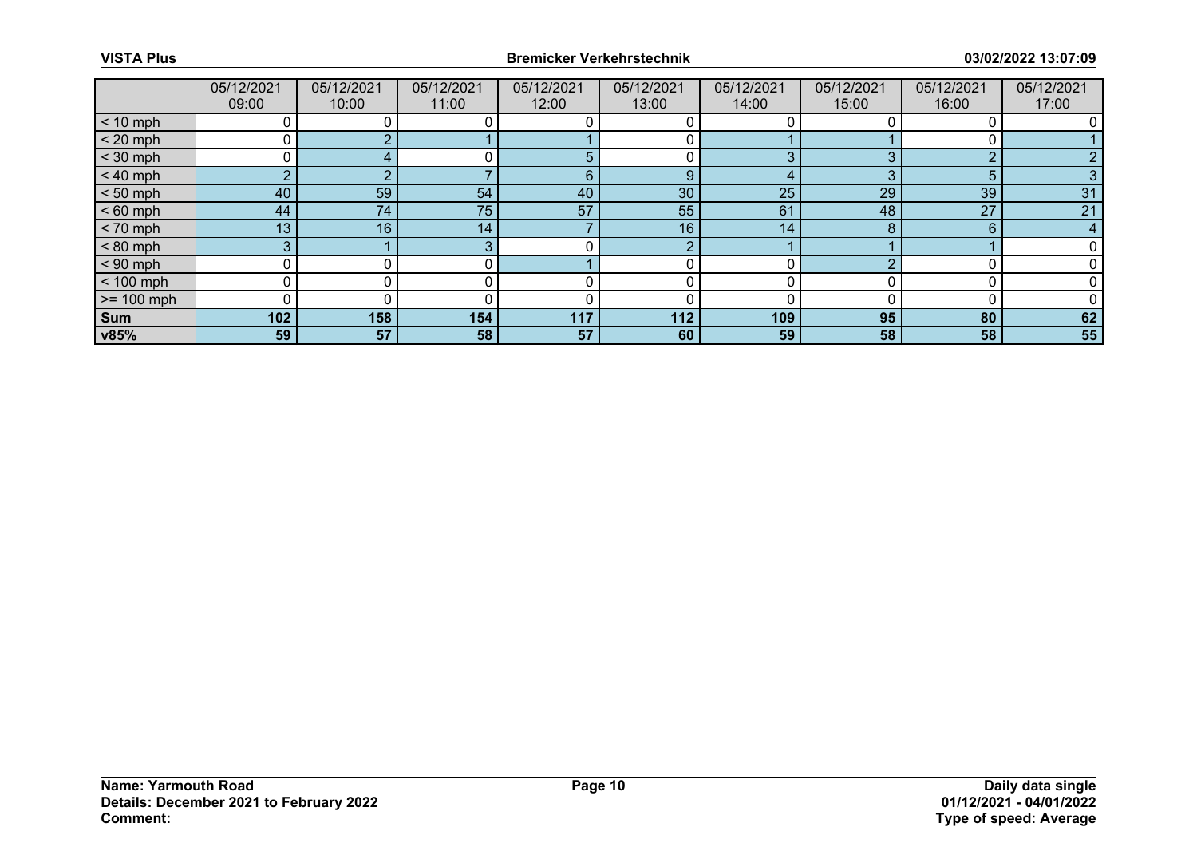| | 05/12/2021 09:00 | 05/12/2021 10:00 | 05/12/2021 11:00 | 05/12/2021 12:00 | 05/12/2021 13:00 | 05/12/2021 14:00 | 05/12/2021 15:00 | 05/12/2021 16:00 | 05/12/2021 17:00 |
|---|---|---|---|---|---|---|---|---|---|
| < 10 mph | 0 | 0 | 0 | 0 | 0 | 0 | 0 | 0 | 0 |
| < 20 mph | 0 | 2 | 1 | 1 | 0 | 1 | 1 | 0 | 1 |
| < 30 mph | 0 | 4 | 0 | 5 | 0 | 3 | 3 | 2 | 2 |
| < 40 mph | 2 | 2 | 7 | 6 | 9 | 4 | 3 | 5 | 3 |
| < 50 mph | 40 | 59 | 54 | 40 | 30 | 25 | 29 | 39 | 31 |
| < 60 mph | 44 | 74 | 75 | 57 | 55 | 61 | 48 | 27 | 21 |
| < 70 mph | 13 | 16 | 14 | 7 | 16 | 14 | 8 | 6 | 4 |
| < 80 mph | 3 | 1 | 3 | 0 | 2 | 1 | 1 | 1 | 0 |
| < 90 mph | 0 | 0 | 0 | 1 | 0 | 0 | 2 | 0 | 0 |
| < 100 mph | 0 | 0 | 0 | 0 | 0 | 0 | 0 | 0 | 0 |
| >= 100 mph | 0 | 0 | 0 | 0 | 0 | 0 | 0 | 0 | 0 |
| **Sum** | **102** | **158** | **154** | **117** | **112** | **109** | **95** | **80** | **62** |
| **v85%** | **59** | **57** | **58** | **57** | **60** | **59** | **58** | **58** | **55** |

**Name: Yarmouth Road**
**Details: December 2021 to February 2022**
**Comment:**

**Daily data single**
**01/12/2021 - 04/01/2022**
**Type of speed: Average**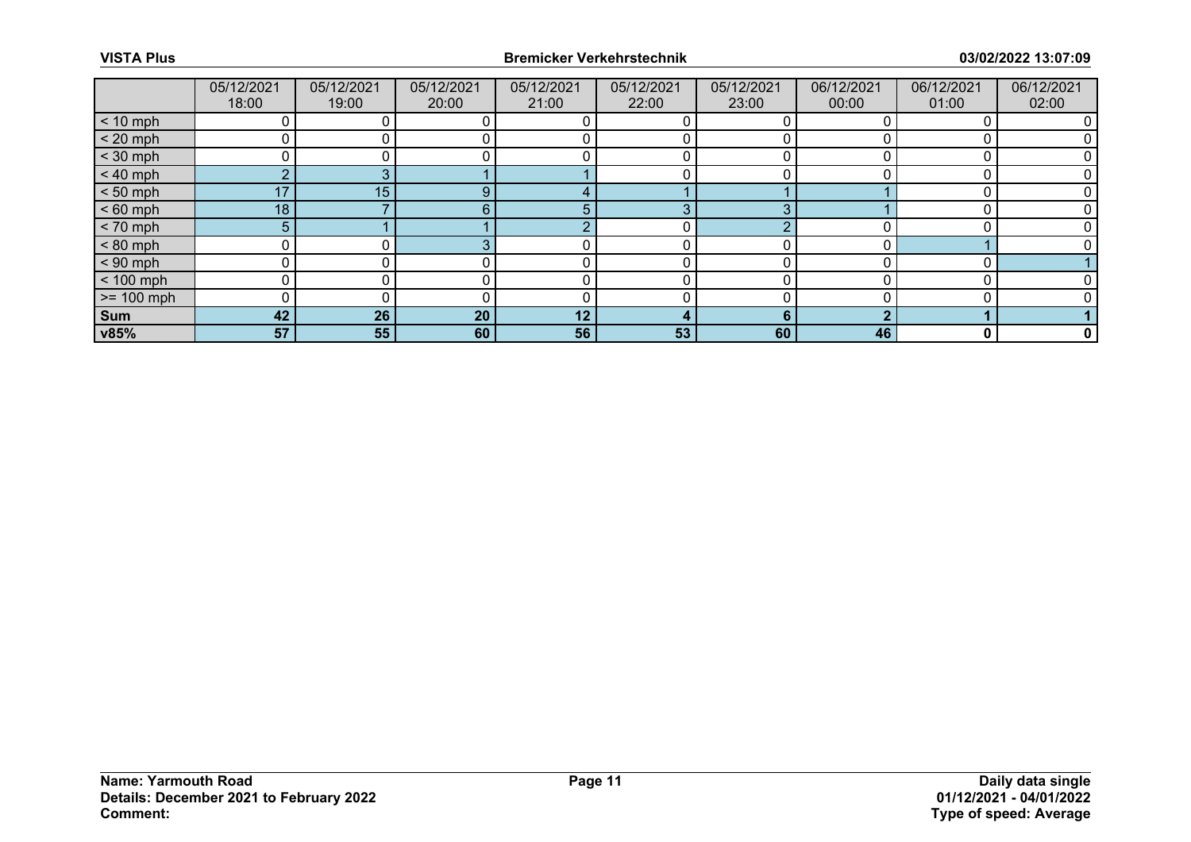| | 05/12/2021 18:00 | 05/12/2021 19:00 | 05/12/2021 20:00 | 05/12/2021 21:00 | 05/12/2021 22:00 | 05/12/2021 23:00 | 06/12/2021 00:00 | 06/12/2021 01:00 | 06/12/2021 02:00 |
|---|---|---|---|---|---|---|---|---|---|
| < 10 mph | 0 | 0 | 0 | 0 | 0 | 0 | 0 | 0 | 0 |
| < 20 mph | 0 | 0 | 0 | 0 | 0 | 0 | 0 | 0 | 0 |
| < 30 mph | 0 | 0 | 0 | 0 | 0 | 0 | 0 | 0 | 0 |
| < 40 mph | 2 | 3 | 1 | 1 | 0 | 0 | 0 | 0 | 0 |
| < 50 mph | 17 | 15 | 9 | 4 | 1 | 1 | 1 | 0 | 0 |
| < 60 mph | 18 | 7 | 6 | 5 | 3 | 3 | 1 | 0 | 0 |
| < 70 mph | 5 | 1 | 1 | 2 | 0 | 2 | 0 | 0 | 0 |
| < 80 mph | 0 | 0 | 3 | 0 | 0 | 0 | 0 | 1 | 0 |
| < 90 mph | 0 | 0 | 0 | 0 | 0 | 0 | 0 | 0 | 1 |
| < 100 mph | 0 | 0 | 0 | 0 | 0 | 0 | 0 | 0 | 0 |
| >= 100 mph | 0 | 0 | 0 | 0 | 0 | 0 | 0 | 0 | 0 |
| **Sum** | **42** | **26** | **20** | **12** | **4** | **6** | **2** | **1** | **1** |
| **v85%** | **57** | **55** | **60** | **56** | **53** | **60** | **46** | **0** | **0** |

**Name: Yarmouth Road**
**Details: December 2021 to February 2022**
**Comment:**

**Daily data single**
**01/12/2021 - 04/01/2022**
**Type of speed: Average**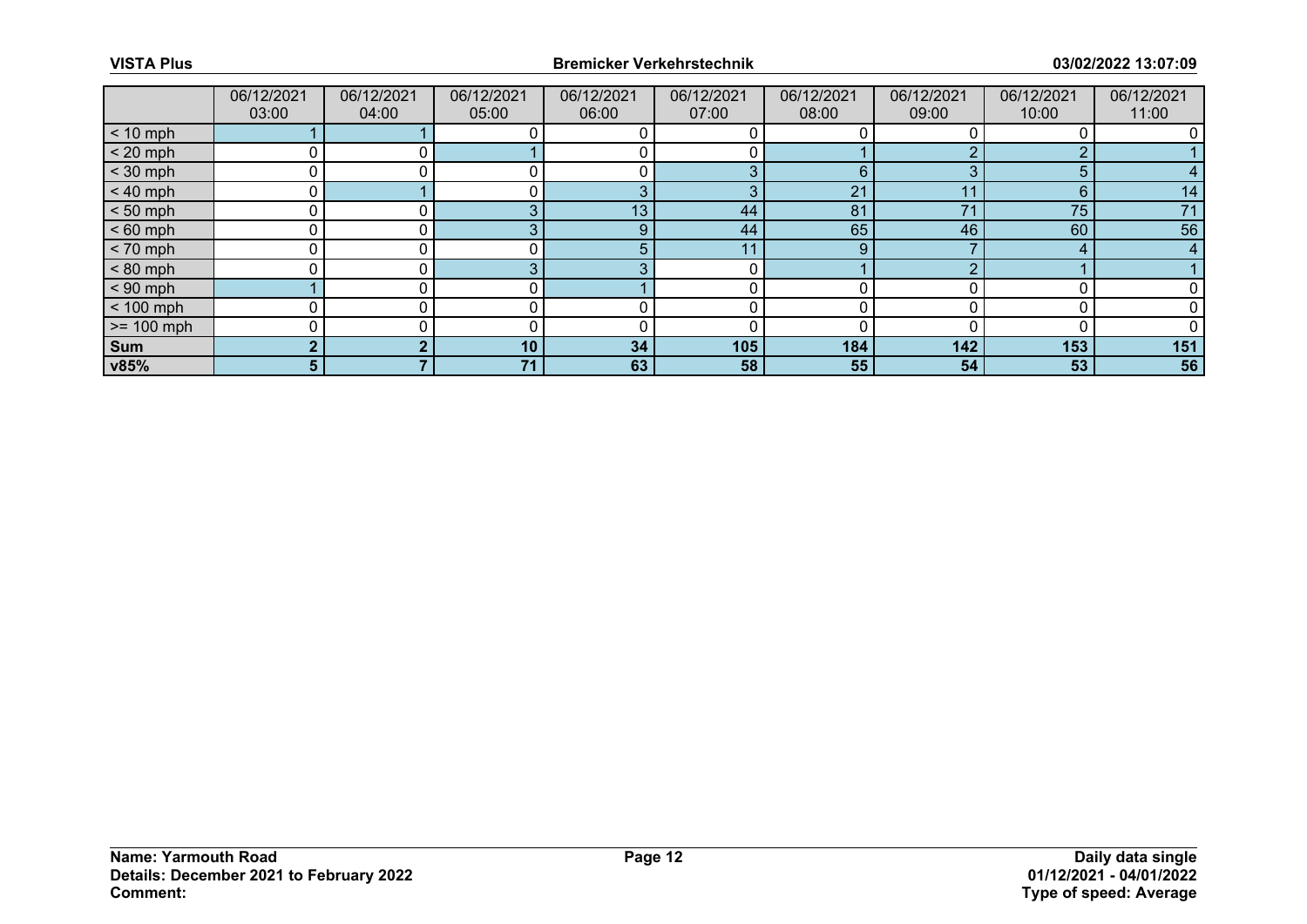| | 06/12/2021 03:00 | 06/12/2021 04:00 | 06/12/2021 05:00 | 06/12/2021 06:00 | 06/12/2021 07:00 | 06/12/2021 08:00 | 06/12/2021 09:00 | 06/12/2021 10:00 | 06/12/2021 11:00 |
|---|---|---|---|---|---|---|---|---|---|
| < 10 mph | 1 | 1 | 0 | 0 | 0 | 0 | 0 | 0 | 0 |
| < 20 mph | 0 | 0 | 1 | 0 | 0 | 1 | 2 | 2 | 1 |
| < 30 mph | 0 | 0 | 0 | 0 | 3 | 6 | 3 | 5 | 4 |
| < 40 mph | 0 | 1 | 0 | 3 | 3 | 21 | 11 | 6 | 14 |
| < 50 mph | 0 | 0 | 3 | 13 | 44 | 81 | 71 | 75 | 71 |
| < 60 mph | 0 | 0 | 3 | 9 | 44 | 65 | 46 | 60 | 56 |
| < 70 mph | 0 | 0 | 0 | 5 | 11 | 9 | 7 | 4 | 4 |
| < 80 mph | 0 | 0 | 3 | 3 | 0 | 1 | 2 | 1 | 1 |
| < 90 mph | 1 | 0 | 0 | 1 | 0 | 0 | 0 | 0 | 0 |
| < 100 mph | 0 | 0 | 0 | 0 | 0 | 0 | 0 | 0 | 0 |
| >= 100 mph | 0 | 0 | 0 | 0 | 0 | 0 | 0 | 0 | 0 |
| **Sum** | **2** | **2** | **10** | **34** | **105** | **184** | **142** | **153** | **151** |
| **v85%** | **5** | **7** | **71** | **63** | **58** | **55** | **54** | **53** | **56** |

**Name: Yarmouth Road**
**Details: December 2021 to February 2022**
**Comment:**

**Daily data single**
**01/12/2021 - 04/01/2022**
**Type of speed: Average**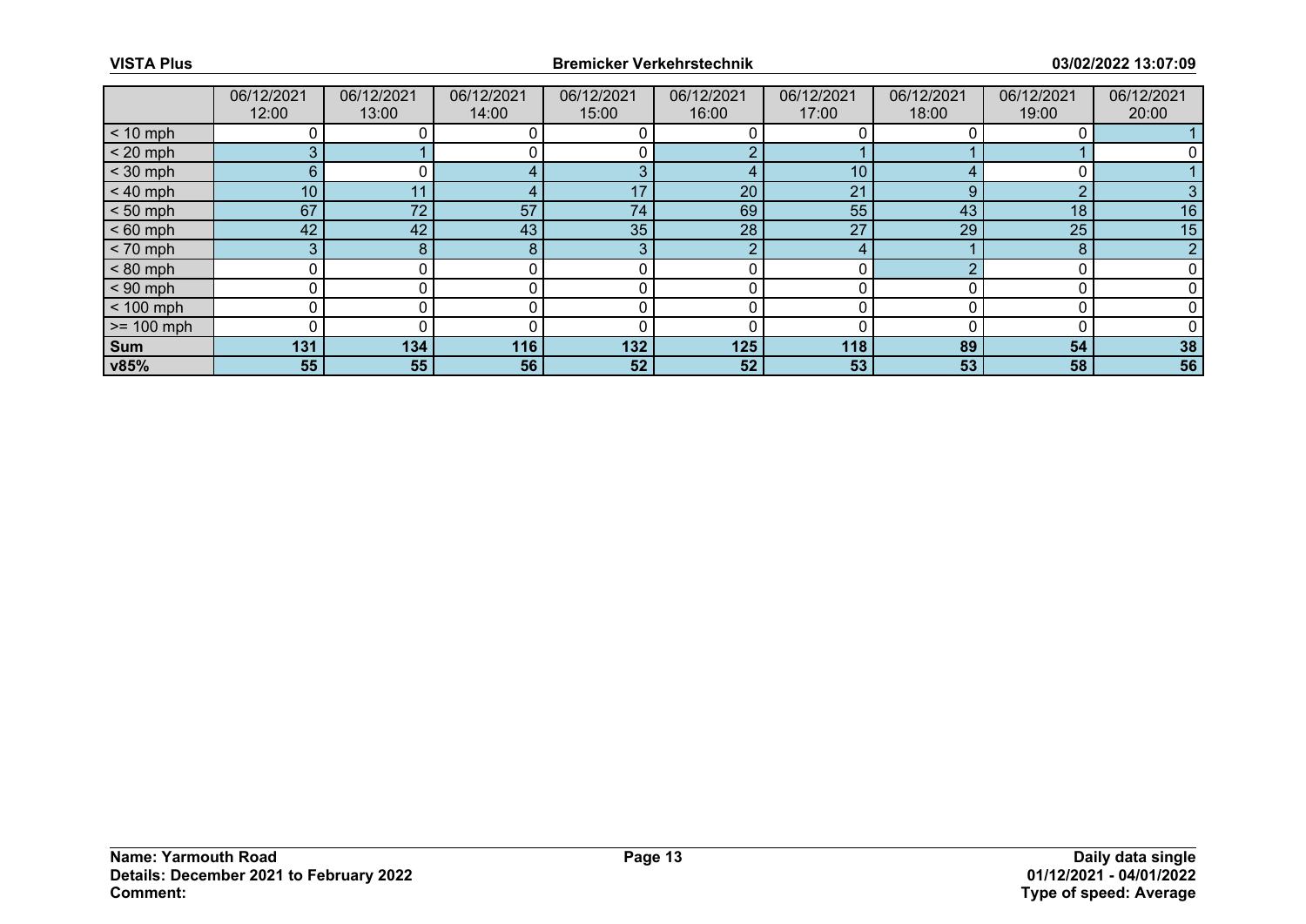|  | 06/12/2021 12:00 | 06/12/2021 13:00 | 06/12/2021 14:00 | 06/12/2021 15:00 | 06/12/2021 16:00 | 06/12/2021 17:00 | 06/12/2021 18:00 | 06/12/2021 19:00 | 06/12/2021 20:00 |
|---|---|---|---|---|---|---|---|---|---|
| < 10 mph | 0 | 0 | 0 | 0 | 0 | 0 | 0 | 0 | 1 |
| < 20 mph | 3 | 1 | 0 | 0 | 2 | 1 | 1 | 1 | 0 |
| < 30 mph | 6 | 0 | 4 | 3 | 4 | 10 | 4 | 0 | 1 |
| < 40 mph | 10 | 11 | 4 | 17 | 20 | 21 | 9 | 2 | 3 |
| < 50 mph | 67 | 72 | 57 | 74 | 69 | 55 | 43 | 18 | 16 |
| < 60 mph | 42 | 42 | 43 | 35 | 28 | 27 | 29 | 25 | 15 |
| < 70 mph | 3 | 8 | 8 | 3 | 2 | 4 | 1 | 8 | 2 |
| < 80 mph | 0 | 0 | 0 | 0 | 0 | 0 | 2 | 0 | 0 |
| < 90 mph | 0 | 0 | 0 | 0 | 0 | 0 | 0 | 0 | 0 |
| < 100 mph | 0 | 0 | 0 | 0 | 0 | 0 | 0 | 0 | 0 |
| >= 100 mph | 0 | 0 | 0 | 0 | 0 | 0 | 0 | 0 | 0 |
| **Sum** | **131** | **134** | **116** | **132** | **125** | **118** | **89** | **54** | **38** |
| **v85%** | **55** | **55** | **56** | **52** | **52** | **53** | **53** | **58** | **56** |

**Name: Yarmouth Road**
**Details: December 2021 to February 2022**
**Comment:**

**Daily data single**
**01/12/2021 - 04/01/2022**
**Type of speed: Average**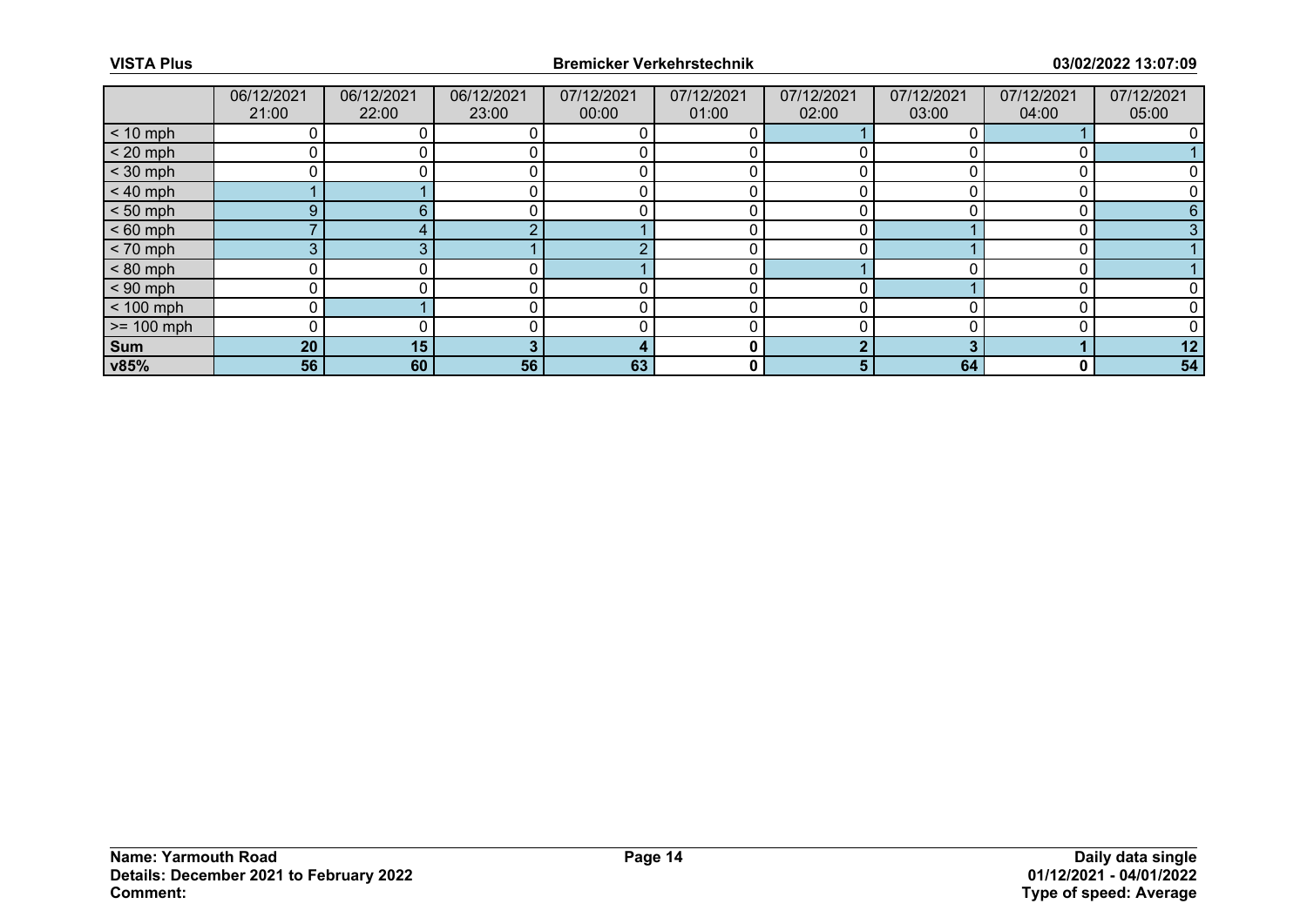| | 06/12/2021 21:00 | 06/12/2021 22:00 | 06/12/2021 23:00 | 07/12/2021 00:00 | 07/12/2021 01:00 | 07/12/2021 02:00 | 07/12/2021 03:00 | 07/12/2021 04:00 | 07/12/2021 05:00 |
|---|---|---|---|---|---|---|---|---|---|
| < 10 mph | 0 | 0 | 0 | 0 | 0 | 1 | 0 | 1 | 0 |
| < 20 mph | 0 | 0 | 0 | 0 | 0 | 0 | 0 | 0 | 1 |
| < 30 mph | 0 | 0 | 0 | 0 | 0 | 0 | 0 | 0 | 0 |
| < 40 mph | 1 | 1 | 0 | 0 | 0 | 0 | 0 | 0 | 0 |
| < 50 mph | 9 | 6 | 0 | 0 | 0 | 0 | 0 | 0 | 6 |
| < 60 mph | 7 | 4 | 2 | 1 | 0 | 0 | 1 | 0 | 3 |
| < 70 mph | 3 | 3 | 1 | 2 | 0 | 0 | 1 | 0 | 1 |
| < 80 mph | 0 | 0 | 0 | 1 | 0 | 1 | 0 | 0 | 1 |
| < 90 mph | 0 | 0 | 0 | 0 | 0 | 0 | 1 | 0 | 0 |
| < 100 mph | 0 | 1 | 0 | 0 | 0 | 0 | 0 | 0 | 0 |
| >= 100 mph | 0 | 0 | 0 | 0 | 0 | 0 | 0 | 0 | 0 |
| **Sum** | **20** | **15** | **3** | **4** | **0** | **2** | **3** | **1** | **12** |
| **v85%** | **56** | **60** | **56** | **63** | **0** | **5** | **64** | **0** | **54** |

**Name: Yarmouth Road**
**Details: December 2021 to February 2022**
**Comment:**

**Daily data single**
**01/12/2021 - 04/01/2022**
**Type of speed: Average**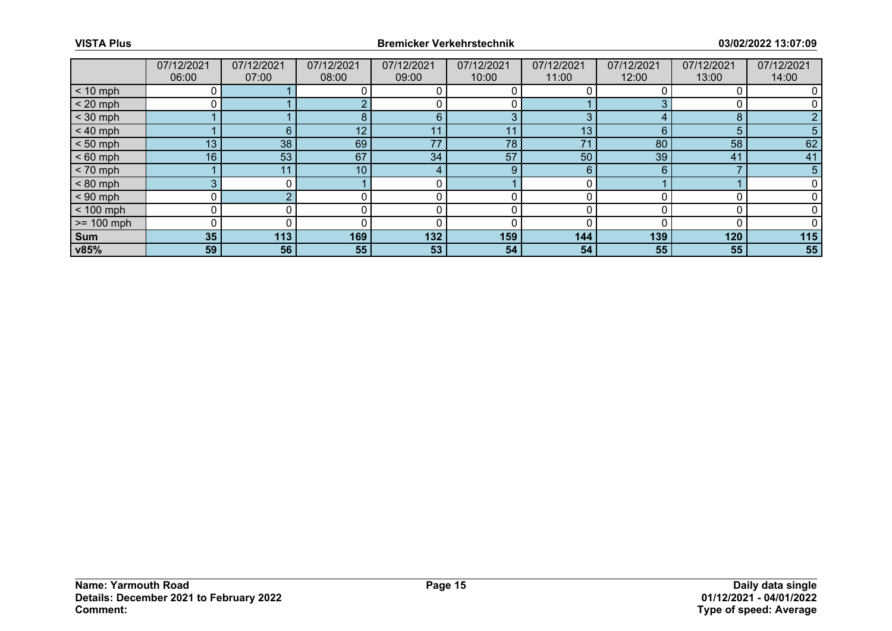| | 07/12/2021 06:00 | 07/12/2021 07:00 | 07/12/2021 08:00 | 07/12/2021 09:00 | 07/12/2021 10:00 | 07/12/2021 11:00 | 07/12/2021 12:00 | 07/12/2021 13:00 | 07/12/2021 14:00 |
|---|---|---|---|---|---|---|---|---|---|
| < 10 mph | 0 | 1 | 0 | 0 | 0 | 0 | 0 | 0 | 0 |
| < 20 mph | 0 | 1 | 2 | 0 | 0 | 1 | 3 | 0 | 0 |
| < 30 mph | 1 | 1 | 8 | 6 | 3 | 3 | 4 | 8 | 2 |
| < 40 mph | 1 | 6 | 12 | 11 | 11 | 13 | 6 | 5 | 5 |
| < 50 mph | 13 | 38 | 69 | 77 | 78 | 71 | 80 | 58 | 62 |
| < 60 mph | 16 | 53 | 67 | 34 | 57 | 50 | 39 | 41 | 41 |
| < 70 mph | 1 | 11 | 10 | 4 | 9 | 6 | 6 | 7 | 5 |
| < 80 mph | 3 | 0 | 1 | 0 | 1 | 0 | 1 | 1 | 0 |
| < 90 mph | 0 | 2 | 0 | 0 | 0 | 0 | 0 | 0 | 0 |
| < 100 mph | 0 | 0 | 0 | 0 | 0 | 0 | 0 | 0 | 0 |
| >= 100 mph | 0 | 0 | 0 | 0 | 0 | 0 | 0 | 0 | 0 |
| **Sum** | **35** | **113** | **169** | **132** | **159** | **144** | **139** | **120** | **115** |
| **v85%** | **59** | **56** | **55** | **53** | **54** | **54** | **55** | **55** | **55** |

**Name: Yarmouth Road**
**Details: December 2021 to February 2022**
**Comment:**

**Daily data single**
**01/12/2021 - 04/01/2022**
**Type of speed: Average**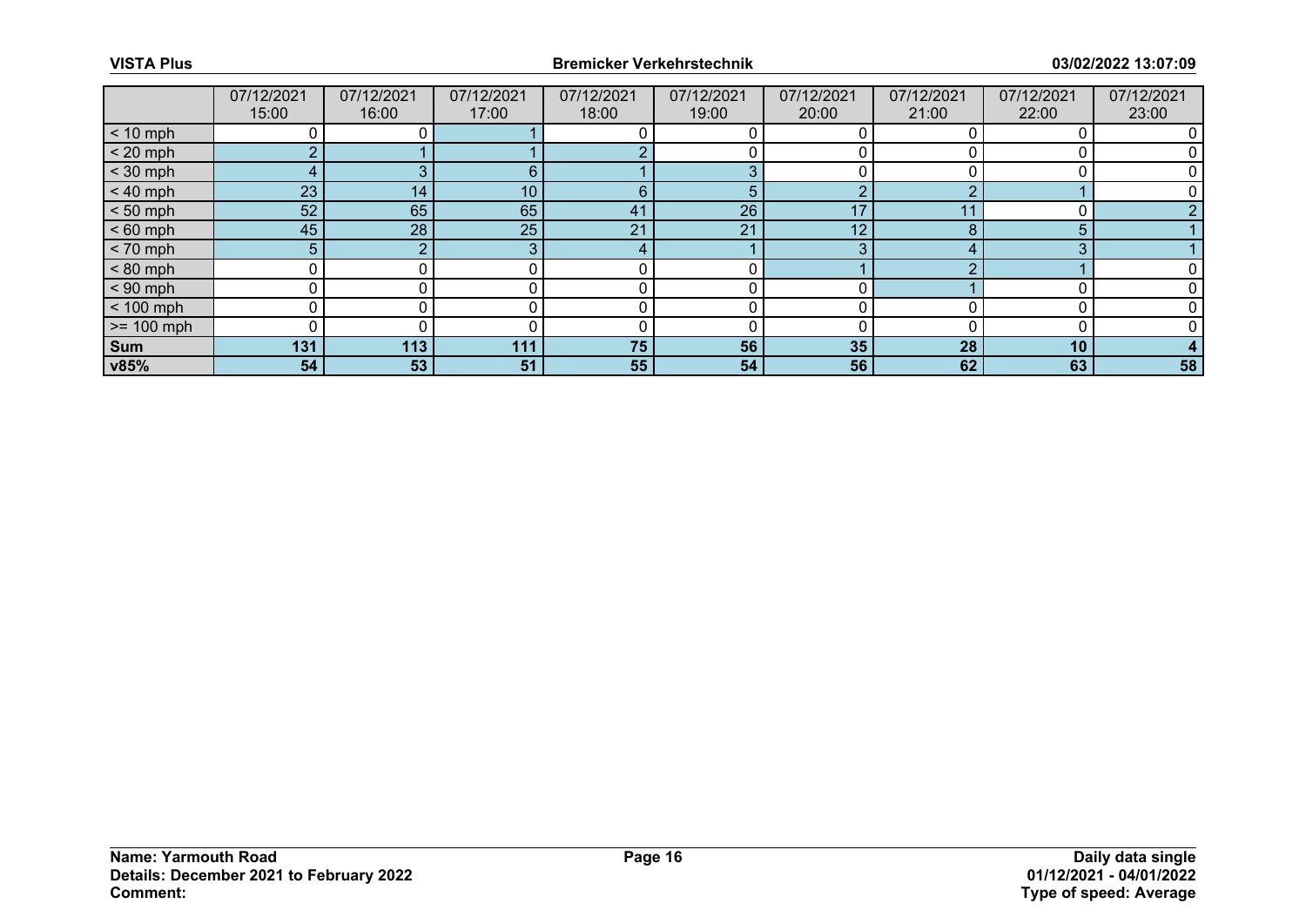| | 07/12/2021 15:00 | 07/12/2021 16:00 | 07/12/2021 17:00 | 07/12/2021 18:00 | 07/12/2021 19:00 | 07/12/2021 20:00 | 07/12/2021 21:00 | 07/12/2021 22:00 | 07/12/2021 23:00 |
|---|---|---|---|---|---|---|---|---|---|
| < 10 mph | 0 | 0 | 1 | 0 | 0 | 0 | 0 | 0 | 0 |
| < 20 mph | 2 | 1 | 1 | 2 | 0 | 0 | 0 | 0 | 0 |
| < 30 mph | 4 | 3 | 6 | 1 | 3 | 0 | 0 | 0 | 0 |
| < 40 mph | 23 | 14 | 10 | 6 | 5 | 2 | 2 | 1 | 0 |
| < 50 mph | 52 | 65 | 65 | 41 | 26 | 17 | 11 | 0 | 2 |
| < 60 mph | 45 | 28 | 25 | 21 | 21 | 12 | 8 | 5 | 1 |
| < 70 mph | 5 | 2 | 3 | 4 | 1 | 3 | 4 | 3 | 1 |
| < 80 mph | 0 | 0 | 0 | 0 | 0 | 1 | 2 | 1 | 0 |
| < 90 mph | 0 | 0 | 0 | 0 | 0 | 0 | 1 | 0 | 0 |
| < 100 mph | 0 | 0 | 0 | 0 | 0 | 0 | 0 | 0 | 0 |
| >= 100 mph | 0 | 0 | 0 | 0 | 0 | 0 | 0 | 0 | 0 |
| **Sum** | **131** | **113** | **111** | **75** | **56** | **35** | **28** | **10** | **4** |
| **v85%** | **54** | **53** | **51** | **55** | **54** | **56** | **62** | **63** | **58** |

**Name: Yarmouth Road**
**Details: December 2021 to February 2022**
**Comment:**

**Daily data single**
**01/12/2021 - 04/01/2022**
**Type of speed: Average**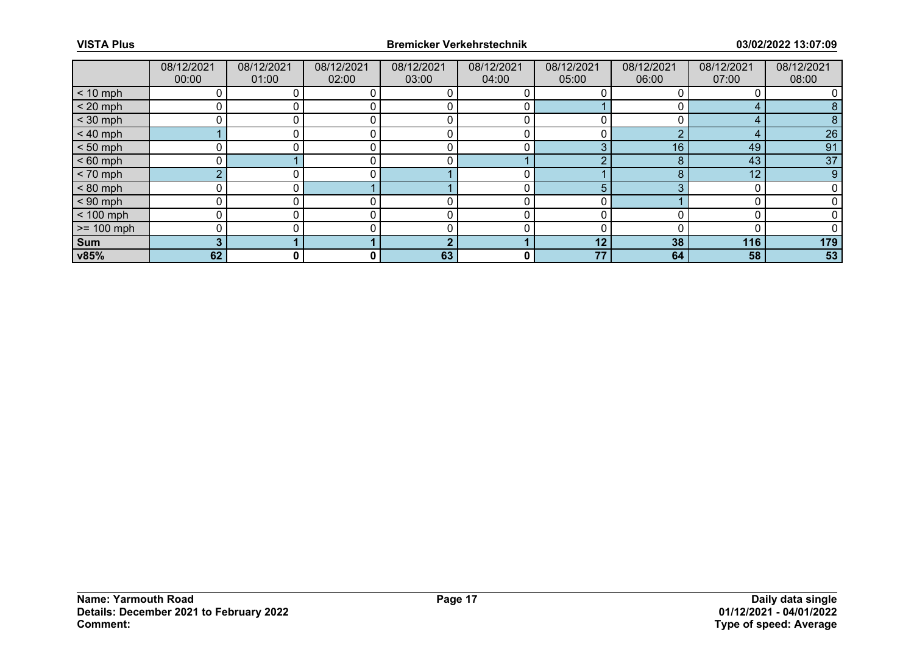| | 08/12/2021 00:00 | 08/12/2021 01:00 | 08/12/2021 02:00 | 08/12/2021 03:00 | 08/12/2021 04:00 | 08/12/2021 05:00 | 08/12/2021 06:00 | 08/12/2021 07:00 | 08/12/2021 08:00 |
|---|---|---|---|---|---|---|---|---|---|
| < 10 mph | 0 | 0 | 0 | 0 | 0 | 0 | 0 | 0 | 0 |
| < 20 mph | 0 | 0 | 0 | 0 | 0 | 1 | 0 | 4 | 8 |
| < 30 mph | 0 | 0 | 0 | 0 | 0 | 0 | 0 | 4 | 8 |
| < 40 mph | 1 | 0 | 0 | 0 | 0 | 0 | 2 | 4 | 26 |
| < 50 mph | 0 | 0 | 0 | 0 | 0 | 3 | 16 | 49 | 91 |
| < 60 mph | 0 | 1 | 0 | 0 | 1 | 2 | 8 | 43 | 37 |
| < 70 mph | 2 | 0 | 0 | 1 | 0 | 1 | 8 | 12 | 9 |
| < 80 mph | 0 | 0 | 1 | 1 | 0 | 5 | 3 | 0 | 0 |
| < 90 mph | 0 | 0 | 0 | 0 | 0 | 0 | 1 | 0 | 0 |
| < 100 mph | 0 | 0 | 0 | 0 | 0 | 0 | 0 | 0 | 0 |
| >= 100 mph | 0 | 0 | 0 | 0 | 0 | 0 | 0 | 0 | 0 |
| **Sum** | **3** | **1** | **1** | **2** | **1** | **12** | **38** | **116** | **179** |
| **v85%** | **62** | **0** | **0** | **63** | **0** | **77** | **64** | **58** | **53** |

**Name: Yarmouth Road**
**Details: December 2021 to February 2022**
**Comment:**

**Daily data single**
**01/12/2021 - 04/01/2022**
**Type of speed: Average**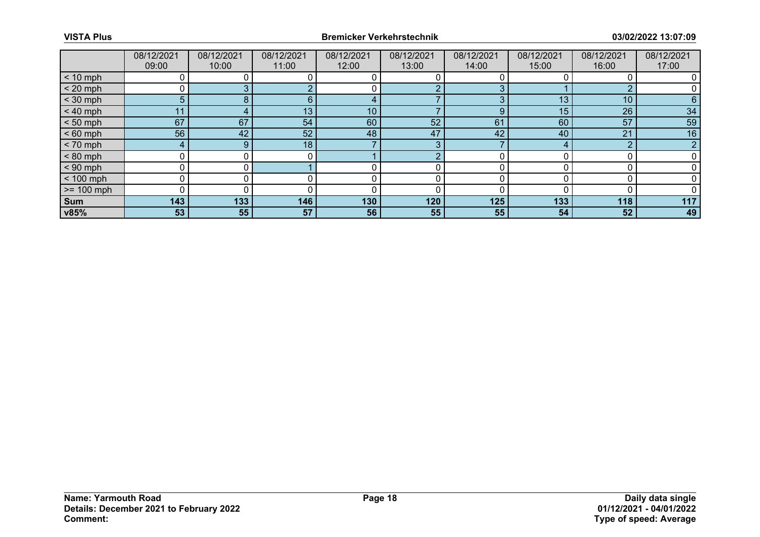| | 08/12/2021 09:00 | 08/12/2021 10:00 | 08/12/2021 11:00 | 08/12/2021 12:00 | 08/12/2021 13:00 | 08/12/2021 14:00 | 08/12/2021 15:00 | 08/12/2021 16:00 | 08/12/2021 17:00 |
|---|---|---|---|---|---|---|---|---|---|
| < 10 mph | 0 | 0 | 0 | 0 | 0 | 0 | 0 | 0 | 0 |
| < 20 mph | 0 | 3 | 2 | 0 | 2 | 3 | 1 | 2 | 0 |
| < 30 mph | 5 | 8 | 6 | 4 | 7 | 3 | 13 | 10 | 6 |
| < 40 mph | 11 | 4 | 13 | 10 | 7 | 9 | 15 | 26 | 34 |
| < 50 mph | 67 | 67 | 54 | 60 | 52 | 61 | 60 | 57 | 59 |
| < 60 mph | 56 | 42 | 52 | 48 | 47 | 42 | 40 | 21 | 16 |
| < 70 mph | 4 | 9 | 18 | 7 | 3 | 7 | 4 | 2 | 2 |
| < 80 mph | 0 | 0 | 0 | 1 | 2 | 0 | 0 | 0 | 0 |
| < 90 mph | 0 | 0 | 1 | 0 | 0 | 0 | 0 | 0 | 0 |
| < 100 mph | 0 | 0 | 0 | 0 | 0 | 0 | 0 | 0 | 0 |
| >= 100 mph | 0 | 0 | 0 | 0 | 0 | 0 | 0 | 0 | 0 |
| **Sum** | **143** | **133** | **146** | **130** | **120** | **125** | **133** | **118** | **117** |
| **v85%** | **53** | **55** | **57** | **56** | **55** | **55** | **54** | **52** | **49** |

**Name: Yarmouth Road**
**Details: December 2021 to February 2022**
**Comment:**

**Daily data single**
**01/12/2021 - 04/01/2022**
**Type of speed: Average**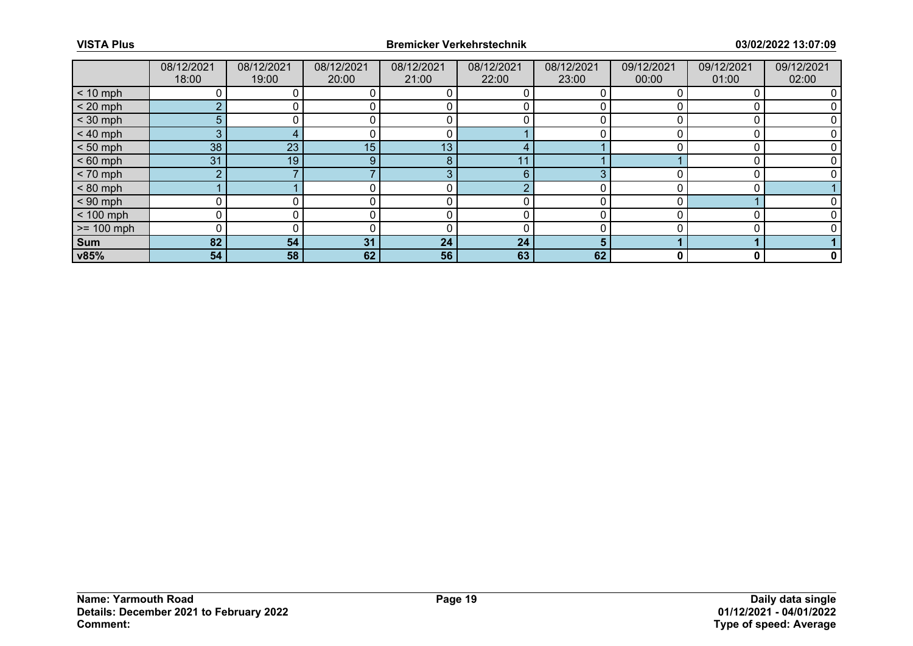|  | 08/12/2021 18:00 | 08/12/2021 19:00 | 08/12/2021 20:00 | 08/12/2021 21:00 | 08/12/2021 22:00 | 08/12/2021 23:00 | 09/12/2021 00:00 | 09/12/2021 01:00 | 09/12/2021 02:00 |
|---|---|---|---|---|---|---|---|---|---|
| < 10 mph | 0 | 0 | 0 | 0 | 0 | 0 | 0 | 0 | 0 |
| < 20 mph | 2 | 0 | 0 | 0 | 0 | 0 | 0 | 0 | 0 |
| < 30 mph | 5 | 0 | 0 | 0 | 0 | 0 | 0 | 0 | 0 |
| < 40 mph | 3 | 4 | 0 | 0 | 1 | 0 | 0 | 0 | 0 |
| < 50 mph | 38 | 23 | 15 | 13 | 4 | 1 | 0 | 0 | 0 |
| < 60 mph | 31 | 19 | 9 | 8 | 11 | 1 | 1 | 0 | 0 |
| < 70 mph | 2 | 7 | 7 | 3 | 6 | 3 | 0 | 0 | 0 |
| < 80 mph | 1 | 1 | 0 | 0 | 2 | 0 | 0 | 0 | 1 |
| < 90 mph | 0 | 0 | 0 | 0 | 0 | 0 | 0 | 1 | 0 |
| < 100 mph | 0 | 0 | 0 | 0 | 0 | 0 | 0 | 0 | 0 |
| >= 100 mph | 0 | 0 | 0 | 0 | 0 | 0 | 0 | 0 | 0 |
| **Sum** | **82** | **54** | **31** | **24** | **24** | **5** | **1** | **1** | **1** |
| **v85%** | **54** | **58** | **62** | **56** | **63** | **62** | **0** | **0** | **0** |

**Name: Yarmouth Road**
**Details: December 2021 to February 2022**
**Comment:**

**Daily data single**
**01/12/2021 - 04/01/2022**
**Type of speed: Average**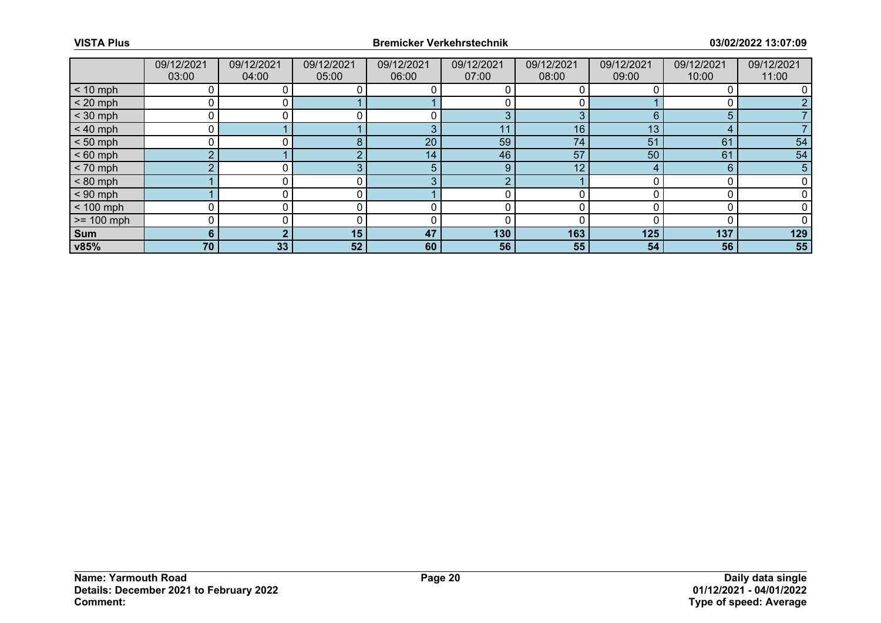| | 09/12/2021 03:00 | 09/12/2021 04:00 | 09/12/2021 05:00 | 09/12/2021 06:00 | 09/12/2021 07:00 | 09/12/2021 08:00 | 09/12/2021 09:00 | 09/12/2021 10:00 | 09/12/2021 11:00 |
|---|---|---|---|---|---|---|---|---|---|
| < 10 mph | 0 | 0 | 0 | 0 | 0 | 0 | 0 | 0 | 0 |
| < 20 mph | 0 | 0 | 1 | 1 | 0 | 0 | 1 | 0 | 2 |
| < 30 mph | 0 | 0 | 0 | 0 | 3 | 3 | 6 | 5 | 7 |
| < 40 mph | 0 | 1 | 1 | 3 | 11 | 16 | 13 | 4 | 7 |
| < 50 mph | 0 | 0 | 8 | 20 | 59 | 74 | 51 | 61 | 54 |
| < 60 mph | 2 | 1 | 2 | 14 | 46 | 57 | 50 | 61 | 54 |
| < 70 mph | 2 | 0 | 3 | 5 | 9 | 12 | 4 | 6 | 5 |
| < 80 mph | 1 | 0 | 0 | 3 | 2 | 1 | 0 | 0 | 0 |
| < 90 mph | 1 | 0 | 0 | 1 | 0 | 0 | 0 | 0 | 0 |
| < 100 mph | 0 | 0 | 0 | 0 | 0 | 0 | 0 | 0 | 0 |
| >= 100 mph | 0 | 0 | 0 | 0 | 0 | 0 | 0 | 0 | 0 |
| **Sum** | **6** | **2** | **15** | **47** | **130** | **163** | **125** | **137** | **129** |
| **v85%** | **70** | **33** | **52** | **60** | **56** | **55** | **54** | **56** | **55** |

**Name: Yarmouth Road**
**Details: December 2021 to February 2022**
**Comment:**

**Daily data single**
**01/12/2021 - 04/01/2022**
**Type of speed: Average**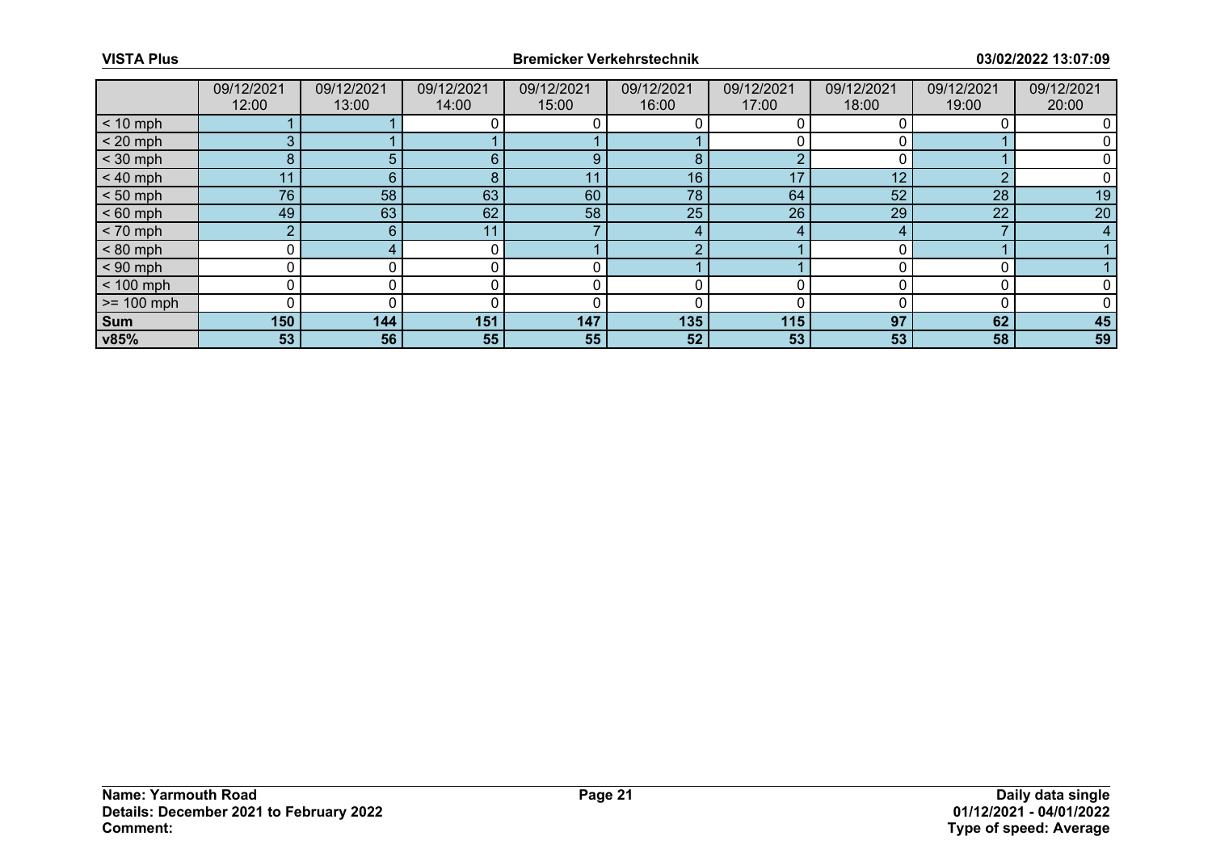| | 09/12/2021 12:00 | 09/12/2021 13:00 | 09/12/2021 14:00 | 09/12/2021 15:00 | 09/12/2021 16:00 | 09/12/2021 17:00 | 09/12/2021 18:00 | 09/12/2021 19:00 | 09/12/2021 20:00 |
|---|---|---|---|---|---|---|---|---|---|
| < 10 mph | 1 | 1 | 0 | 0 | 0 | 0 | 0 | 0 | 0 |
| < 20 mph | 3 | 1 | 1 | 1 | 1 | 0 | 0 | 1 | 0 |
| < 30 mph | 8 | 5 | 6 | 9 | 8 | 2 | 0 | 1 | 0 |
| < 40 mph | 11 | 6 | 8 | 11 | 16 | 17 | 12 | 2 | 0 |
| < 50 mph | 76 | 58 | 63 | 60 | 78 | 64 | 52 | 28 | 19 |
| < 60 mph | 49 | 63 | 62 | 58 | 25 | 26 | 29 | 22 | 20 |
| < 70 mph | 2 | 6 | 11 | 7 | 4 | 4 | 4 | 7 | 4 |
| < 80 mph | 0 | 4 | 0 | 1 | 2 | 1 | 0 | 1 | 1 |
| < 90 mph | 0 | 0 | 0 | 0 | 1 | 1 | 0 | 0 | 1 |
| < 100 mph | 0 | 0 | 0 | 0 | 0 | 0 | 0 | 0 | 0 |
| >= 100 mph | 0 | 0 | 0 | 0 | 0 | 0 | 0 | 0 | 0 |
| **Sum** | **150** | **144** | **151** | **147** | **135** | **115** | **97** | **62** | **45** |
| **v85%** | **53** | **56** | **55** | **55** | **52** | **53** | **53** | **58** | **59** |

**Name: Yarmouth Road**
**Details: December 2021 to February 2022**
**Comment:**

**Daily data single**
**01/12/2021 - 04/01/2022**
**Type of speed: Average**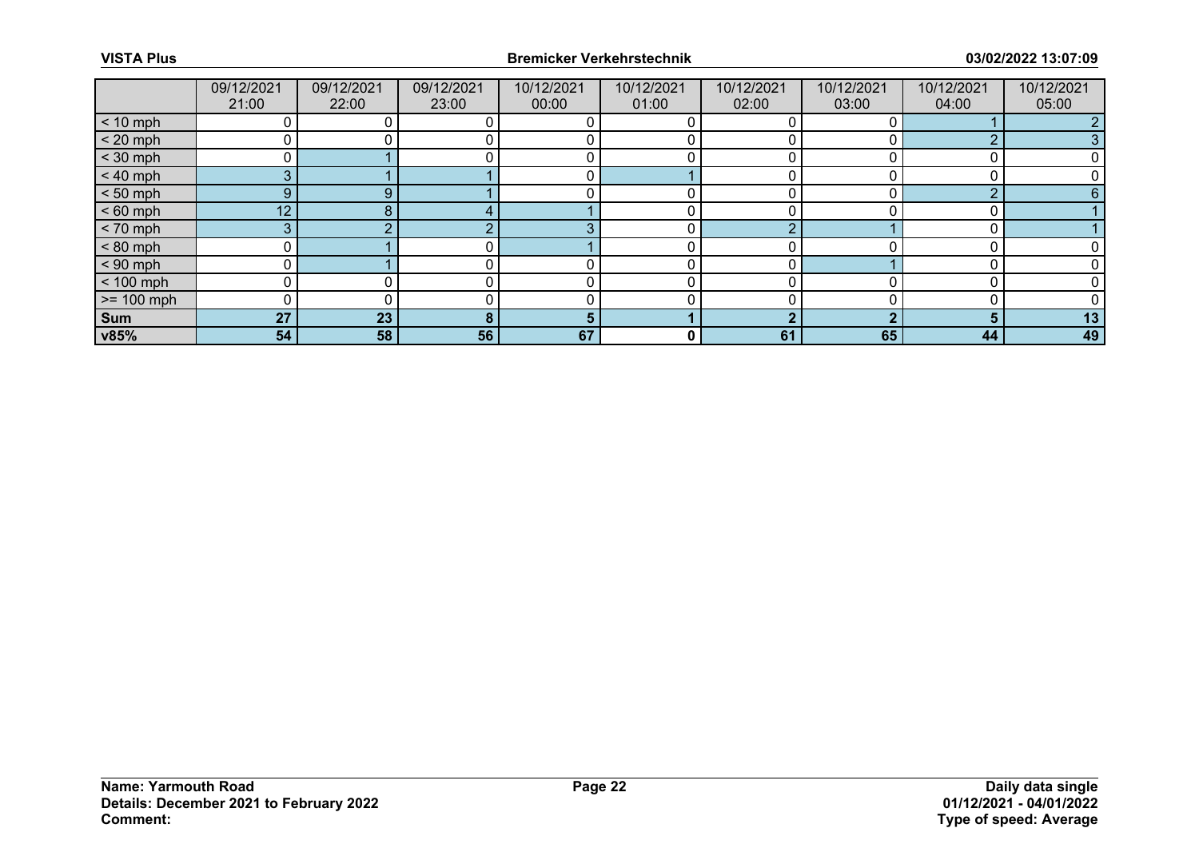| | 09/12/2021 21:00 | 09/12/2021 22:00 | 09/12/2021 23:00 | 10/12/2021 00:00 | 10/12/2021 01:00 | 10/12/2021 02:00 | 10/12/2021 03:00 | 10/12/2021 04:00 | 10/12/2021 05:00 |
|---|---|---|---|---|---|---|---|---|---|
| < 10 mph | 0 | 0 | 0 | 0 | 0 | 0 | 0 | 1 | 2 |
| < 20 mph | 0 | 0 | 0 | 0 | 0 | 0 | 0 | 2 | 3 |
| < 30 mph | 0 | 1 | 0 | 0 | 0 | 0 | 0 | 0 | 0 |
| < 40 mph | 3 | 1 | 1 | 0 | 1 | 0 | 0 | 0 | 0 |
| < 50 mph | 9 | 9 | 1 | 0 | 0 | 0 | 0 | 2 | 6 |
| < 60 mph | 12 | 8 | 4 | 1 | 0 | 0 | 0 | 0 | 1 |
| < 70 mph | 3 | 2 | 2 | 3 | 0 | 2 | 1 | 0 | 1 |
| < 80 mph | 0 | 1 | 0 | 1 | 0 | 0 | 0 | 0 | 0 |
| < 90 mph | 0 | 1 | 0 | 0 | 0 | 0 | 1 | 0 | 0 |
| < 100 mph | 0 | 0 | 0 | 0 | 0 | 0 | 0 | 0 | 0 |
| >= 100 mph | 0 | 0 | 0 | 0 | 0 | 0 | 0 | 0 | 0 |
| **Sum** | **27** | **23** | **8** | **5** | **1** | **2** | **2** | **5** | **13** |
| **v85%** | **54** | **58** | **56** | **67** | **0** | **61** | **65** | **44** | **49** |

**Name: Yarmouth Road**
**Details: December 2021 to February 2022**
**Comment:**

**Daily data single**
**01/12/2021 - 04/01/2022**
**Type of speed: Average**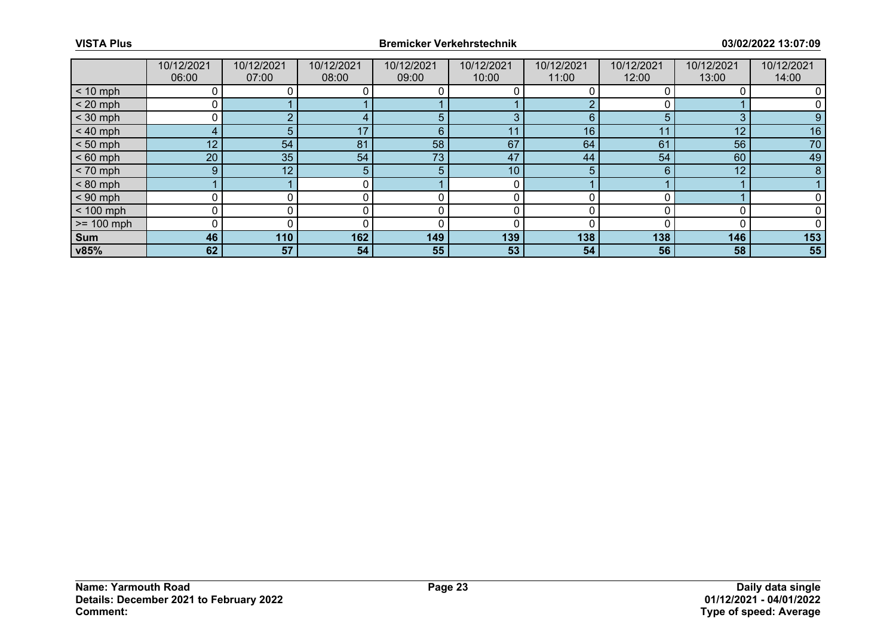| | 10/12/2021 06:00 | 10/12/2021 07:00 | 10/12/2021 08:00 | 10/12/2021 09:00 | 10/12/2021 10:00 | 10/12/2021 11:00 | 10/12/2021 12:00 | 10/12/2021 13:00 | 10/12/2021 14:00 |
|---|---|---|---|---|---|---|---|---|---|
| < 10 mph | 0 | 0 | 0 | 0 | 0 | 0 | 0 | 0 | 0 |
| < 20 mph | 0 | 1 | 1 | 1 | 1 | 2 | 0 | 1 | 0 |
| < 30 mph | 0 | 2 | 4 | 5 | 3 | 6 | 5 | 3 | 9 |
| < 40 mph | 4 | 5 | 17 | 6 | 11 | 16 | 11 | 12 | 16 |
| < 50 mph | 12 | 54 | 81 | 58 | 67 | 64 | 61 | 56 | 70 |
| < 60 mph | 20 | 35 | 54 | 73 | 47 | 44 | 54 | 60 | 49 |
| < 70 mph | 9 | 12 | 5 | 5 | 10 | 5 | 6 | 12 | 8 |
| < 80 mph | 1 | 1 | 0 | 1 | 0 | 1 | 1 | 1 | 1 |
| < 90 mph | 0 | 0 | 0 | 0 | 0 | 0 | 0 | 1 | 0 |
| < 100 mph | 0 | 0 | 0 | 0 | 0 | 0 | 0 | 0 | 0 |
| >= 100 mph | 0 | 0 | 0 | 0 | 0 | 0 | 0 | 0 | 0 |
| **Sum** | **46** | **110** | **162** | **149** | **139** | **138** | **138** | **146** | **153** |
| **v85%** | **62** | **57** | **54** | **55** | **53** | **54** | **56** | **58** | **55** |

**Name: Yarmouth Road**
**Details: December 2021 to February 2022**
**Comment:**

**Daily data single**
**01/12/2021 - 04/01/2022**
**Type of speed: Average**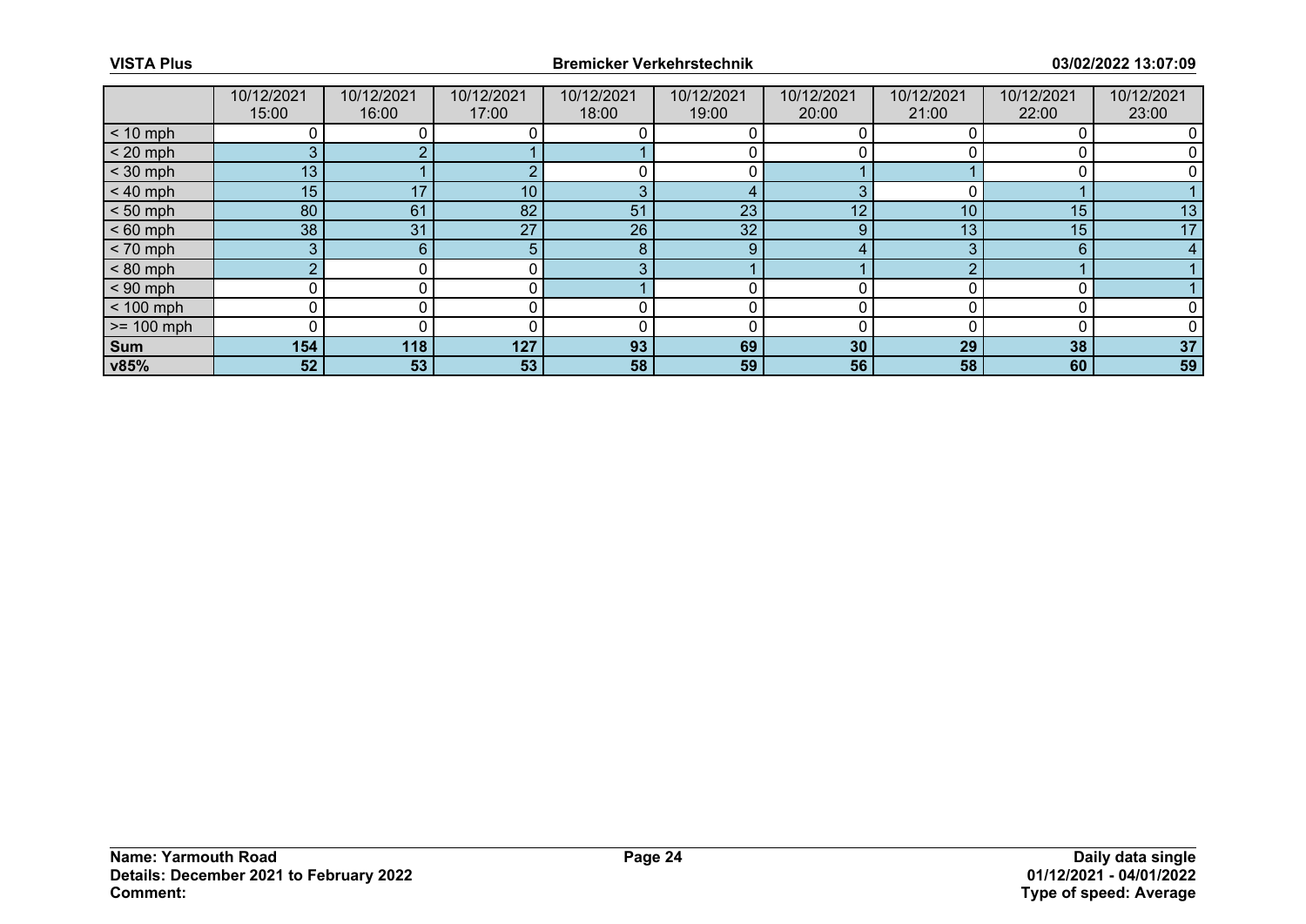|  | 10/12/2021 15:00 | 10/12/2021 16:00 | 10/12/2021 17:00 | 10/12/2021 18:00 | 10/12/2021 19:00 | 10/12/2021 20:00 | 10/12/2021 21:00 | 10/12/2021 22:00 | 10/12/2021 23:00 |
|---|---|---|---|---|---|---|---|---|---|
| < 10 mph | 0 | 0 | 0 | 0 | 0 | 0 | 0 | 0 | 0 |
| < 20 mph | 3 | 2 | 1 | 1 | 0 | 0 | 0 | 0 | 0 |
| < 30 mph | 13 | 1 | 2 | 0 | 0 | 1 | 1 | 0 | 0 |
| < 40 mph | 15 | 17 | 10 | 3 | 4 | 3 | 0 | 1 | 1 |
| < 50 mph | 80 | 61 | 82 | 51 | 23 | 12 | 10 | 15 | 13 |
| < 60 mph | 38 | 31 | 27 | 26 | 32 | 9 | 13 | 15 | 17 |
| < 70 mph | 3 | 6 | 5 | 8 | 9 | 4 | 3 | 6 | 4 |
| < 80 mph | 2 | 0 | 0 | 3 | 1 | 1 | 2 | 1 | 1 |
| < 90 mph | 0 | 0 | 0 | 1 | 0 | 0 | 0 | 0 | 1 |
| < 100 mph | 0 | 0 | 0 | 0 | 0 | 0 | 0 | 0 | 0 |
| >= 100 mph | 0 | 0 | 0 | 0 | 0 | 0 | 0 | 0 | 0 |
| **Sum** | **154** | **118** | **127** | **93** | **69** | **30** | **29** | **38** | **37** |
| **v85%** | **52** | **53** | **53** | **58** | **59** | **56** | **58** | **60** | **59** |

**Name: Yarmouth Road**
**Details: December 2021 to February 2022**
**Comment:**

**Daily data single**
**01/12/2021 - 04/01/2022**
**Type of speed: Average**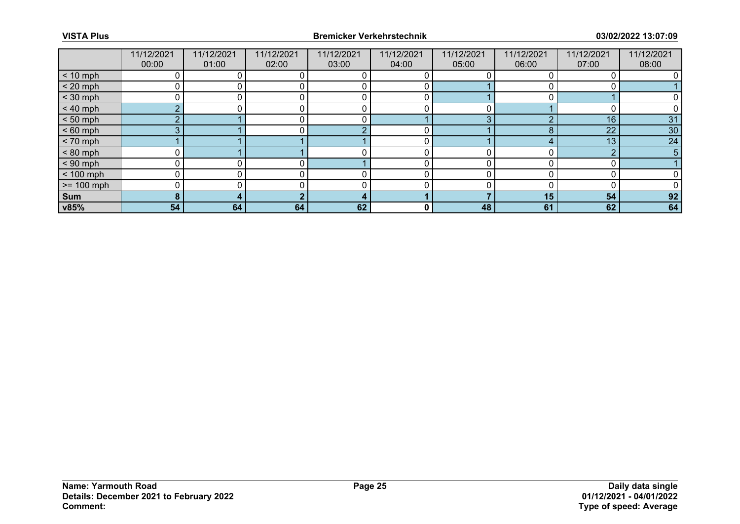|  | 11/12/2021 00:00 | 11/12/2021 01:00 | 11/12/2021 02:00 | 11/12/2021 03:00 | 11/12/2021 04:00 | 11/12/2021 05:00 | 11/12/2021 06:00 | 11/12/2021 07:00 | 11/12/2021 08:00 |
|---|---|---|---|---|---|---|---|---|---|
| < 10 mph | 0 | 0 | 0 | 0 | 0 | 0 | 0 | 0 | 0 |
| < 20 mph | 0 | 0 | 0 | 0 | 0 | 1 | 0 | 0 | 1 |
| < 30 mph | 0 | 0 | 0 | 0 | 0 | 1 | 0 | 1 | 0 |
| < 40 mph | 2 | 0 | 0 | 0 | 0 | 0 | 1 | 0 | 0 |
| < 50 mph | 2 | 1 | 0 | 0 | 1 | 3 | 2 | 16 | 31 |
| < 60 mph | 3 | 1 | 0 | 2 | 0 | 1 | 8 | 22 | 30 |
| < 70 mph | 1 | 1 | 1 | 1 | 0 | 1 | 4 | 13 | 24 |
| < 80 mph | 0 | 1 | 1 | 0 | 0 | 0 | 0 | 2 | 5 |
| < 90 mph | 0 | 0 | 0 | 1 | 0 | 0 | 0 | 0 | 1 |
| < 100 mph | 0 | 0 | 0 | 0 | 0 | 0 | 0 | 0 | 0 |
| >= 100 mph | 0 | 0 | 0 | 0 | 0 | 0 | 0 | 0 | 0 |
| **Sum** | **8** | **4** | **2** | **4** | **1** | **7** | **15** | **54** | **92** |
| **v85%** | **54** | **64** | **64** | **62** | **0** | **48** | **61** | **62** | **64** |

**Name: Yarmouth Road**
**Details: December 2021 to February 2022**
**Comment:**

**Daily data single**
**01/12/2021 - 04/01/2022**
**Type of speed: Average**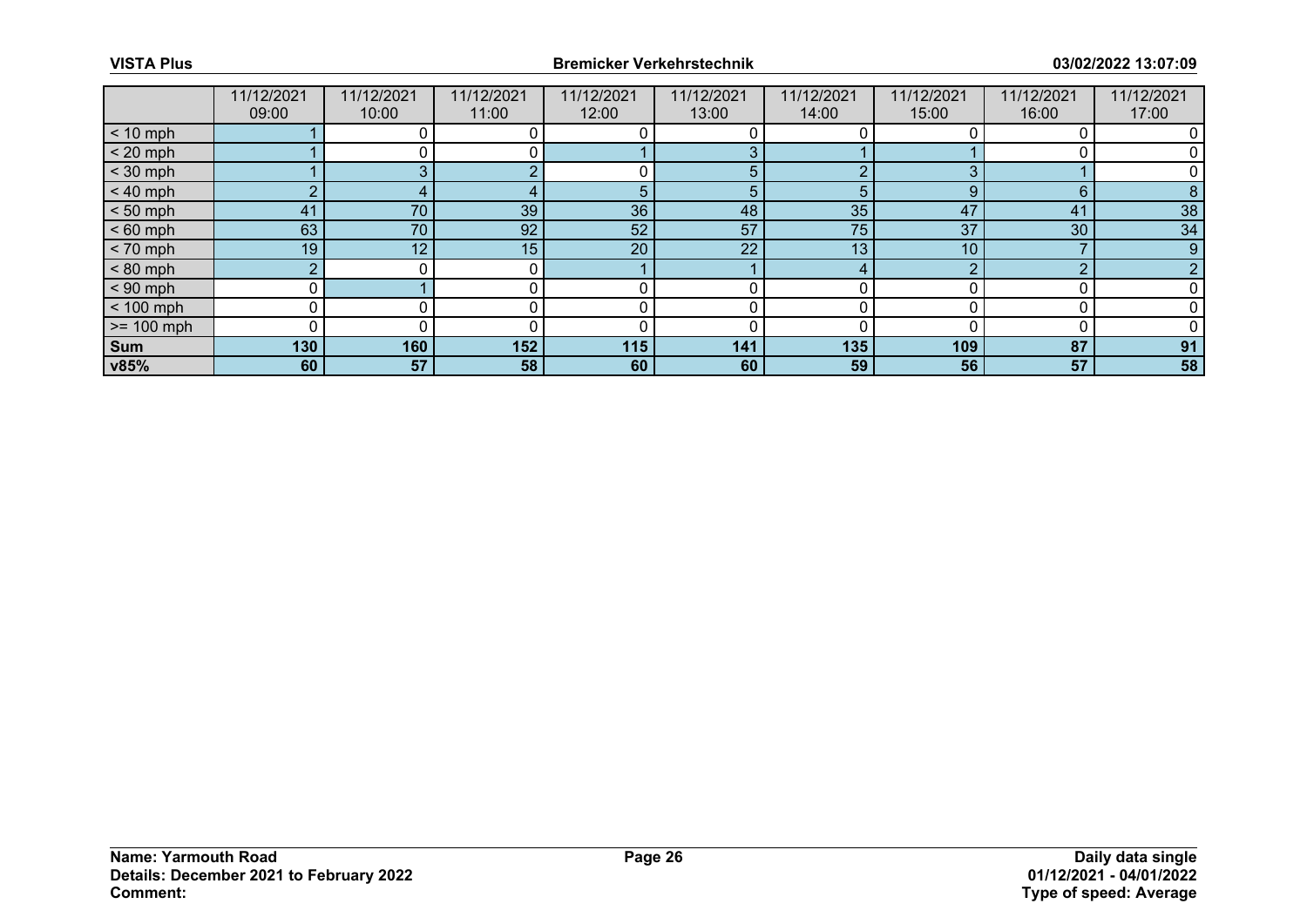| | 11/12/2021 09:00 | 11/12/2021 10:00 | 11/12/2021 11:00 | 11/12/2021 12:00 | 11/12/2021 13:00 | 11/12/2021 14:00 | 11/12/2021 15:00 | 11/12/2021 16:00 | 11/12/2021 17:00 |
|---|---|---|---|---|---|---|---|---|---|
| < 10 mph | 1 | 0 | 0 | 0 | 0 | 0 | 0 | 0 | 0 |
| < 20 mph | 1 | 0 | 0 | 1 | 3 | 1 | 1 | 0 | 0 |
| < 30 mph | 1 | 3 | 2 | 0 | 5 | 2 | 3 | 1 | 0 |
| < 40 mph | 2 | 4 | 4 | 5 | 5 | 5 | 9 | 6 | 8 |
| < 50 mph | 41 | 70 | 39 | 36 | 48 | 35 | 47 | 41 | 38 |
| < 60 mph | 63 | 70 | 92 | 52 | 57 | 75 | 37 | 30 | 34 |
| < 70 mph | 19 | 12 | 15 | 20 | 22 | 13 | 10 | 7 | 9 |
| < 80 mph | 2 | 0 | 0 | 1 | 1 | 4 | 2 | 2 | 2 |
| < 90 mph | 0 | 1 | 0 | 0 | 0 | 0 | 0 | 0 | 0 |
| < 100 mph | 0 | 0 | 0 | 0 | 0 | 0 | 0 | 0 | 0 |
| >= 100 mph | 0 | 0 | 0 | 0 | 0 | 0 | 0 | 0 | 0 |
| **Sum** | **130** | **160** | **152** | **115** | **141** | **135** | **109** | **87** | **91** |
| **v85%** | **60** | **57** | **58** | **60** | **60** | **59** | **56** | **57** | **58** |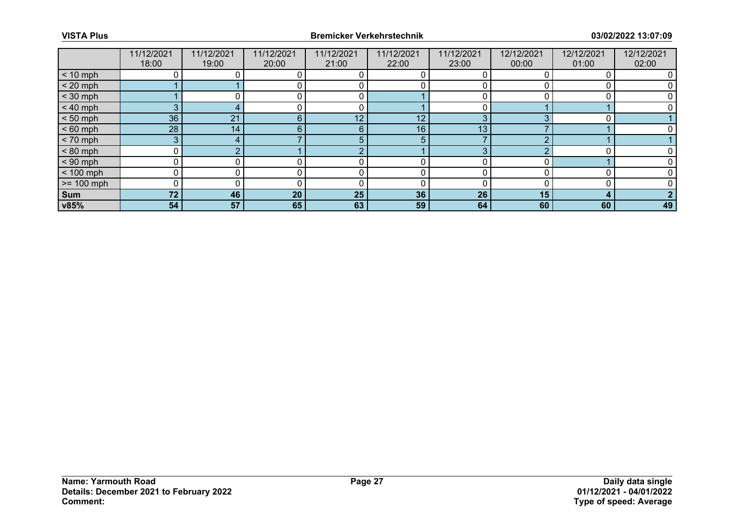| | 11/12/2021 18:00 | 11/12/2021 19:00 | 11/12/2021 20:00 | 11/12/2021 21:00 | 11/12/2021 22:00 | 11/12/2021 23:00 | 12/12/2021 00:00 | 12/12/2021 01:00 | 12/12/2021 02:00 |
|---|---|---|---|---|---|---|---|---|---|
| < 10 mph | 0 | 0 | 0 | 0 | 0 | 0 | 0 | 0 | 0 |
| < 20 mph | 1 | 1 | 0 | 0 | 0 | 0 | 0 | 0 | 0 |
| < 30 mph | 1 | 0 | 0 | 0 | 1 | 0 | 0 | 0 | 0 |
| < 40 mph | 3 | 4 | 0 | 0 | 1 | 0 | 1 | 1 | 0 |
| < 50 mph | 36 | 21 | 6 | 12 | 12 | 3 | 3 | 0 | 1 |
| < 60 mph | 28 | 14 | 6 | 6 | 16 | 13 | 7 | 1 | 0 |
| < 70 mph | 3 | 4 | 7 | 5 | 5 | 7 | 2 | 1 | 1 |
| < 80 mph | 0 | 2 | 1 | 2 | 1 | 3 | 2 | 0 | 0 |
| < 90 mph | 0 | 0 | 0 | 0 | 0 | 0 | 0 | 1 | 0 |
| < 100 mph | 0 | 0 | 0 | 0 | 0 | 0 | 0 | 0 | 0 |
| >= 100 mph | 0 | 0 | 0 | 0 | 0 | 0 | 0 | 0 | 0 |
| **Sum** | **72** | **46** | **20** | **25** | **36** | **26** | **15** | **4** | **2** |
| **v85%** | **54** | **57** | **65** | **63** | **59** | **64** | **60** | **60** | **49** |

**Name: Yarmouth Road**
**Details: December 2021 to February 2022**
**Comment:**

**Daily data single**
**01/12/2021 - 04/01/2022**
**Type of speed: Average**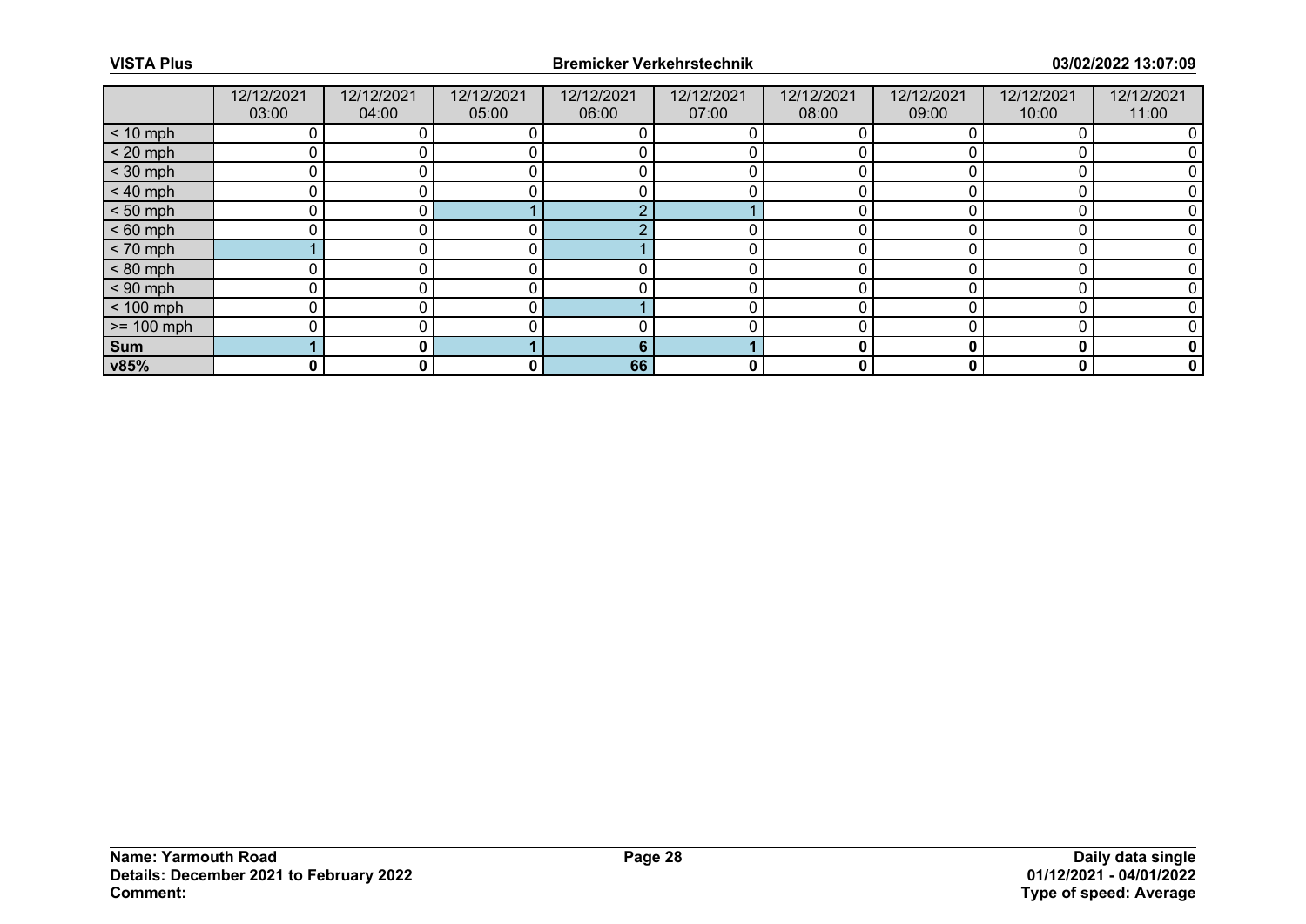| | 12/12/2021 03:00 | 12/12/2021 04:00 | 12/12/2021 05:00 | 12/12/2021 06:00 | 12/12/2021 07:00 | 12/12/2021 08:00 | 12/12/2021 09:00 | 12/12/2021 10:00 | 12/12/2021 11:00 |
|---|---|---|---|---|---|---|---|---|---|
| < 10 mph | 0 | 0 | 0 | 0 | 0 | 0 | 0 | 0 | 0 |
| < 20 mph | 0 | 0 | 0 | 0 | 0 | 0 | 0 | 0 | 0 |
| < 30 mph | 0 | 0 | 0 | 0 | 0 | 0 | 0 | 0 | 0 |
| < 40 mph | 0 | 0 | 0 | 0 | 0 | 0 | 0 | 0 | 0 |
| < 50 mph | 0 | 0 | 1 | 2 | 1 | 0 | 0 | 0 | 0 |
| < 60 mph | 0 | 0 | 0 | 2 | 0 | 0 | 0 | 0 | 0 |
| < 70 mph | 1 | 0 | 0 | 1 | 0 | 0 | 0 | 0 | 0 |
| < 80 mph | 0 | 0 | 0 | 0 | 0 | 0 | 0 | 0 | 0 |
| < 90 mph | 0 | 0 | 0 | 0 | 0 | 0 | 0 | 0 | 0 |
| < 100 mph | 0 | 0 | 0 | 1 | 0 | 0 | 0 | 0 | 0 |
| >= 100 mph | 0 | 0 | 0 | 0 | 0 | 0 | 0 | 0 | 0 |
| **Sum** | **1** | **0** | **1** | **6** | **1** | **0** | **0** | **0** | **0** |
| **v85%** | **0** | **0** | **0** | **66** | **0** | **0** | **0** | **0** | **0** |

**Name: Yarmouth Road**
**Details: December 2021 to February 2022**
**Comment:**

**Daily data single**
**01/12/2021 - 04/01/2022**
**Type of speed: Average**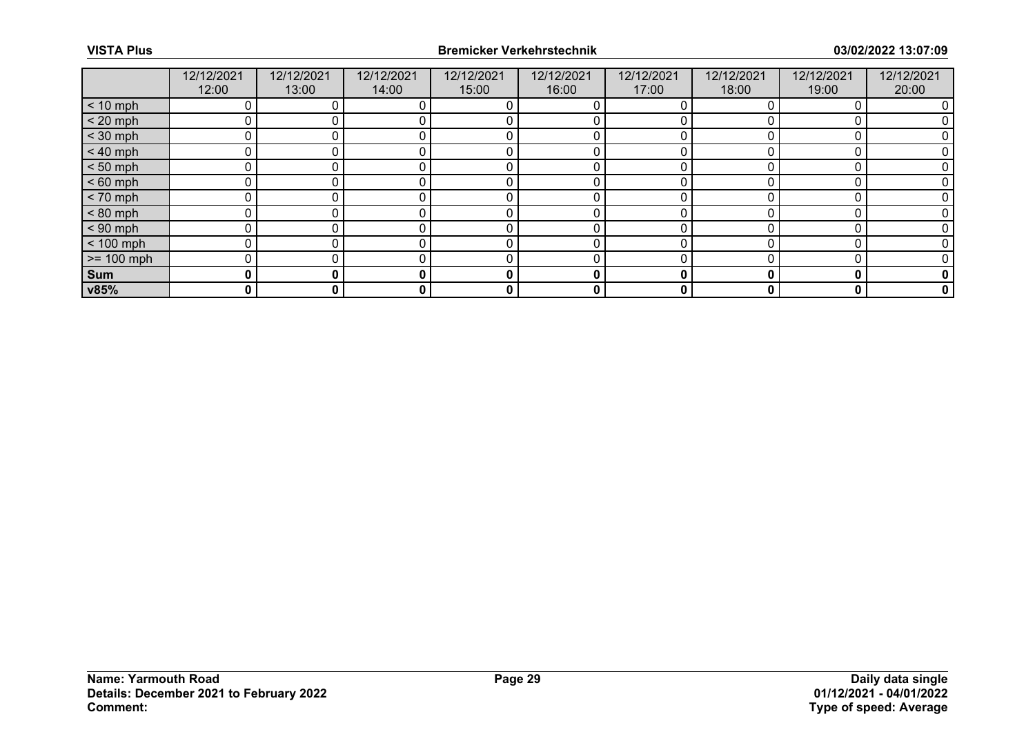| | 12/12/2021 12:00 | 12/12/2021 13:00 | 12/12/2021 14:00 | 12/12/2021 15:00 | 12/12/2021 16:00 | 12/12/2021 17:00 | 12/12/2021 18:00 | 12/12/2021 19:00 | 12/12/2021 20:00 |
|---|---|---|---|---|---|---|---|---|---|
| < 10 mph | 0 | 0 | 0 | 0 | 0 | 0 | 0 | 0 | 0 |
| < 20 mph | 0 | 0 | 0 | 0 | 0 | 0 | 0 | 0 | 0 |
| < 30 mph | 0 | 0 | 0 | 0 | 0 | 0 | 0 | 0 | 0 |
| < 40 mph | 0 | 0 | 0 | 0 | 0 | 0 | 0 | 0 | 0 |
| < 50 mph | 0 | 0 | 0 | 0 | 0 | 0 | 0 | 0 | 0 |
| < 60 mph | 0 | 0 | 0 | 0 | 0 | 0 | 0 | 0 | 0 |
| < 70 mph | 0 | 0 | 0 | 0 | 0 | 0 | 0 | 0 | 0 |
| < 80 mph | 0 | 0 | 0 | 0 | 0 | 0 | 0 | 0 | 0 |
| < 90 mph | 0 | 0 | 0 | 0 | 0 | 0 | 0 | 0 | 0 |
| < 100 mph | 0 | 0 | 0 | 0 | 0 | 0 | 0 | 0 | 0 |
| >= 100 mph | 0 | 0 | 0 | 0 | 0 | 0 | 0 | 0 | 0 |
| **Sum** | **0** | **0** | **0** | **0** | **0** | **0** | **0** | **0** | **0** |
| **v85%** | **0** | **0** | **0** | **0** | **0** | **0** | **0** | **0** | **0** |

**Name: Yarmouth Road**
**Details: December 2021 to February 2022**
**Comment:**

**Daily data single**
**01/12/2021 - 04/01/2022**
**Type of speed: Average**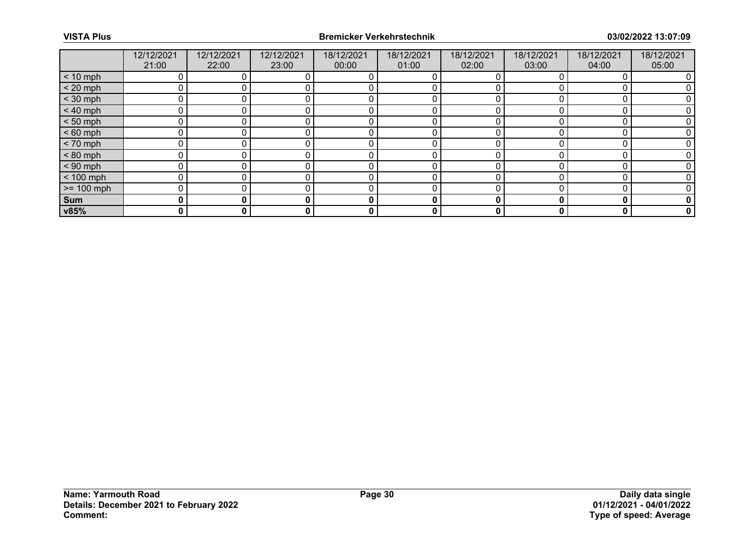| | 12/12/2021 21:00 | 12/12/2021 22:00 | 12/12/2021 23:00 | 18/12/2021 00:00 | 18/12/2021 01:00 | 18/12/2021 02:00 | 18/12/2021 03:00 | 18/12/2021 04:00 | 18/12/2021 05:00 |
|---|---|---|---|---|---|---|---|---|---|
| < 10 mph | 0 | 0 | 0 | 0 | 0 | 0 | 0 | 0 | 0 |
| < 20 mph | 0 | 0 | 0 | 0 | 0 | 0 | 0 | 0 | 0 |
| < 30 mph | 0 | 0 | 0 | 0 | 0 | 0 | 0 | 0 | 0 |
| < 40 mph | 0 | 0 | 0 | 0 | 0 | 0 | 0 | 0 | 0 |
| < 50 mph | 0 | 0 | 0 | 0 | 0 | 0 | 0 | 0 | 0 |
| < 60 mph | 0 | 0 | 0 | 0 | 0 | 0 | 0 | 0 | 0 |
| < 70 mph | 0 | 0 | 0 | 0 | 0 | 0 | 0 | 0 | 0 |
| < 80 mph | 0 | 0 | 0 | 0 | 0 | 0 | 0 | 0 | 0 |
| < 90 mph | 0 | 0 | 0 | 0 | 0 | 0 | 0 | 0 | 0 |
| < 100 mph | 0 | 0 | 0 | 0 | 0 | 0 | 0 | 0 | 0 |
| >= 100 mph | 0 | 0 | 0 | 0 | 0 | 0 | 0 | 0 | 0 |
| **Sum** | **0** | **0** | **0** | **0** | **0** | **0** | **0** | **0** | **0** |
| **v85%** | **0** | **0** | **0** | **0** | **0** | **0** | **0** | **0** | **0** |

**Name: Yarmouth Road**
**Details: December 2021 to February 2022**
**Comment:**

**Daily data single**
**01/12/2021 - 04/01/2022**
**Type of speed: Average**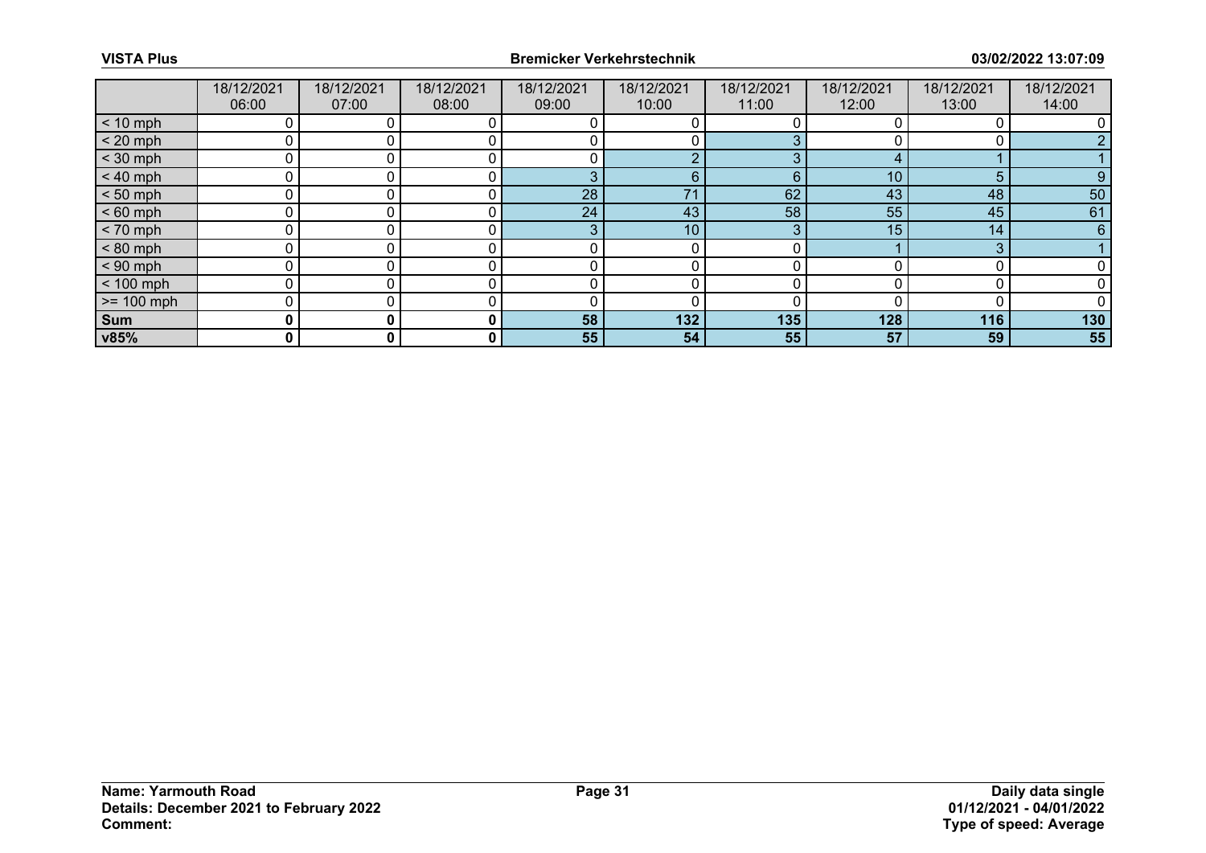| | 18/12/2021 06:00 | 18/12/2021 07:00 | 18/12/2021 08:00 | 18/12/2021 09:00 | 18/12/2021 10:00 | 18/12/2021 11:00 | 18/12/2021 12:00 | 18/12/2021 13:00 | 18/12/2021 14:00 |
|---|---|---|---|---|---|---|---|---|---|
| < 10 mph | 0 | 0 | 0 | 0 | 0 | 0 | 0 | 0 | 0 |
| < 20 mph | 0 | 0 | 0 | 0 | 0 | 3 | 0 | 0 | 2 |
| < 30 mph | 0 | 0 | 0 | 0 | 2 | 3 | 4 | 1 | 1 |
| < 40 mph | 0 | 0 | 0 | 3 | 6 | 6 | 10 | 5 | 9 |
| < 50 mph | 0 | 0 | 0 | 28 | 71 | 62 | 43 | 48 | 50 |
| < 60 mph | 0 | 0 | 0 | 24 | 43 | 58 | 55 | 45 | 61 |
| < 70 mph | 0 | 0 | 0 | 3 | 10 | 3 | 15 | 14 | 6 |
| < 80 mph | 0 | 0 | 0 | 0 | 0 | 0 | 1 | 3 | 1 |
| < 90 mph | 0 | 0 | 0 | 0 | 0 | 0 | 0 | 0 | 0 |
| < 100 mph | 0 | 0 | 0 | 0 | 0 | 0 | 0 | 0 | 0 |
| >= 100 mph | 0 | 0 | 0 | 0 | 0 | 0 | 0 | 0 | 0 |
| **Sum** | **0** | **0** | **0** | **58** | **132** | **135** | **128** | **116** | **130** |
| **v85%** | **0** | **0** | **0** | **55** | **54** | **55** | **57** | **59** | **55** |

**Name: Yarmouth Road**
**Details: December 2021 to February 2022**
**Comment:**

**Daily data single**
**01/12/2021 - 04/01/2022**
**Type of speed: Average**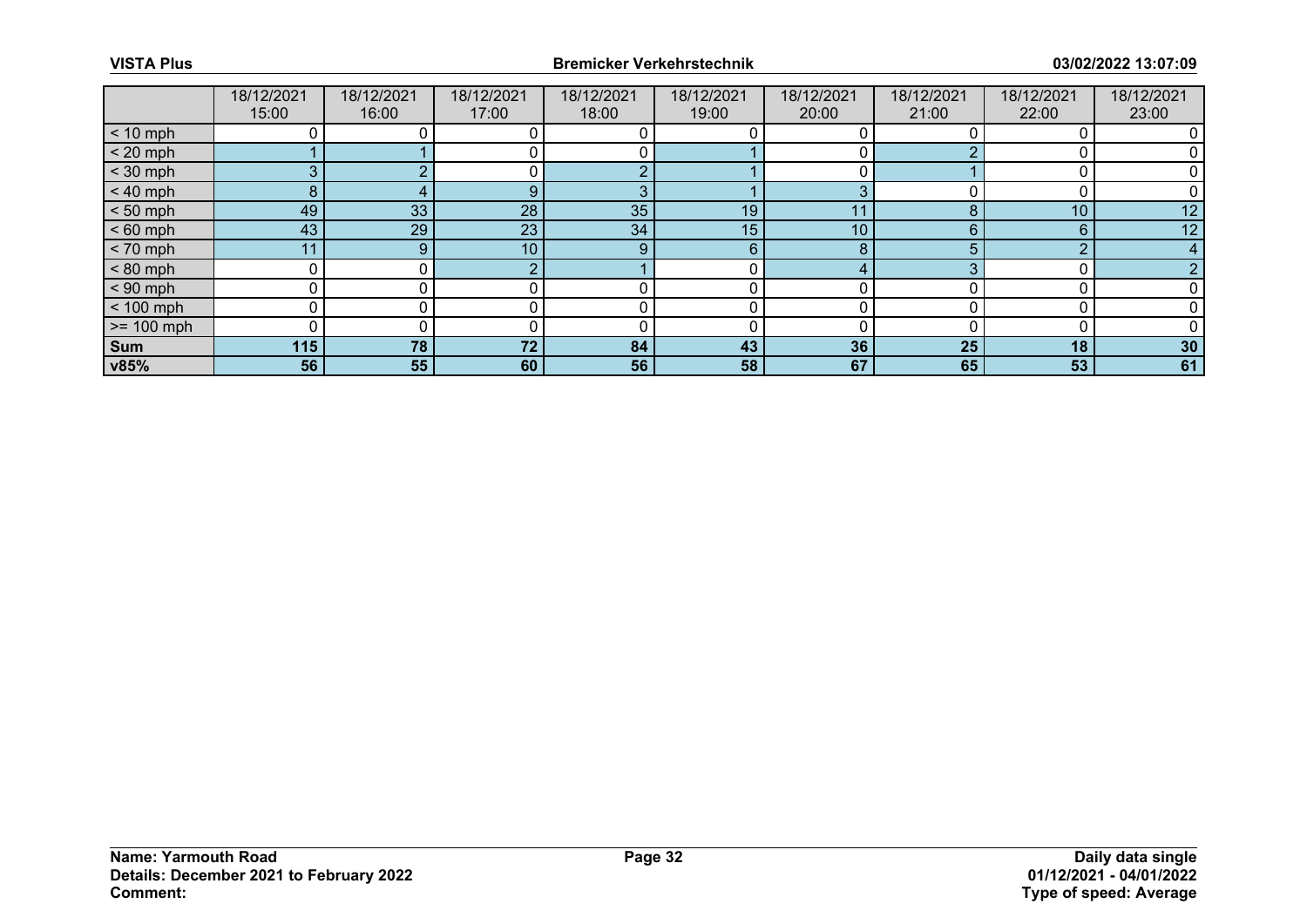| | 18/12/2021 15:00 | 18/12/2021 16:00 | 18/12/2021 17:00 | 18/12/2021 18:00 | 18/12/2021 19:00 | 18/12/2021 20:00 | 18/12/2021 21:00 | 18/12/2021 22:00 | 18/12/2021 23:00 |
|---|---|---|---|---|---|---|---|---|---|
| < 10 mph | 0 | 0 | 0 | 0 | 0 | 0 | 0 | 0 | 0 |
| < 20 mph | 1 | 1 | 0 | 0 | 1 | 0 | 2 | 0 | 0 |
| < 30 mph | 3 | 2 | 0 | 2 | 1 | 0 | 1 | 0 | 0 |
| < 40 mph | 8 | 4 | 9 | 3 | 1 | 3 | 0 | 0 | 0 |
| < 50 mph | 49 | 33 | 28 | 35 | 19 | 11 | 8 | 10 | 12 |
| < 60 mph | 43 | 29 | 23 | 34 | 15 | 10 | 6 | 6 | 12 |
| < 70 mph | 11 | 9 | 10 | 9 | 6 | 8 | 5 | 2 | 4 |
| < 80 mph | 0 | 0 | 2 | 1 | 0 | 4 | 3 | 0 | 2 |
| < 90 mph | 0 | 0 | 0 | 0 | 0 | 0 | 0 | 0 | 0 |
| < 100 mph | 0 | 0 | 0 | 0 | 0 | 0 | 0 | 0 | 0 |
| >= 100 mph | 0 | 0 | 0 | 0 | 0 | 0 | 0 | 0 | 0 |
| **Sum** | **115** | **78** | **72** | **84** | **43** | **36** | **25** | **18** | **30** |
| **v85%** | **56** | **55** | **60** | **56** | **58** | **67** | **65** | **53** | **61** |

**Name: Yarmouth Road**
**Details: December 2021 to February 2022**
**Comment:**

**Daily data single**
**01/12/2021 - 04/01/2022**
**Type of speed: Average**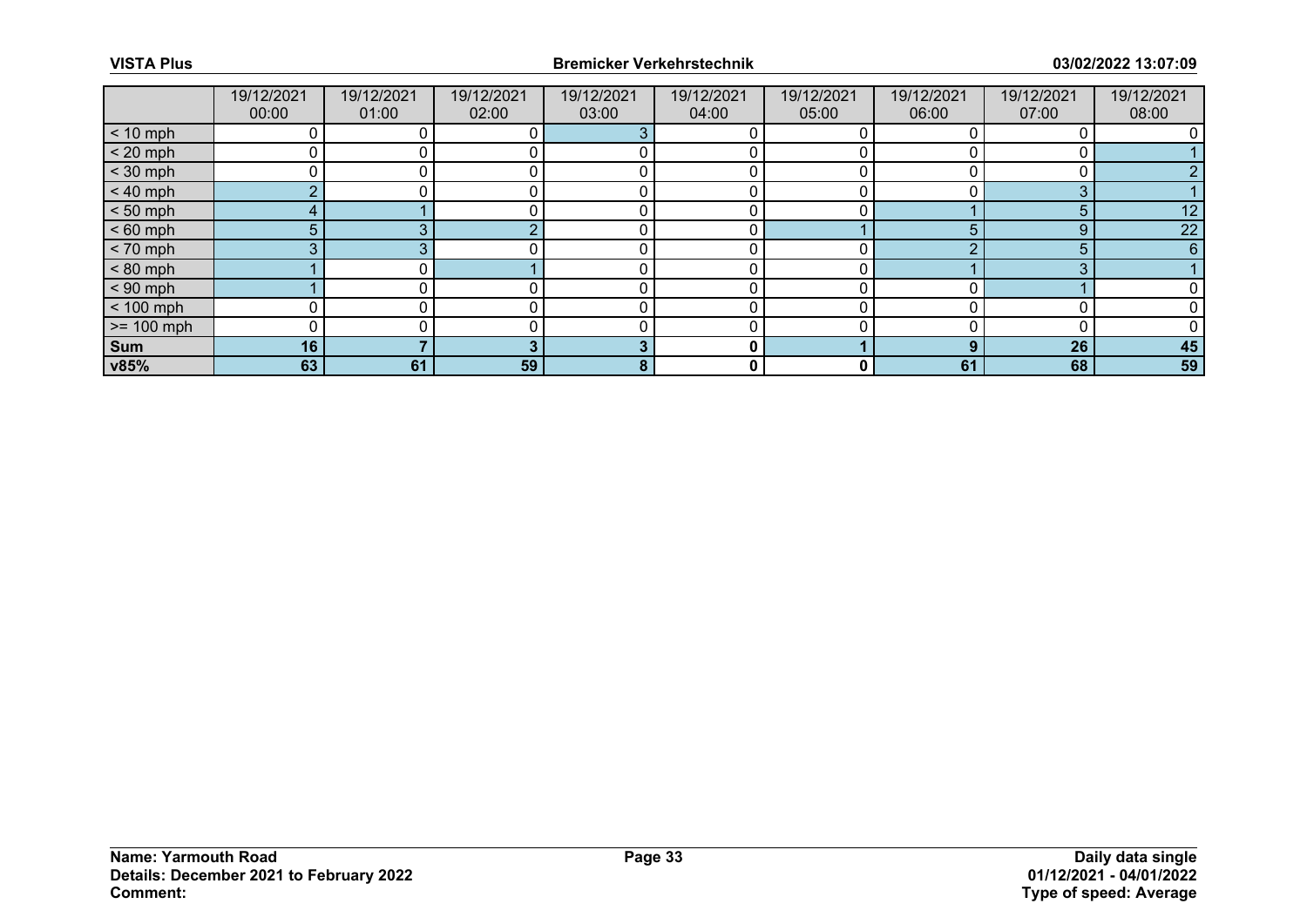| | 19/12/2021 00:00 | 19/12/2021 01:00 | 19/12/2021 02:00 | 19/12/2021 03:00 | 19/12/2021 04:00 | 19/12/2021 05:00 | 19/12/2021 06:00 | 19/12/2021 07:00 | 19/12/2021 08:00 |
|---|---|---|---|---|---|---|---|---|---|
| < 10 mph | 0 | 0 | 0 | 3 | 0 | 0 | 0 | 0 | 0 |
| < 20 mph | 0 | 0 | 0 | 0 | 0 | 0 | 0 | 0 | 1 |
| < 30 mph | 0 | 0 | 0 | 0 | 0 | 0 | 0 | 0 | 2 |
| < 40 mph | 2 | 0 | 0 | 0 | 0 | 0 | 0 | 3 | 1 |
| < 50 mph | 4 | 1 | 0 | 0 | 0 | 0 | 1 | 5 | 12 |
| < 60 mph | 5 | 3 | 2 | 0 | 0 | 1 | 5 | 9 | 22 |
| < 70 mph | 3 | 3 | 0 | 0 | 0 | 0 | 2 | 5 | 6 |
| < 80 mph | 1 | 0 | 1 | 0 | 0 | 0 | 1 | 3 | 1 |
| < 90 mph | 1 | 0 | 0 | 0 | 0 | 0 | 0 | 1 | 0 |
| < 100 mph | 0 | 0 | 0 | 0 | 0 | 0 | 0 | 0 | 0 |
| >= 100 mph | 0 | 0 | 0 | 0 | 0 | 0 | 0 | 0 | 0 |
| **Sum** | **16** | **7** | **3** | **3** | **0** | **1** | **9** | **26** | **45** |
| **v85%** | **63** | **61** | **59** | **8** | **0** | **0** | **61** | **68** | **59** |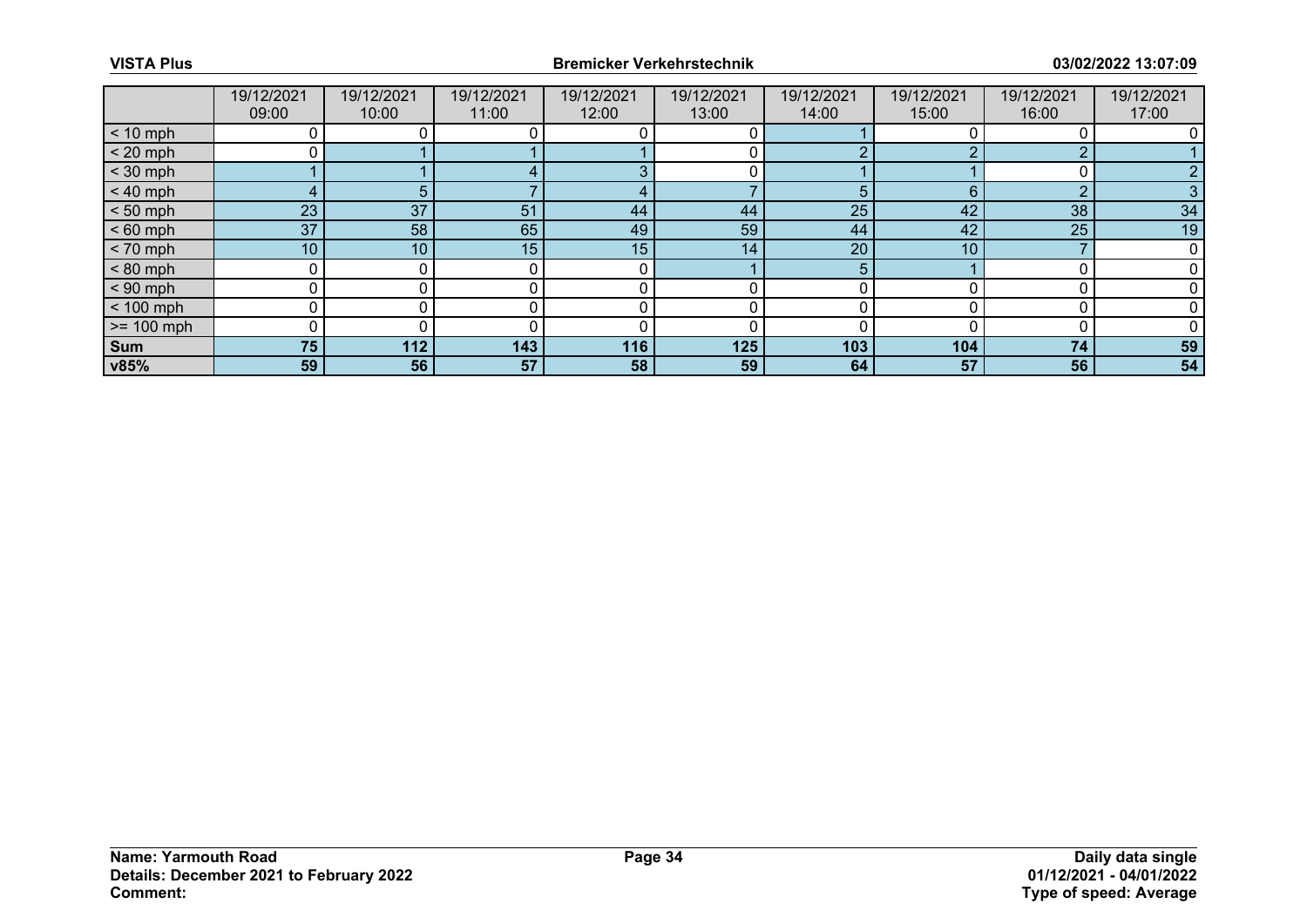| | 19/12/2021 09:00 | 19/12/2021 10:00 | 19/12/2021 11:00 | 19/12/2021 12:00 | 19/12/2021 13:00 | 19/12/2021 14:00 | 19/12/2021 15:00 | 19/12/2021 16:00 | 19/12/2021 17:00 |
|---|---|---|---|---|---|---|---|---|---|
| < 10 mph | 0 | 0 | 0 | 0 | 0 | 1 | 0 | 0 | 0 |
| < 20 mph | 0 | 1 | 1 | 1 | 0 | 2 | 2 | 2 | 1 |
| < 30 mph | 1 | 1 | 4 | 3 | 0 | 1 | 1 | 0 | 2 |
| < 40 mph | 4 | 5 | 7 | 4 | 7 | 5 | 6 | 2 | 3 |
| < 50 mph | 23 | 37 | 51 | 44 | 44 | 25 | 42 | 38 | 34 |
| < 60 mph | 37 | 58 | 65 | 49 | 59 | 44 | 42 | 25 | 19 |
| < 70 mph | 10 | 10 | 15 | 15 | 14 | 20 | 10 | 7 | 0 |
| < 80 mph | 0 | 0 | 0 | 0 | 1 | 5 | 1 | 0 | 0 |
| < 90 mph | 0 | 0 | 0 | 0 | 0 | 0 | 0 | 0 | 0 |
| < 100 mph | 0 | 0 | 0 | 0 | 0 | 0 | 0 | 0 | 0 |
| >= 100 mph | 0 | 0 | 0 | 0 | 0 | 0 | 0 | 0 | 0 |
| **Sum** | **75** | **112** | **143** | **116** | **125** | **103** | **104** | **74** | **59** |
| **v85%** | **59** | **56** | **57** | **58** | **59** | **64** | **57** | **56** | **54** |

**Name: Yarmouth Road**
**Details: December 2021 to February 2022**
**Comment:**

**Daily data single**
**01/12/2021 - 04/01/2022**
**Type of speed: Average**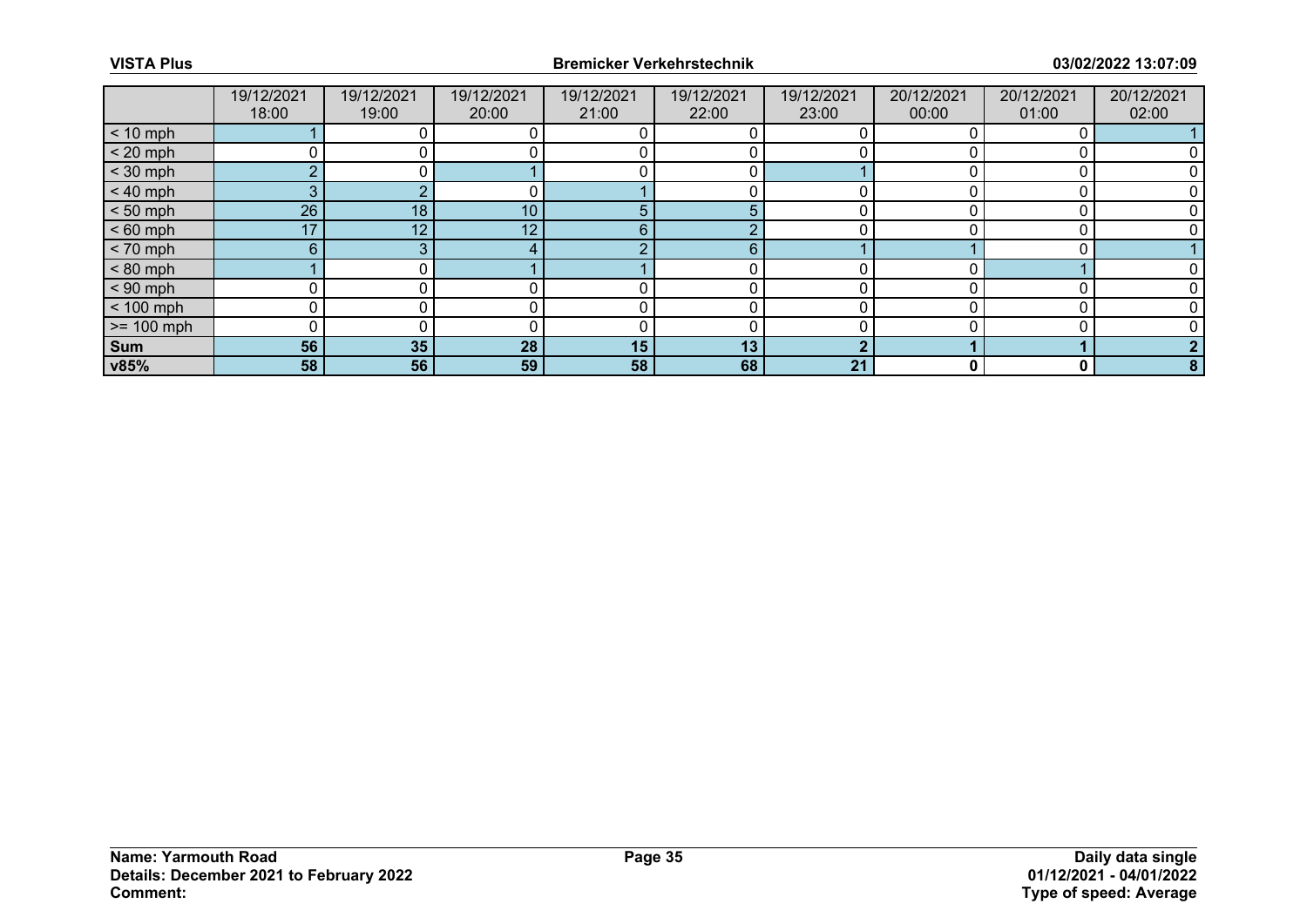| | 19/12/2021 18:00 | 19/12/2021 19:00 | 19/12/2021 20:00 | 19/12/2021 21:00 | 19/12/2021 22:00 | 19/12/2021 23:00 | 20/12/2021 00:00 | 20/12/2021 01:00 | 20/12/2021 02:00 |
|---|---|---|---|---|---|---|---|---|---|
| < 10 mph | 1 | 0 | 0 | 0 | 0 | 0 | 0 | 0 | 1 |
| < 20 mph | 0 | 0 | 0 | 0 | 0 | 0 | 0 | 0 | 0 |
| < 30 mph | 2 | 0 | 1 | 0 | 0 | 1 | 0 | 0 | 0 |
| < 40 mph | 3 | 2 | 0 | 1 | 0 | 0 | 0 | 0 | 0 |
| < 50 mph | 26 | 18 | 10 | 5 | 5 | 0 | 0 | 0 | 0 |
| < 60 mph | 17 | 12 | 12 | 6 | 2 | 0 | 0 | 0 | 0 |
| < 70 mph | 6 | 3 | 4 | 2 | 6 | 1 | 1 | 0 | 1 |
| < 80 mph | 1 | 0 | 1 | 1 | 0 | 0 | 0 | 1 | 0 |
| < 90 mph | 0 | 0 | 0 | 0 | 0 | 0 | 0 | 0 | 0 |
| < 100 mph | 0 | 0 | 0 | 0 | 0 | 0 | 0 | 0 | 0 |
| >= 100 mph | 0 | 0 | 0 | 0 | 0 | 0 | 0 | 0 | 0 |
| **Sum** | **56** | **35** | **28** | **15** | **13** | **2** | **1** | **1** | **2** |
| **v85%** | **58** | **56** | **59** | **58** | **68** | **21** | **0** | **0** | **8** |

**Name: Yarmouth Road**
**Details: December 2021 to February 2022**
**Comment:**

**Daily data single**
**01/12/2021 - 04/01/2022**
**Type of speed: Average**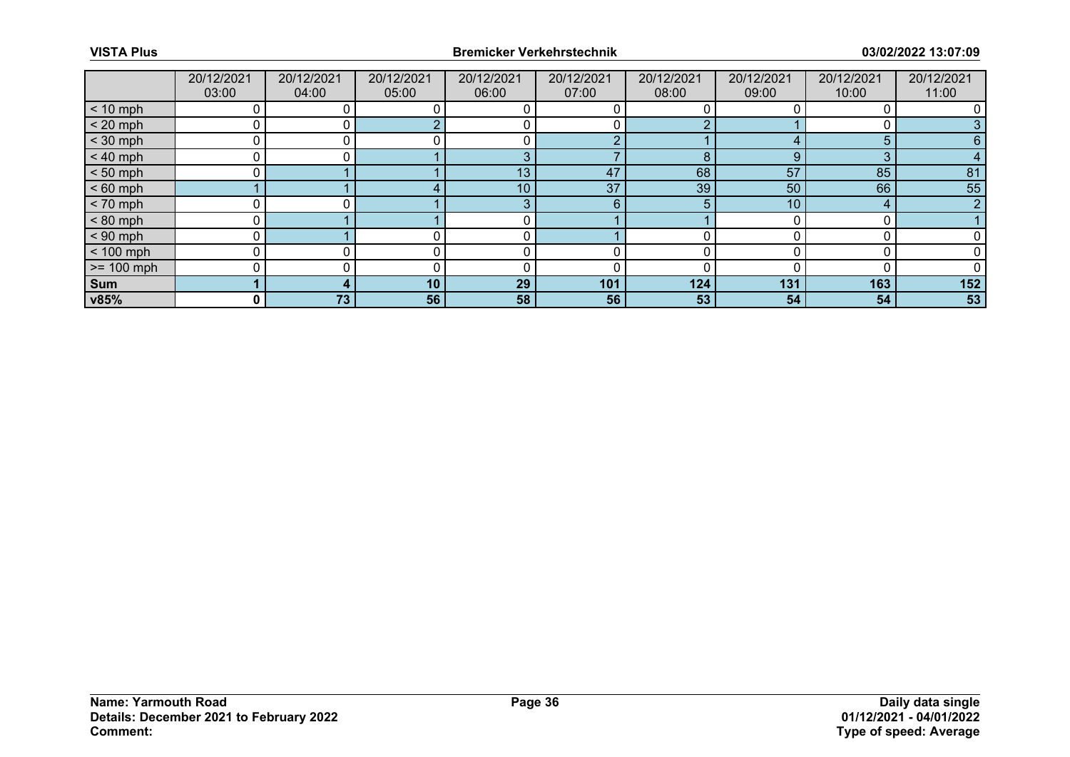| | 20/12/2021 03:00 | 20/12/2021 04:00 | 20/12/2021 05:00 | 20/12/2021 06:00 | 20/12/2021 07:00 | 20/12/2021 08:00 | 20/12/2021 09:00 | 20/12/2021 10:00 | 20/12/2021 11:00 |
|---|---|---|---|---|---|---|---|---|---|
| < 10 mph | 0 | 0 | 0 | 0 | 0 | 0 | 0 | 0 | 0 |
| < 20 mph | 0 | 0 | 2 | 0 | 0 | 2 | 1 | 0 | 3 |
| < 30 mph | 0 | 0 | 0 | 0 | 2 | 1 | 4 | 5 | 6 |
| < 40 mph | 0 | 0 | 1 | 3 | 7 | 8 | 9 | 3 | 4 |
| < 50 mph | 0 | 1 | 1 | 13 | 47 | 68 | 57 | 85 | 81 |
| < 60 mph | 1 | 1 | 4 | 10 | 37 | 39 | 50 | 66 | 55 |
| < 70 mph | 0 | 0 | 1 | 3 | 6 | 5 | 10 | 4 | 2 |
| < 80 mph | 0 | 1 | 1 | 0 | 1 | 1 | 0 | 0 | 1 |
| < 90 mph | 0 | 1 | 0 | 0 | 1 | 0 | 0 | 0 | 0 |
| < 100 mph | 0 | 0 | 0 | 0 | 0 | 0 | 0 | 0 | 0 |
| >= 100 mph | 0 | 0 | 0 | 0 | 0 | 0 | 0 | 0 | 0 |
| **Sum** | **1** | **4** | **10** | **29** | **101** | **124** | **131** | **163** | **152** |
| **v85%** | **0** | **73** | **56** | **58** | **56** | **53** | **54** | **54** | **53** |

**Name: Yarmouth Road**
**Details: December 2021 to February 2022**
**Comment:**

**Daily data single**
**01/12/2021 - 04/01/2022**
**Type of speed: Average**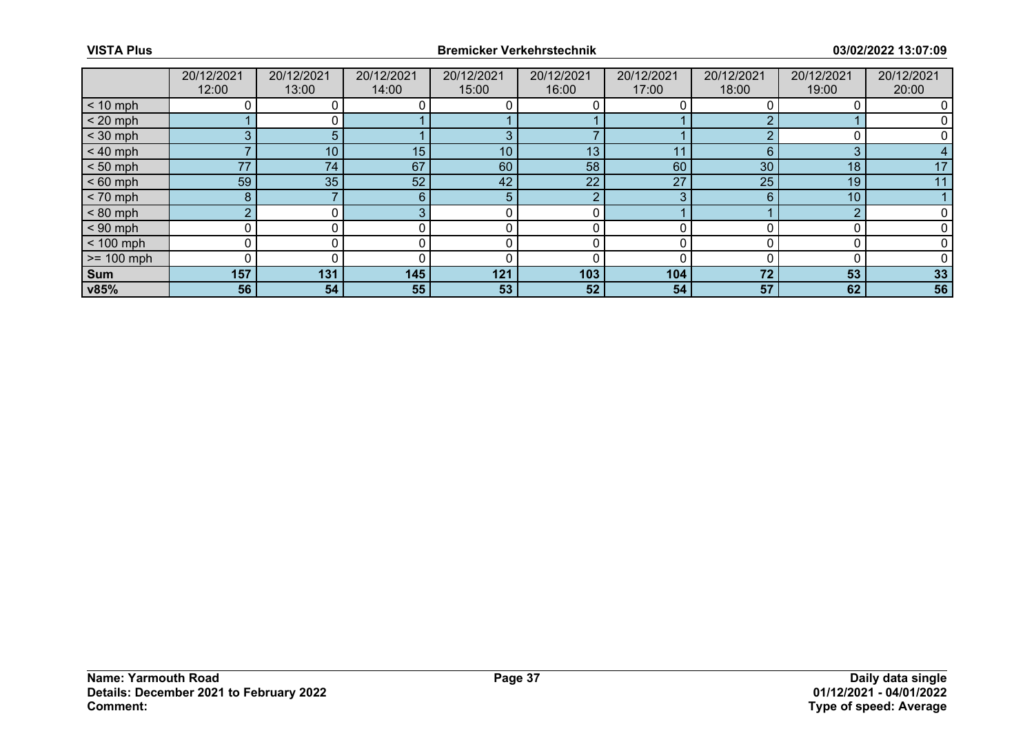| | 20/12/2021 12:00 | 20/12/2021 13:00 | 20/12/2021 14:00 | 20/12/2021 15:00 | 20/12/2021 16:00 | 20/12/2021 17:00 | 20/12/2021 18:00 | 20/12/2021 19:00 | 20/12/2021 20:00 |
|---|---|---|---|---|---|---|---|---|---|
| < 10 mph | 0 | 0 | 0 | 0 | 0 | 0 | 0 | 0 | 0 |
| < 20 mph | 1 | 0 | 1 | 1 | 1 | 1 | 2 | 1 | 0 |
| < 30 mph | 3 | 5 | 1 | 3 | 7 | 1 | 2 | 0 | 0 |
| < 40 mph | 7 | 10 | 15 | 10 | 13 | 11 | 6 | 3 | 4 |
| < 50 mph | 77 | 74 | 67 | 60 | 58 | 60 | 30 | 18 | 17 |
| < 60 mph | 59 | 35 | 52 | 42 | 22 | 27 | 25 | 19 | 11 |
| < 70 mph | 8 | 7 | 6 | 5 | 2 | 3 | 6 | 10 | 1 |
| < 80 mph | 2 | 0 | 3 | 0 | 0 | 1 | 1 | 2 | 0 |
| < 90 mph | 0 | 0 | 0 | 0 | 0 | 0 | 0 | 0 | 0 |
| < 100 mph | 0 | 0 | 0 | 0 | 0 | 0 | 0 | 0 | 0 |
| >= 100 mph | 0 | 0 | 0 | 0 | 0 | 0 | 0 | 0 | 0 |
| **Sum** | **157** | **131** | **145** | **121** | **103** | **104** | **72** | **53** | **33** |
| **v85%** | **56** | **54** | **55** | **53** | **52** | **54** | **57** | **62** | **56** |

**Name: Yarmouth Road**
**Details: December 2021 to February 2022**
**Comment:**

**Daily data single**
**01/12/2021 - 04/01/2022**
**Type of speed: Average**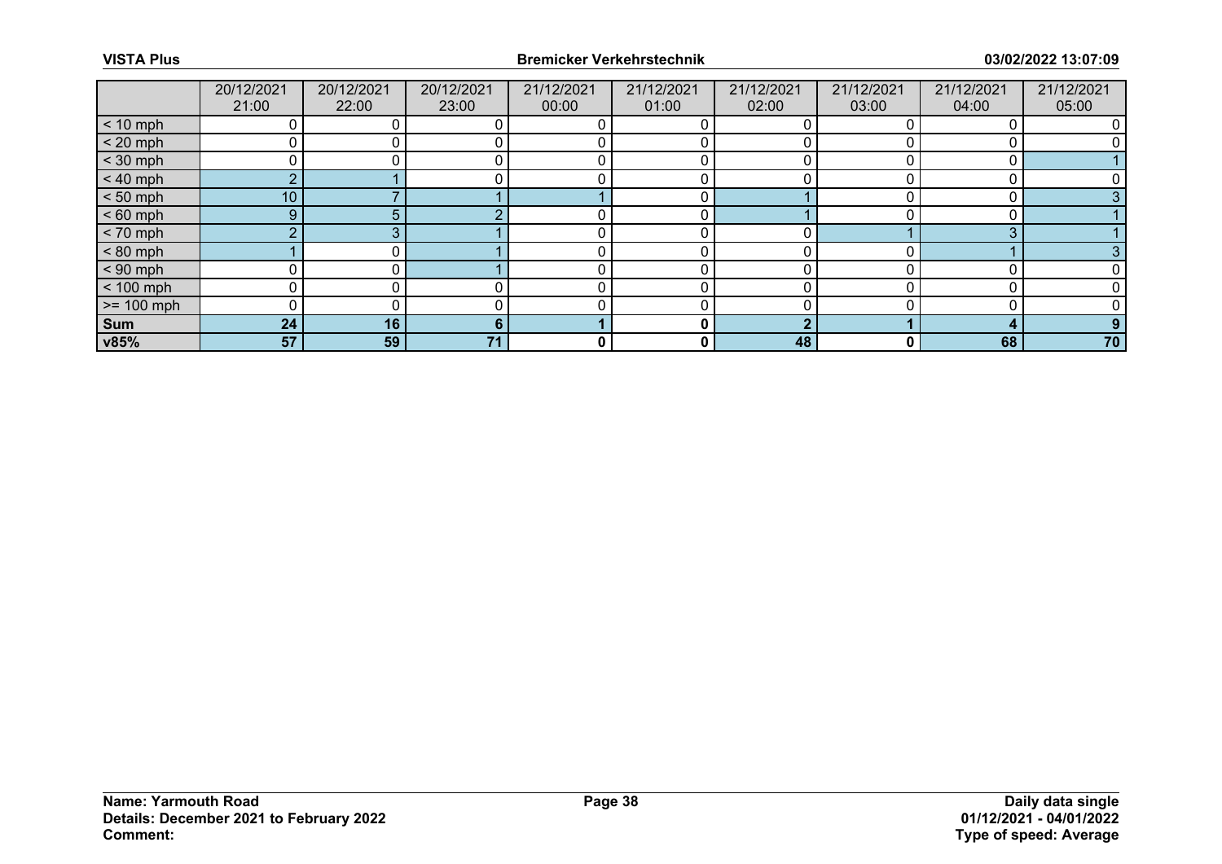| | 20/12/2021 21:00 | 20/12/2021 22:00 | 20/12/2021 23:00 | 21/12/2021 00:00 | 21/12/2021 01:00 | 21/12/2021 02:00 | 21/12/2021 03:00 | 21/12/2021 04:00 | 21/12/2021 05:00 |
|---|---|---|---|---|---|---|---|---|---|
| < 10 mph | 0 | 0 | 0 | 0 | 0 | 0 | 0 | 0 | 0 |
| < 20 mph | 0 | 0 | 0 | 0 | 0 | 0 | 0 | 0 | 0 |
| < 30 mph | 0 | 0 | 0 | 0 | 0 | 0 | 0 | 0 | 1 |
| < 40 mph | 2 | 1 | 0 | 0 | 0 | 0 | 0 | 0 | 0 |
| < 50 mph | 10 | 7 | 1 | 1 | 0 | 1 | 0 | 0 | 3 |
| < 60 mph | 9 | 5 | 2 | 0 | 0 | 1 | 0 | 0 | 1 |
| < 70 mph | 2 | 3 | 1 | 0 | 0 | 0 | 1 | 3 | 1 |
| < 80 mph | 1 | 0 | 1 | 0 | 0 | 0 | 0 | 1 | 3 |
| < 90 mph | 0 | 0 | 1 | 0 | 0 | 0 | 0 | 0 | 0 |
| < 100 mph | 0 | 0 | 0 | 0 | 0 | 0 | 0 | 0 | 0 |
| >= 100 mph | 0 | 0 | 0 | 0 | 0 | 0 | 0 | 0 | 0 |
| **Sum** | **24** | **16** | **6** | **1** | **0** | **2** | **1** | **4** | **9** |
| **v85%** | **57** | **59** | **71** | **0** | **0** | **48** | **0** | **68** | **70** |

**Name: Yarmouth Road**
**Details: December 2021 to February 2022**
**Comment:**

**Daily data single**
**01/12/2021 - 04/01/2022**
**Type of speed: Average**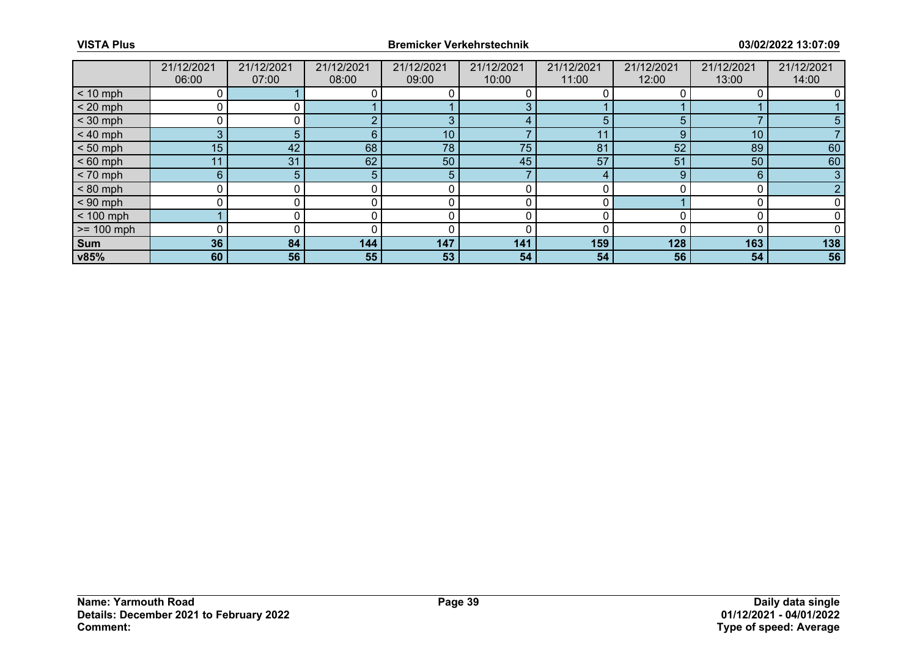| | 21/12/2021 06:00 | 21/12/2021 07:00 | 21/12/2021 08:00 | 21/12/2021 09:00 | 21/12/2021 10:00 | 21/12/2021 11:00 | 21/12/2021 12:00 | 21/12/2021 13:00 | 21/12/2021 14:00 |
|---|---|---|---|---|---|---|---|---|---|
| < 10 mph | 0 | 1 | 0 | 0 | 0 | 0 | 0 | 0 | 0 |
| < 20 mph | 0 | 0 | 1 | 1 | 3 | 1 | 1 | 1 | 1 |
| < 30 mph | 0 | 0 | 2 | 3 | 4 | 5 | 5 | 7 | 5 |
| < 40 mph | 3 | 5 | 6 | 10 | 7 | 11 | 9 | 10 | 7 |
| < 50 mph | 15 | 42 | 68 | 78 | 75 | 81 | 52 | 89 | 60 |
| < 60 mph | 11 | 31 | 62 | 50 | 45 | 57 | 51 | 50 | 60 |
| < 70 mph | 6 | 5 | 5 | 5 | 7 | 4 | 9 | 6 | 3 |
| < 80 mph | 0 | 0 | 0 | 0 | 0 | 0 | 0 | 0 | 2 |
| < 90 mph | 0 | 0 | 0 | 0 | 0 | 0 | 1 | 0 | 0 |
| < 100 mph | 1 | 0 | 0 | 0 | 0 | 0 | 0 | 0 | 0 |
| >= 100 mph | 0 | 0 | 0 | 0 | 0 | 0 | 0 | 0 | 0 |
| **Sum** | **36** | **84** | **144** | **147** | **141** | **159** | **128** | **163** | **138** |
| **v85%** | **60** | **56** | **55** | **53** | **54** | **54** | **56** | **54** | **56** |

**Name: Yarmouth Road**
**Details: December 2021 to February 2022**
**Comment:**

**Daily data single**
**01/12/2021 - 04/01/2022**
**Type of speed: Average**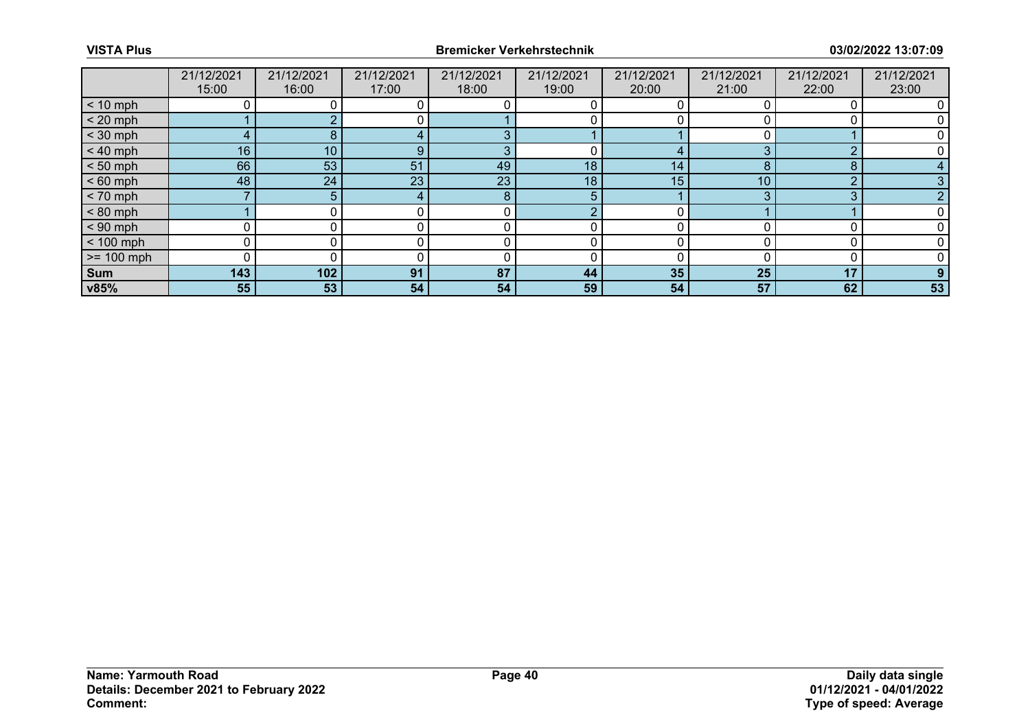| | 21/12/2021 15:00 | 21/12/2021 16:00 | 21/12/2021 17:00 | 21/12/2021 18:00 | 21/12/2021 19:00 | 21/12/2021 20:00 | 21/12/2021 21:00 | 21/12/2021 22:00 | 21/12/2021 23:00 |
|---|---|---|---|---|---|---|---|---|---|
| < 10 mph | 0 | 0 | 0 | 0 | 0 | 0 | 0 | 0 | 0 |
| < 20 mph | 1 | 2 | 0 | 1 | 0 | 0 | 0 | 0 | 0 |
| < 30 mph | 4 | 8 | 4 | 3 | 1 | 1 | 0 | 1 | 0 |
| < 40 mph | 16 | 10 | 9 | 3 | 0 | 4 | 3 | 2 | 0 |
| < 50 mph | 66 | 53 | 51 | 49 | 18 | 14 | 8 | 8 | 4 |
| < 60 mph | 48 | 24 | 23 | 23 | 18 | 15 | 10 | 2 | 3 |
| < 70 mph | 7 | 5 | 4 | 8 | 5 | 1 | 3 | 3 | 2 |
| < 80 mph | 1 | 0 | 0 | 0 | 2 | 0 | 1 | 1 | 0 |
| < 90 mph | 0 | 0 | 0 | 0 | 0 | 0 | 0 | 0 | 0 |
| < 100 mph | 0 | 0 | 0 | 0 | 0 | 0 | 0 | 0 | 0 |
| >= 100 mph | 0 | 0 | 0 | 0 | 0 | 0 | 0 | 0 | 0 |
| **Sum** | **143** | **102** | **91** | **87** | **44** | **35** | **25** | **17** | **9** |
| **v85%** | **55** | **53** | **54** | **54** | **59** | **54** | **57** | **62** | **53** |

**Name: Yarmouth Road**
**Details: December 2021 to February 2022**
**Comment:**

**Daily data single**
**01/12/2021 - 04/01/2022**
**Type of speed: Average**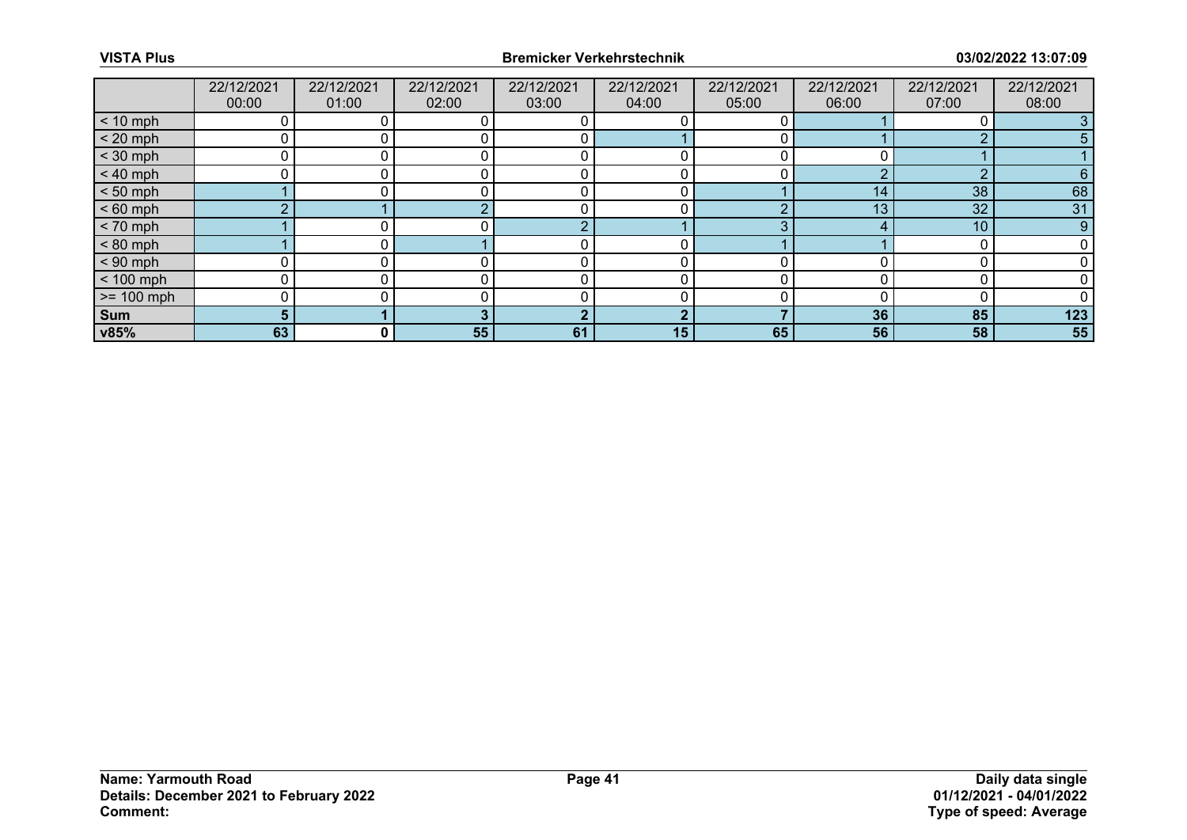| | 22/12/2021 00:00 | 22/12/2021 01:00 | 22/12/2021 02:00 | 22/12/2021 03:00 | 22/12/2021 04:00 | 22/12/2021 05:00 | 22/12/2021 06:00 | 22/12/2021 07:00 | 22/12/2021 08:00 |
|---|---|---|---|---|---|---|---|---|---|
| < 10 mph | 0 | 0 | 0 | 0 | 0 | 0 | 1 | 0 | 3 |
| < 20 mph | 0 | 0 | 0 | 0 | 1 | 0 | 1 | 2 | 5 |
| < 30 mph | 0 | 0 | 0 | 0 | 0 | 0 | 0 | 1 | 1 |
| < 40 mph | 0 | 0 | 0 | 0 | 0 | 0 | 2 | 2 | 6 |
| < 50 mph | 1 | 0 | 0 | 0 | 0 | 1 | 14 | 38 | 68 |
| < 60 mph | 2 | 1 | 2 | 0 | 0 | 2 | 13 | 32 | 31 |
| < 70 mph | 1 | 0 | 0 | 2 | 1 | 3 | 4 | 10 | 9 |
| < 80 mph | 1 | 0 | 1 | 0 | 0 | 1 | 1 | 0 | 0 |
| < 90 mph | 0 | 0 | 0 | 0 | 0 | 0 | 0 | 0 | 0 |
| < 100 mph | 0 | 0 | 0 | 0 | 0 | 0 | 0 | 0 | 0 |
| >= 100 mph | 0 | 0 | 0 | 0 | 0 | 0 | 0 | 0 | 0 |
| **Sum** | **5** | **1** | **3** | **2** | **2** | **7** | **36** | **85** | **123** |
| **v85%** | **63** | **0** | **55** | **61** | **15** | **65** | **56** | **58** | **55** |

**Name: Yarmouth Road**
**Details: December 2021 to February 2022**
**Comment:**

**Daily data single**
**01/12/2021 - 04/01/2022**
**Type of speed: Average**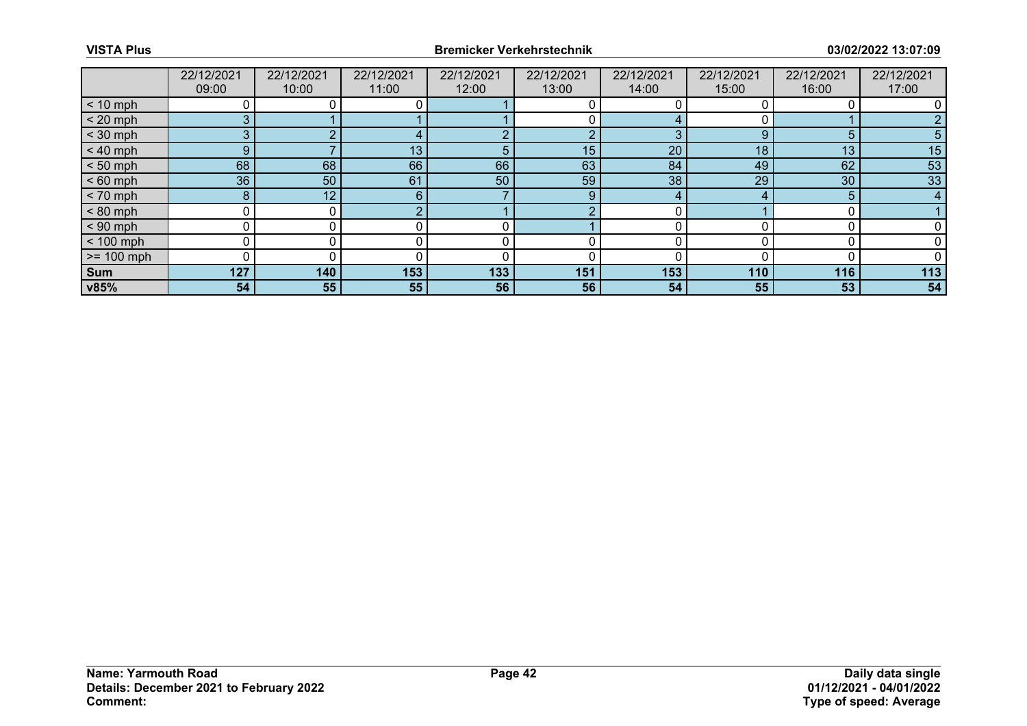|  | 22/12/2021 09:00 | 22/12/2021 10:00 | 22/12/2021 11:00 | 22/12/2021 12:00 | 22/12/2021 13:00 | 22/12/2021 14:00 | 22/12/2021 15:00 | 22/12/2021 16:00 | 22/12/2021 17:00 |
|---|---|---|---|---|---|---|---|---|---|
| < 10 mph | 0 | 0 | 0 | 1 | 0 | 0 | 0 | 0 | 0 |
| < 20 mph | 3 | 1 | 1 | 1 | 0 | 4 | 0 | 1 | 2 |
| < 30 mph | 3 | 2 | 4 | 2 | 2 | 3 | 9 | 5 | 5 |
| < 40 mph | 9 | 7 | 13 | 5 | 15 | 20 | 18 | 13 | 15 |
| < 50 mph | 68 | 68 | 66 | 66 | 63 | 84 | 49 | 62 | 53 |
| < 60 mph | 36 | 50 | 61 | 50 | 59 | 38 | 29 | 30 | 33 |
| < 70 mph | 8 | 12 | 6 | 7 | 9 | 4 | 4 | 5 | 4 |
| < 80 mph | 0 | 0 | 2 | 1 | 2 | 0 | 1 | 0 | 1 |
| < 90 mph | 0 | 0 | 0 | 0 | 1 | 0 | 0 | 0 | 0 |
| < 100 mph | 0 | 0 | 0 | 0 | 0 | 0 | 0 | 0 | 0 |
| >= 100 mph | 0 | 0 | 0 | 0 | 0 | 0 | 0 | 0 | 0 |
| **Sum** | **127** | **140** | **153** | **133** | **151** | **153** | **110** | **116** | **113** |
| **v85%** | **54** | **55** | **55** | **56** | **56** | **54** | **55** | **53** | **54** |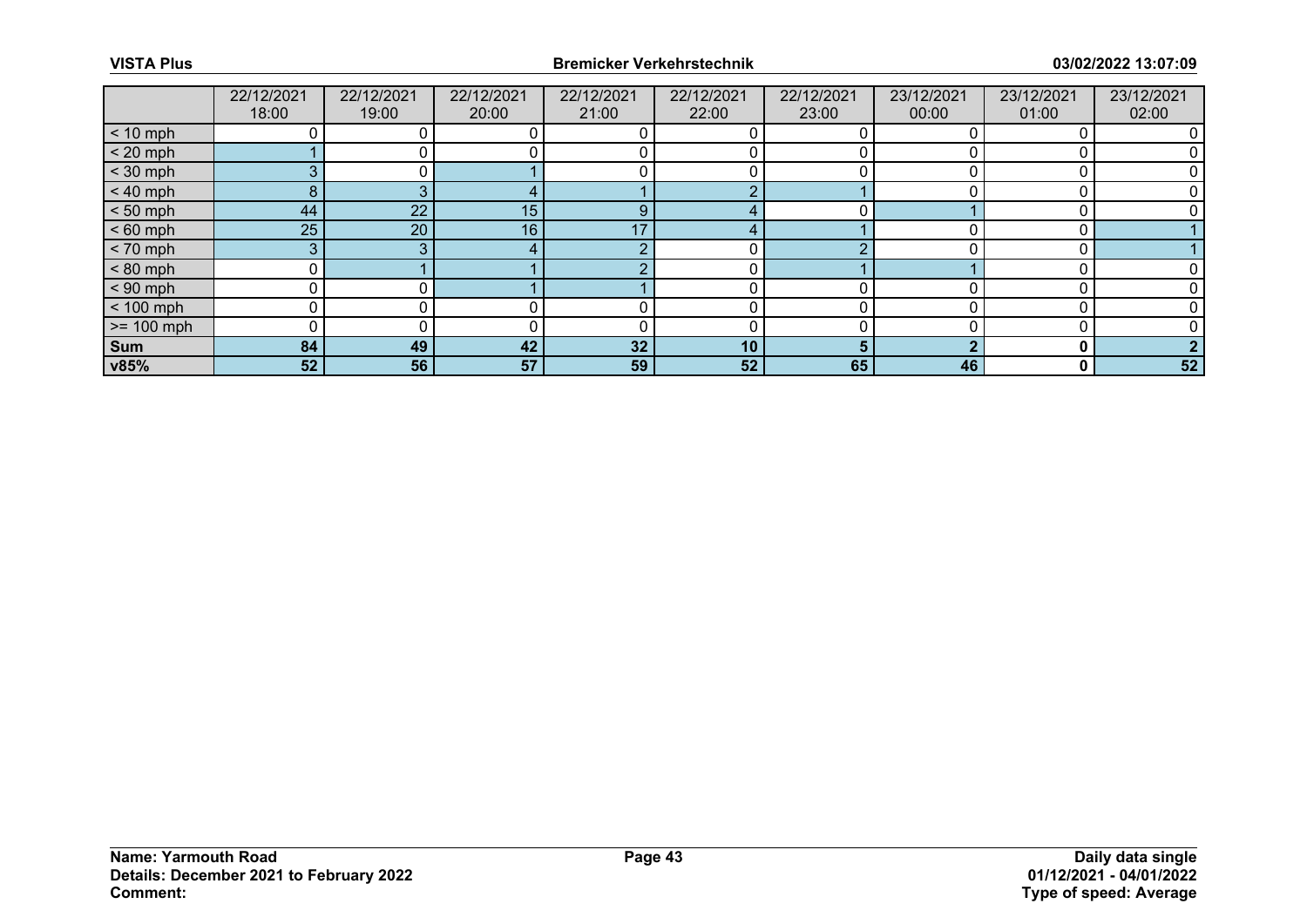| | 22/12/2021 18:00 | 22/12/2021 19:00 | 22/12/2021 20:00 | 22/12/2021 21:00 | 22/12/2021 22:00 | 22/12/2021 23:00 | 23/12/2021 00:00 | 23/12/2021 01:00 | 23/12/2021 02:00 |
|---|---|---|---|---|---|---|---|---|---|
| < 10 mph | 0 | 0 | 0 | 0 | 0 | 0 | 0 | 0 | 0 |
| < 20 mph | 1 | 0 | 0 | 0 | 0 | 0 | 0 | 0 | 0 |
| < 30 mph | 3 | 0 | 1 | 0 | 0 | 0 | 0 | 0 | 0 |
| < 40 mph | 8 | 3 | 4 | 1 | 2 | 1 | 0 | 0 | 0 |
| < 50 mph | 44 | 22 | 15 | 9 | 4 | 0 | 1 | 0 | 0 |
| < 60 mph | 25 | 20 | 16 | 17 | 4 | 1 | 0 | 0 | 1 |
| < 70 mph | 3 | 3 | 4 | 2 | 0 | 2 | 0 | 0 | 1 |
| < 80 mph | 0 | 1 | 1 | 2 | 0 | 1 | 1 | 0 | 0 |
| < 90 mph | 0 | 0 | 1 | 1 | 0 | 0 | 0 | 0 | 0 |
| < 100 mph | 0 | 0 | 0 | 0 | 0 | 0 | 0 | 0 | 0 |
| >= 100 mph | 0 | 0 | 0 | 0 | 0 | 0 | 0 | 0 | 0 |
| **Sum** | **84** | **49** | **42** | **32** | **10** | **5** | **2** | **0** | **2** |
| **v85%** | **52** | **56** | **57** | **59** | **52** | **65** | **46** | **0** | **52** |

**Name: Yarmouth Road**
**Details: December 2021 to February 2022**
**Comment:**

**Daily data single**
**01/12/2021 - 04/01/2022**
**Type of speed: Average**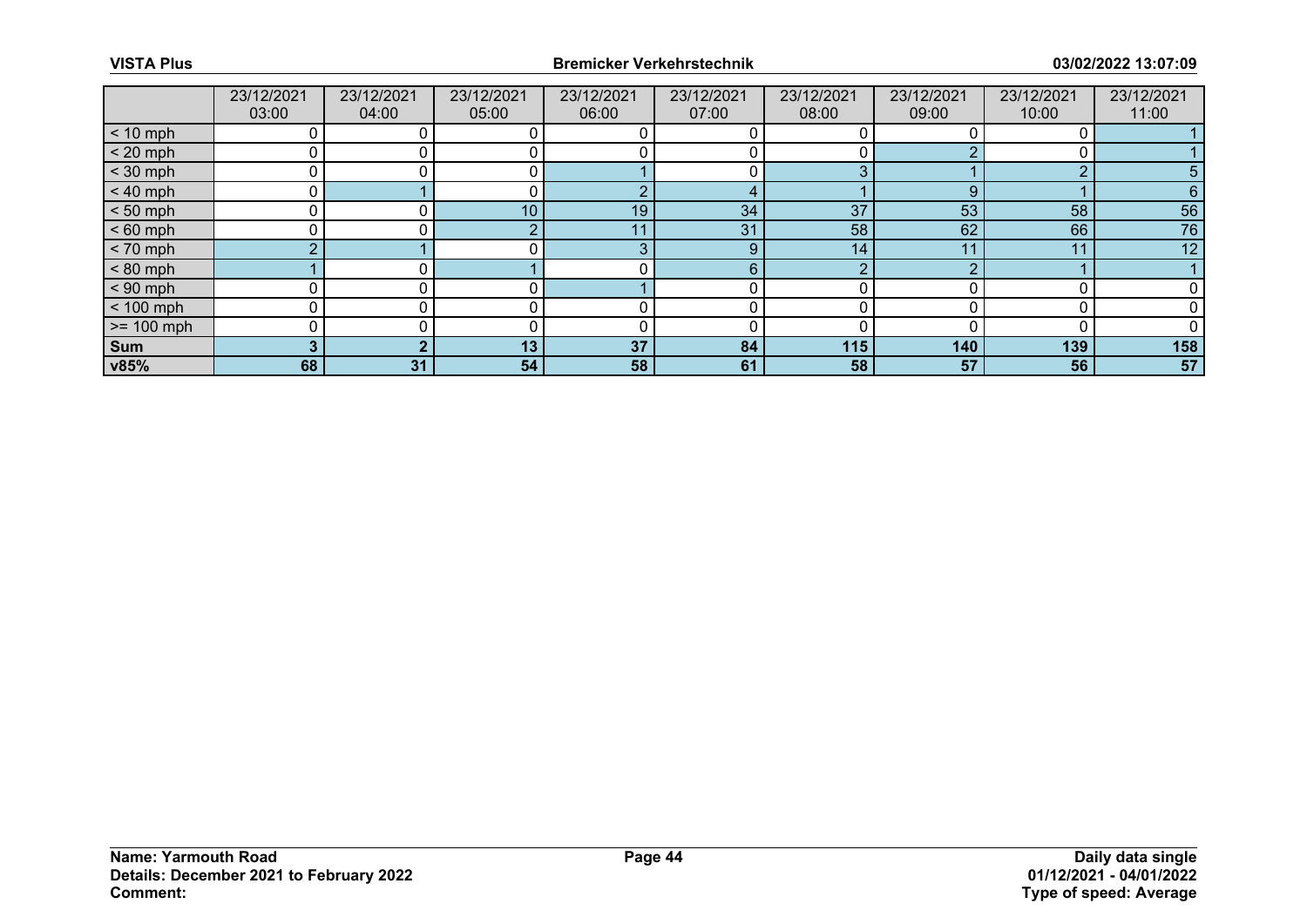| | 23/12/2021 03:00 | 23/12/2021 04:00 | 23/12/2021 05:00 | 23/12/2021 06:00 | 23/12/2021 07:00 | 23/12/2021 08:00 | 23/12/2021 09:00 | 23/12/2021 10:00 | 23/12/2021 11:00 |
|---|---|---|---|---|---|---|---|---|---|
| < 10 mph | 0 | 0 | 0 | 0 | 0 | 0 | 0 | 0 | 1 |
| < 20 mph | 0 | 0 | 0 | 0 | 0 | 0 | 2 | 0 | 1 |
| < 30 mph | 0 | 0 | 0 | 1 | 0 | 3 | 1 | 2 | 5 |
| < 40 mph | 0 | 1 | 0 | 2 | 4 | 1 | 9 | 1 | 6 |
| < 50 mph | 0 | 0 | 10 | 19 | 34 | 37 | 53 | 58 | 56 |
| < 60 mph | 0 | 0 | 2 | 11 | 31 | 58 | 62 | 66 | 76 |
| < 70 mph | 2 | 1 | 0 | 3 | 9 | 14 | 11 | 11 | 12 |
| < 80 mph | 1 | 0 | 1 | 0 | 6 | 2 | 2 | 1 | 1 |
| < 90 mph | 0 | 0 | 0 | 1 | 0 | 0 | 0 | 0 | 0 |
| < 100 mph | 0 | 0 | 0 | 0 | 0 | 0 | 0 | 0 | 0 |
| >= 100 mph | 0 | 0 | 0 | 0 | 0 | 0 | 0 | 0 | 0 |
| **Sum** | **3** | **2** | **13** | **37** | **84** | **115** | **140** | **139** | **158** |
| **v85%** | **68** | **31** | **54** | **58** | **61** | **58** | **57** | **56** | **57** |

**Name: Yarmouth Road**
**Details: December 2021 to February 2022**
**Comment:**

**Daily data single**
**01/12/2021 - 04/01/2022**
**Type of speed: Average**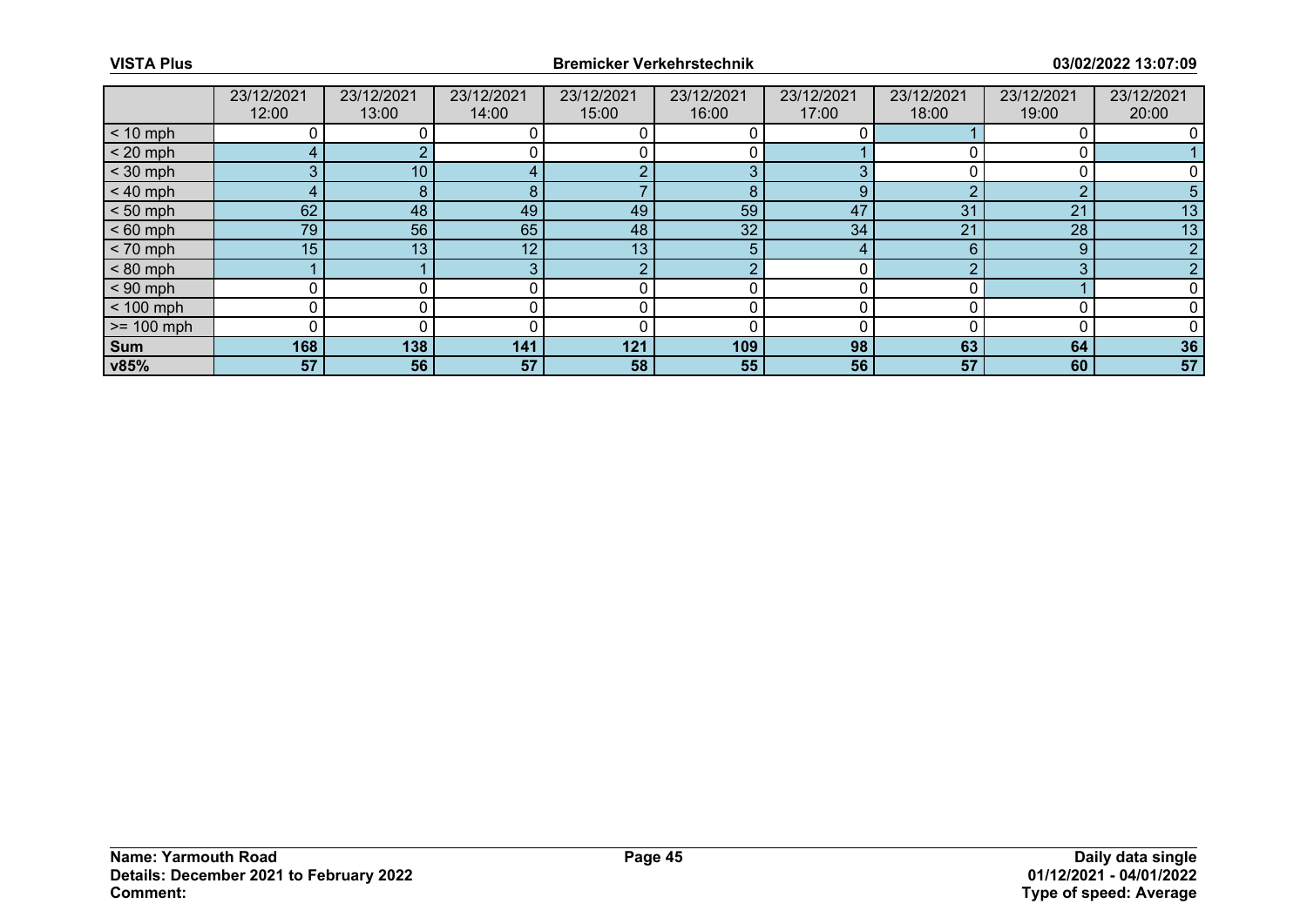| | 23/12/2021 12:00 | 23/12/2021 13:00 | 23/12/2021 14:00 | 23/12/2021 15:00 | 23/12/2021 16:00 | 23/12/2021 17:00 | 23/12/2021 18:00 | 23/12/2021 19:00 | 23/12/2021 20:00 |
|---|---|---|---|---|---|---|---|---|---|
| < 10 mph | 0 | 0 | 0 | 0 | 0 | 0 | 1 | 0 | 0 |
| < 20 mph | 4 | 2 | 0 | 0 | 0 | 1 | 0 | 0 | 1 |
| < 30 mph | 3 | 10 | 4 | 2 | 3 | 3 | 0 | 0 | 0 |
| < 40 mph | 4 | 8 | 8 | 7 | 8 | 9 | 2 | 2 | 5 |
| < 50 mph | 62 | 48 | 49 | 49 | 59 | 47 | 31 | 21 | 13 |
| < 60 mph | 79 | 56 | 65 | 48 | 32 | 34 | 21 | 28 | 13 |
| < 70 mph | 15 | 13 | 12 | 13 | 5 | 4 | 6 | 9 | 2 |
| < 80 mph | 1 | 1 | 3 | 2 | 2 | 0 | 2 | 3 | 2 |
| < 90 mph | 0 | 0 | 0 | 0 | 0 | 0 | 0 | 1 | 0 |
| < 100 mph | 0 | 0 | 0 | 0 | 0 | 0 | 0 | 0 | 0 |
| >= 100 mph | 0 | 0 | 0 | 0 | 0 | 0 | 0 | 0 | 0 |
| **Sum** | **168** | **138** | **141** | **121** | **109** | **98** | **63** | **64** | **36** |
| **v85%** | **57** | **56** | **57** | **58** | **55** | **56** | **57** | **60** | **57** |

**Name: Yarmouth Road**
**Details: December 2021 to February 2022**
**Comment:**

**Daily data single**
**01/12/2021 - 04/01/2022**
**Type of speed: Average**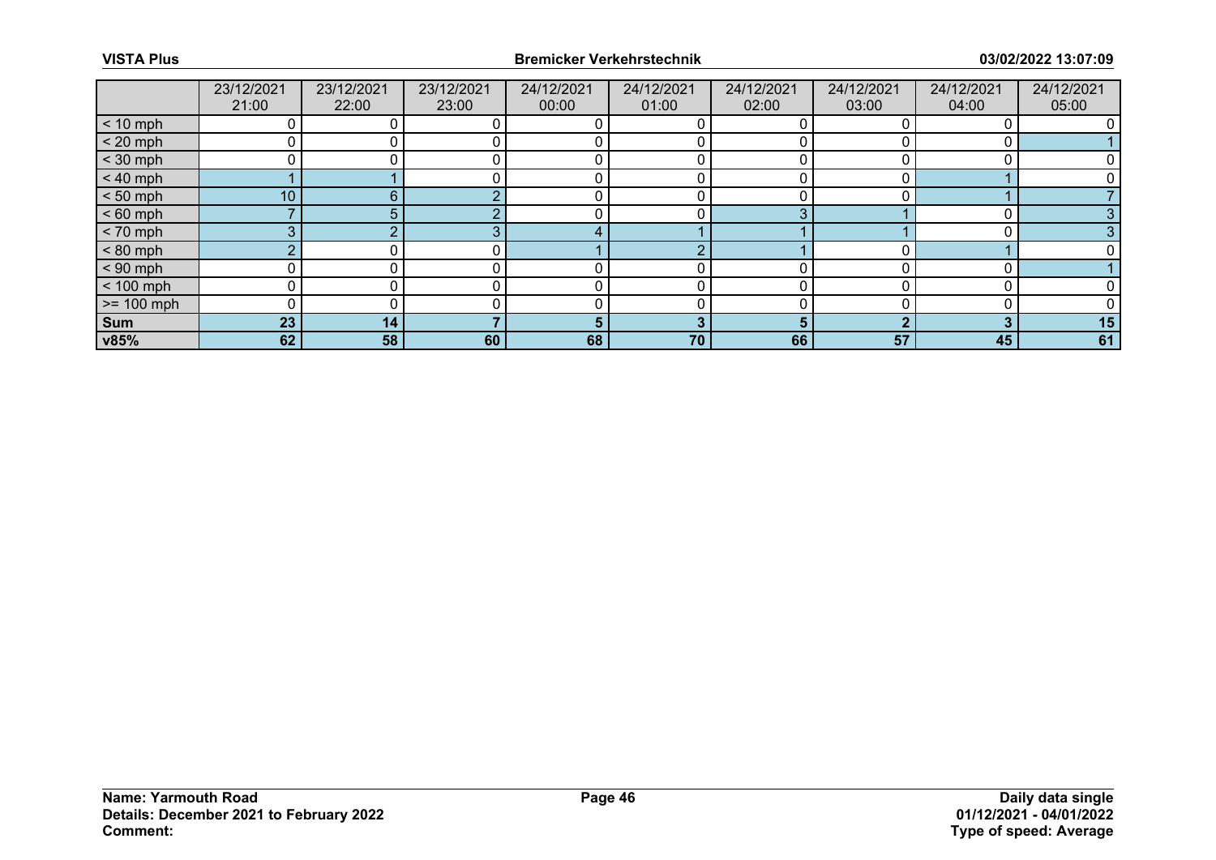| | 23/12/2021 21:00 | 23/12/2021 22:00 | 23/12/2021 23:00 | 24/12/2021 00:00 | 24/12/2021 01:00 | 24/12/2021 02:00 | 24/12/2021 03:00 | 24/12/2021 04:00 | 24/12/2021 05:00 |
|---|---|---|---|---|---|---|---|---|---|
| < 10 mph | 0 | 0 | 0 | 0 | 0 | 0 | 0 | 0 | 0 |
| < 20 mph | 0 | 0 | 0 | 0 | 0 | 0 | 0 | 0 | 1 |
| < 30 mph | 0 | 0 | 0 | 0 | 0 | 0 | 0 | 0 | 0 |
| < 40 mph | 1 | 1 | 0 | 0 | 0 | 0 | 0 | 1 | 0 |
| < 50 mph | 10 | 6 | 2 | 0 | 0 | 0 | 0 | 1 | 7 |
| < 60 mph | 7 | 5 | 2 | 0 | 0 | 3 | 1 | 0 | 3 |
| < 70 mph | 3 | 2 | 3 | 4 | 1 | 1 | 1 | 0 | 3 |
| < 80 mph | 2 | 0 | 0 | 1 | 2 | 1 | 0 | 1 | 0 |
| < 90 mph | 0 | 0 | 0 | 0 | 0 | 0 | 0 | 0 | 1 |
| < 100 mph | 0 | 0 | 0 | 0 | 0 | 0 | 0 | 0 | 0 |
| >= 100 mph | 0 | 0 | 0 | 0 | 0 | 0 | 0 | 0 | 0 |
| **Sum** | **23** | **14** | **7** | **5** | **3** | **5** | **2** | **3** | **15** |
| **v85%** | **62** | **58** | **60** | **68** | **70** | **66** | **57** | **45** | **61** |

**Name: Yarmouth Road**
**Details: December 2021 to February 2022**
**Comment:**

**Daily data single**
**01/12/2021 - 04/01/2022**
**Type of speed: Average**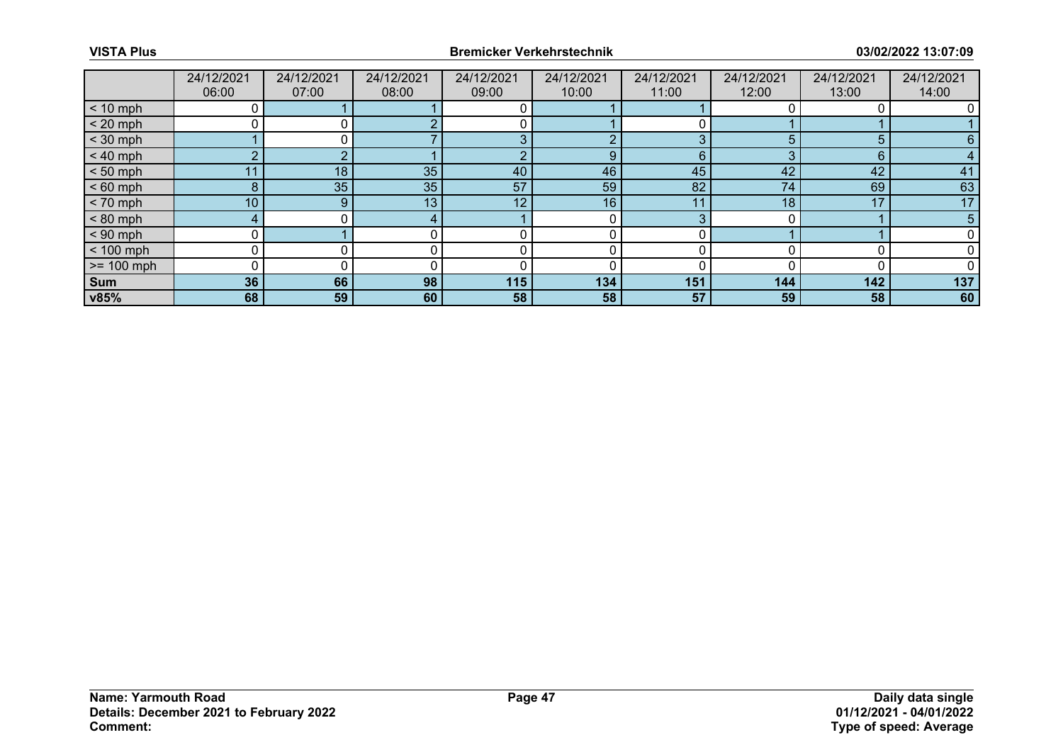| | 24/12/2021 06:00 | 24/12/2021 07:00 | 24/12/2021 08:00 | 24/12/2021 09:00 | 24/12/2021 10:00 | 24/12/2021 11:00 | 24/12/2021 12:00 | 24/12/2021 13:00 | 24/12/2021 14:00 |
|---|---|---|---|---|---|---|---|---|---|
| < 10 mph | 0 | 1 | 1 | 0 | 1 | 1 | 0 | 0 | 0 |
| < 20 mph | 0 | 0 | 2 | 0 | 1 | 0 | 1 | 1 | 1 |
| < 30 mph | 1 | 0 | 7 | 3 | 2 | 3 | 5 | 5 | 6 |
| < 40 mph | 2 | 2 | 1 | 2 | 9 | 6 | 3 | 6 | 4 |
| < 50 mph | 11 | 18 | 35 | 40 | 46 | 45 | 42 | 42 | 41 |
| < 60 mph | 8 | 35 | 35 | 57 | 59 | 82 | 74 | 69 | 63 |
| < 70 mph | 10 | 9 | 13 | 12 | 16 | 11 | 18 | 17 | 17 |
| < 80 mph | 4 | 0 | 4 | 1 | 0 | 3 | 0 | 1 | 5 |
| < 90 mph | 0 | 1 | 0 | 0 | 0 | 0 | 1 | 1 | 0 |
| < 100 mph | 0 | 0 | 0 | 0 | 0 | 0 | 0 | 0 | 0 |
| >= 100 mph | 0 | 0 | 0 | 0 | 0 | 0 | 0 | 0 | 0 |
| **Sum** | **36** | **66** | **98** | **115** | **134** | **151** | **144** | **142** | **137** |
| **v85%** | **68** | **59** | **60** | **58** | **58** | **57** | **59** | **58** | **60** |

**Name: Yarmouth Road**
**Details: December 2021 to February 2022**
**Comment:**

**Daily data single**
**01/12/2021 - 04/01/2022**
**Type of speed: Average**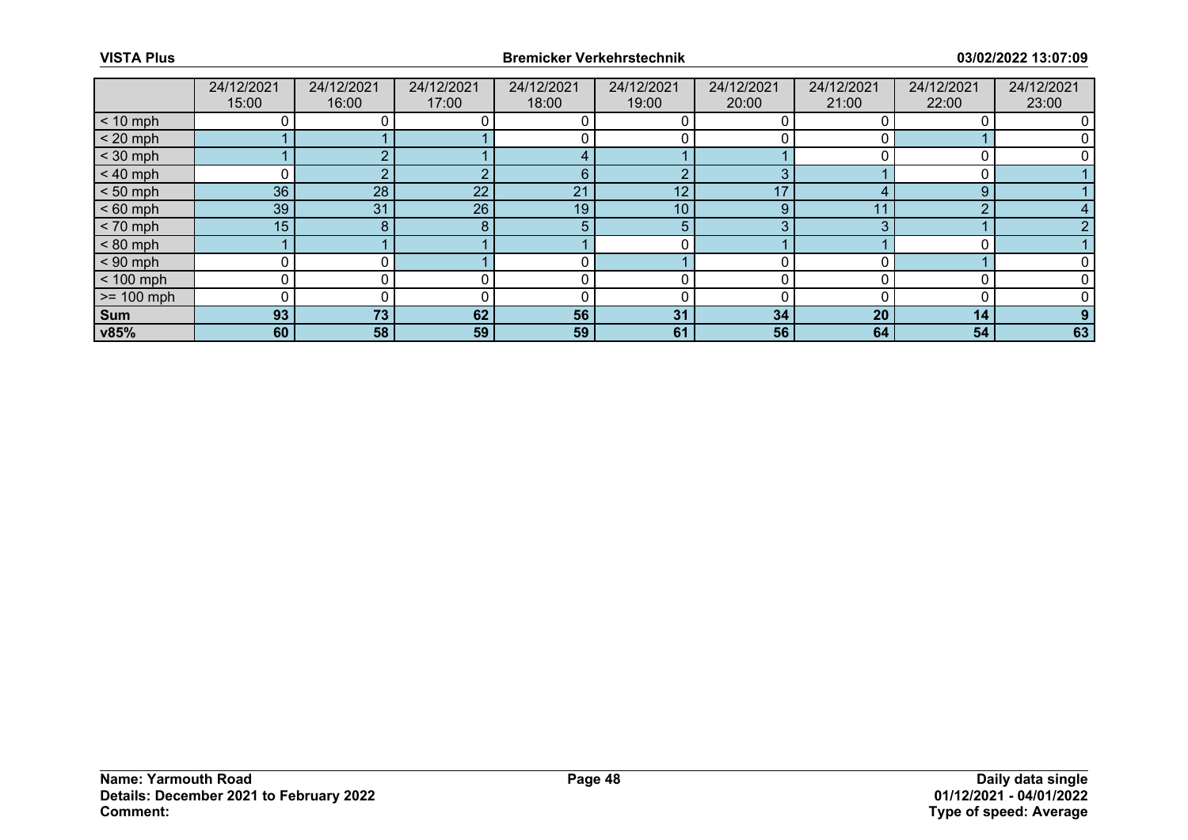| | 24/12/2021 15:00 | 24/12/2021 16:00 | 24/12/2021 17:00 | 24/12/2021 18:00 | 24/12/2021 19:00 | 24/12/2021 20:00 | 24/12/2021 21:00 | 24/12/2021 22:00 | 24/12/2021 23:00 |
|---|---|---|---|---|---|---|---|---|---|
| < 10 mph | 0 | 0 | 0 | 0 | 0 | 0 | 0 | 0 | 0 |
| < 20 mph | 1 | 1 | 1 | 0 | 0 | 0 | 0 | 1 | 0 |
| < 30 mph | 1 | 2 | 1 | 4 | 1 | 1 | 0 | 0 | 0 |
| < 40 mph | 0 | 2 | 2 | 6 | 2 | 3 | 1 | 0 | 1 |
| < 50 mph | 36 | 28 | 22 | 21 | 12 | 17 | 4 | 9 | 1 |
| < 60 mph | 39 | 31 | 26 | 19 | 10 | 9 | 11 | 2 | 4 |
| < 70 mph | 15 | 8 | 8 | 5 | 5 | 3 | 3 | 1 | 2 |
| < 80 mph | 1 | 1 | 1 | 1 | 0 | 1 | 1 | 0 | 1 |
| < 90 mph | 0 | 0 | 1 | 0 | 1 | 0 | 0 | 1 | 0 |
| < 100 mph | 0 | 0 | 0 | 0 | 0 | 0 | 0 | 0 | 0 |
| >= 100 mph | 0 | 0 | 0 | 0 | 0 | 0 | 0 | 0 | 0 |
| **Sum** | **93** | **73** | **62** | **56** | **31** | **34** | **20** | **14** | **9** |
| **v85%** | **60** | **58** | **59** | **59** | **61** | **56** | **64** | **54** | **63** |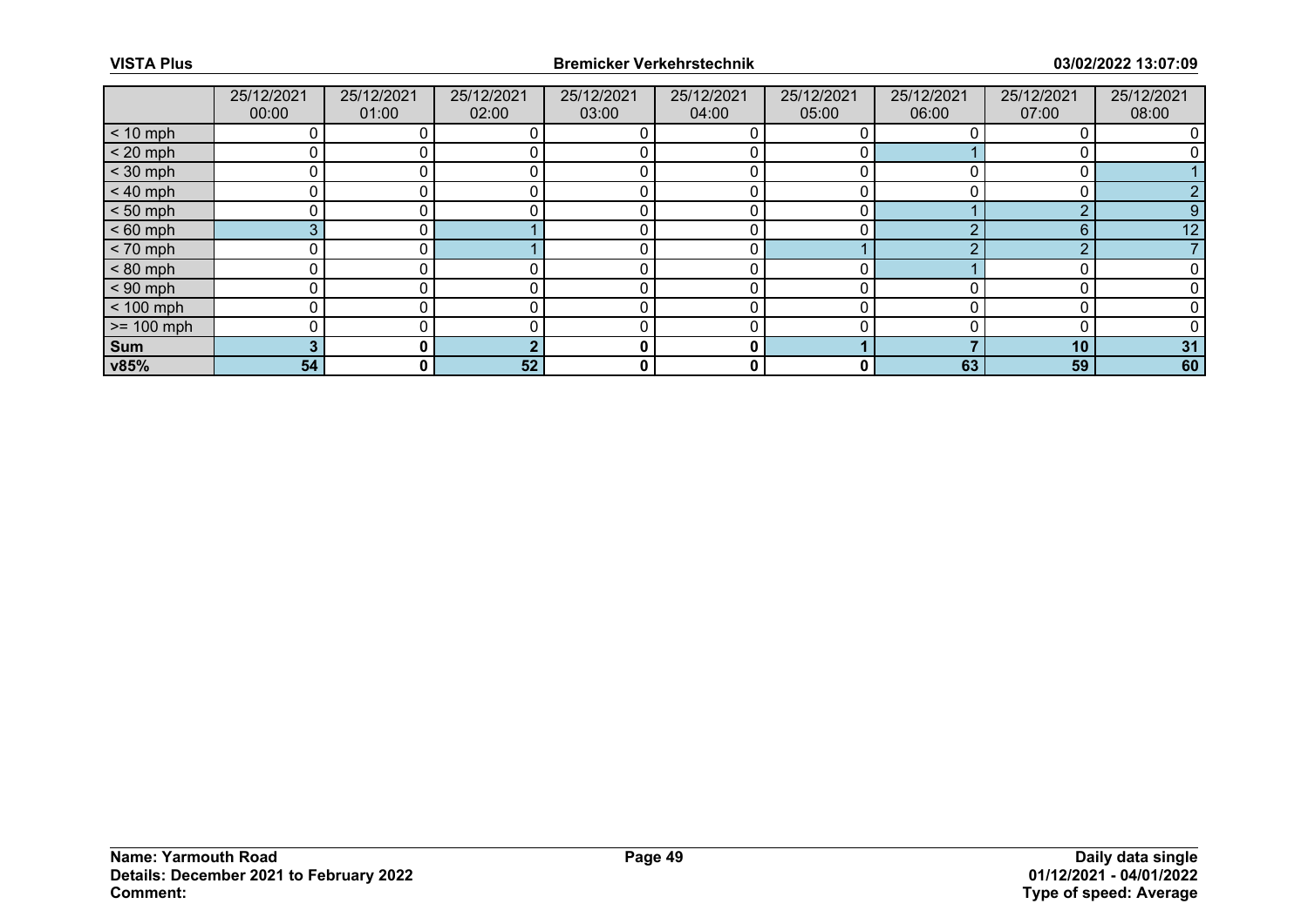| | 25/12/2021 00:00 | 25/12/2021 01:00 | 25/12/2021 02:00 | 25/12/2021 03:00 | 25/12/2021 04:00 | 25/12/2021 05:00 | 25/12/2021 06:00 | 25/12/2021 07:00 | 25/12/2021 08:00 |
|---|---|---|---|---|---|---|---|---|---|
| < 10 mph | 0 | 0 | 0 | 0 | 0 | 0 | 0 | 0 | 0 |
| < 20 mph | 0 | 0 | 0 | 0 | 0 | 0 | 1 | 0 | 0 |
| < 30 mph | 0 | 0 | 0 | 0 | 0 | 0 | 0 | 0 | 1 |
| < 40 mph | 0 | 0 | 0 | 0 | 0 | 0 | 0 | 0 | 2 |
| < 50 mph | 0 | 0 | 0 | 0 | 0 | 0 | 1 | 2 | 9 |
| < 60 mph | 3 | 0 | 1 | 0 | 0 | 0 | 2 | 6 | 12 |
| < 70 mph | 0 | 0 | 1 | 0 | 0 | 1 | 2 | 2 | 7 |
| < 80 mph | 0 | 0 | 0 | 0 | 0 | 0 | 1 | 0 | 0 |
| < 90 mph | 0 | 0 | 0 | 0 | 0 | 0 | 0 | 0 | 0 |
| < 100 mph | 0 | 0 | 0 | 0 | 0 | 0 | 0 | 0 | 0 |
| >= 100 mph | 0 | 0 | 0 | 0 | 0 | 0 | 0 | 0 | 0 |
| **Sum** | **3** | **0** | **2** | **0** | **0** | **1** | **7** | **10** | **31** |
| **v85%** | **54** | **0** | **52** | **0** | **0** | **0** | **63** | **59** | **60** |

**Name: Yarmouth Road**
**Details: December 2021 to February 2022**
**Comment:**

**Daily data single**
**01/12/2021 - 04/01/2022**
**Type of speed: Average**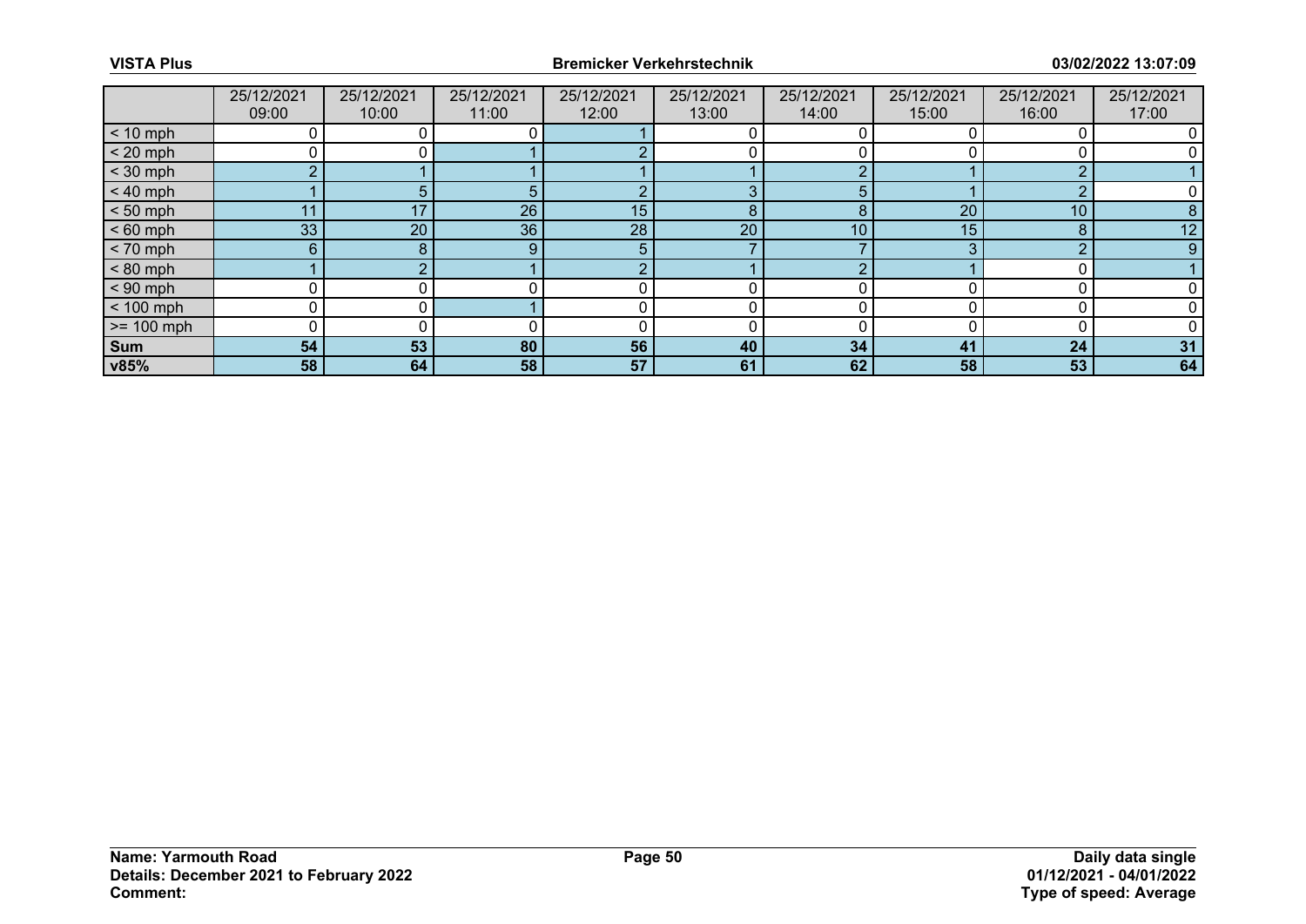| | 25/12/2021 09:00 | 25/12/2021 10:00 | 25/12/2021 11:00 | 25/12/2021 12:00 | 25/12/2021 13:00 | 25/12/2021 14:00 | 25/12/2021 15:00 | 25/12/2021 16:00 | 25/12/2021 17:00 |
|---|---|---|---|---|---|---|---|---|---|
| < 10 mph | 0 | 0 | 0 | 1 | 0 | 0 | 0 | 0 | 0 |
| < 20 mph | 0 | 0 | 1 | 2 | 0 | 0 | 0 | 0 | 0 |
| < 30 mph | 2 | 1 | 1 | 1 | 1 | 2 | 1 | 2 | 1 |
| < 40 mph | 1 | 5 | 5 | 2 | 3 | 5 | 1 | 2 | 0 |
| < 50 mph | 11 | 17 | 26 | 15 | 8 | 8 | 20 | 10 | 8 |
| < 60 mph | 33 | 20 | 36 | 28 | 20 | 10 | 15 | 8 | 12 |
| < 70 mph | 6 | 8 | 9 | 5 | 7 | 7 | 3 | 2 | 9 |
| < 80 mph | 1 | 2 | 1 | 2 | 1 | 2 | 1 | 0 | 1 |
| < 90 mph | 0 | 0 | 0 | 0 | 0 | 0 | 0 | 0 | 0 |
| < 100 mph | 0 | 0 | 1 | 0 | 0 | 0 | 0 | 0 | 0 |
| >= 100 mph | 0 | 0 | 0 | 0 | 0 | 0 | 0 | 0 | 0 |
| **Sum** | **54** | **53** | **80** | **56** | **40** | **34** | **41** | **24** | **31** |
| **v85%** | **58** | **64** | **58** | **57** | **61** | **62** | **58** | **53** | **64** |

**Name: Yarmouth Road**
**Details: December 2021 to February 2022**
**Comment:**

**Daily data single**
**01/12/2021 - 04/01/2022**
**Type of speed: Average**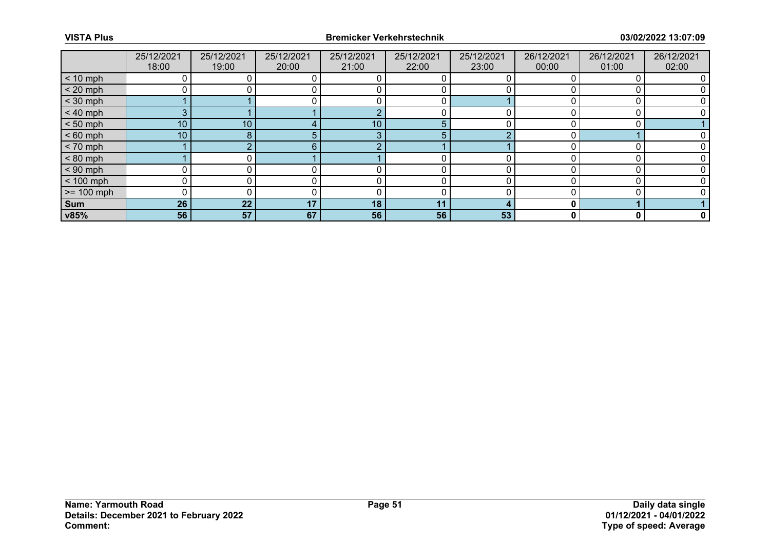| | 25/12/2021 18:00 | 25/12/2021 19:00 | 25/12/2021 20:00 | 25/12/2021 21:00 | 25/12/2021 22:00 | 25/12/2021 23:00 | 26/12/2021 00:00 | 26/12/2021 01:00 | 26/12/2021 02:00 |
|---|---|---|---|---|---|---|---|---|---|
| < 10 mph | 0 | 0 | 0 | 0 | 0 | 0 | 0 | 0 | 0 |
| < 20 mph | 0 | 0 | 0 | 0 | 0 | 0 | 0 | 0 | 0 |
| < 30 mph | 1 | 1 | 0 | 0 | 0 | 1 | 0 | 0 | 0 |
| < 40 mph | 3 | 1 | 1 | 2 | 0 | 0 | 0 | 0 | 0 |
| < 50 mph | 10 | 10 | 4 | 10 | 5 | 0 | 0 | 0 | 1 |
| < 60 mph | 10 | 8 | 5 | 3 | 5 | 2 | 0 | 1 | 0 |
| < 70 mph | 1 | 2 | 6 | 2 | 1 | 1 | 0 | 0 | 0 |
| < 80 mph | 1 | 0 | 1 | 1 | 0 | 0 | 0 | 0 | 0 |
| < 90 mph | 0 | 0 | 0 | 0 | 0 | 0 | 0 | 0 | 0 |
| < 100 mph | 0 | 0 | 0 | 0 | 0 | 0 | 0 | 0 | 0 |
| >= 100 mph | 0 | 0 | 0 | 0 | 0 | 0 | 0 | 0 | 0 |
| **Sum** | **26** | **22** | **17** | **18** | **11** | **4** | **0** | **1** | **1** |
| **v85%** | **56** | **57** | **67** | **56** | **56** | **53** | **0** | **0** | **0** |

**Name: Yarmouth Road**
**Details: December 2021 to February 2022**
**Comment:**

**Daily data single**
**01/12/2021 - 04/01/2022**
**Type of speed: Average**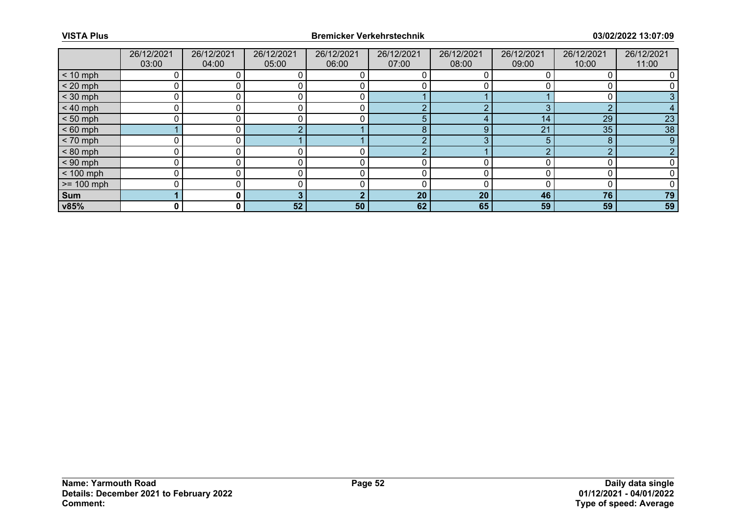| | 26/12/2021 03:00 | 26/12/2021 04:00 | 26/12/2021 05:00 | 26/12/2021 06:00 | 26/12/2021 07:00 | 26/12/2021 08:00 | 26/12/2021 09:00 | 26/12/2021 10:00 | 26/12/2021 11:00 |
|---|---|---|---|---|---|---|---|---|---|
| < 10 mph | 0 | 0 | 0 | 0 | 0 | 0 | 0 | 0 | 0 |
| < 20 mph | 0 | 0 | 0 | 0 | 0 | 0 | 0 | 0 | 0 |
| < 30 mph | 0 | 0 | 0 | 0 | 1 | 1 | 1 | 0 | 3 |
| < 40 mph | 0 | 0 | 0 | 0 | 2 | 2 | 3 | 2 | 4 |
| < 50 mph | 0 | 0 | 0 | 0 | 5 | 4 | 14 | 29 | 23 |
| < 60 mph | 1 | 0 | 2 | 1 | 8 | 9 | 21 | 35 | 38 |
| < 70 mph | 0 | 0 | 1 | 1 | 2 | 3 | 5 | 8 | 9 |
| < 80 mph | 0 | 0 | 0 | 0 | 2 | 1 | 2 | 2 | 2 |
| < 90 mph | 0 | 0 | 0 | 0 | 0 | 0 | 0 | 0 | 0 |
| < 100 mph | 0 | 0 | 0 | 0 | 0 | 0 | 0 | 0 | 0 |
| >= 100 mph | 0 | 0 | 0 | 0 | 0 | 0 | 0 | 0 | 0 |
| **Sum** | **1** | **0** | **3** | **2** | **20** | **20** | **46** | **76** | **79** |
| **v85%** | **0** | **0** | **52** | **50** | **62** | **65** | **59** | **59** | **59** |

**Name: Yarmouth Road**
**Details: December 2021 to February 2022**
**Comment:**

**Daily data single**
**01/12/2021 - 04/01/2022**
**Type of speed: Average**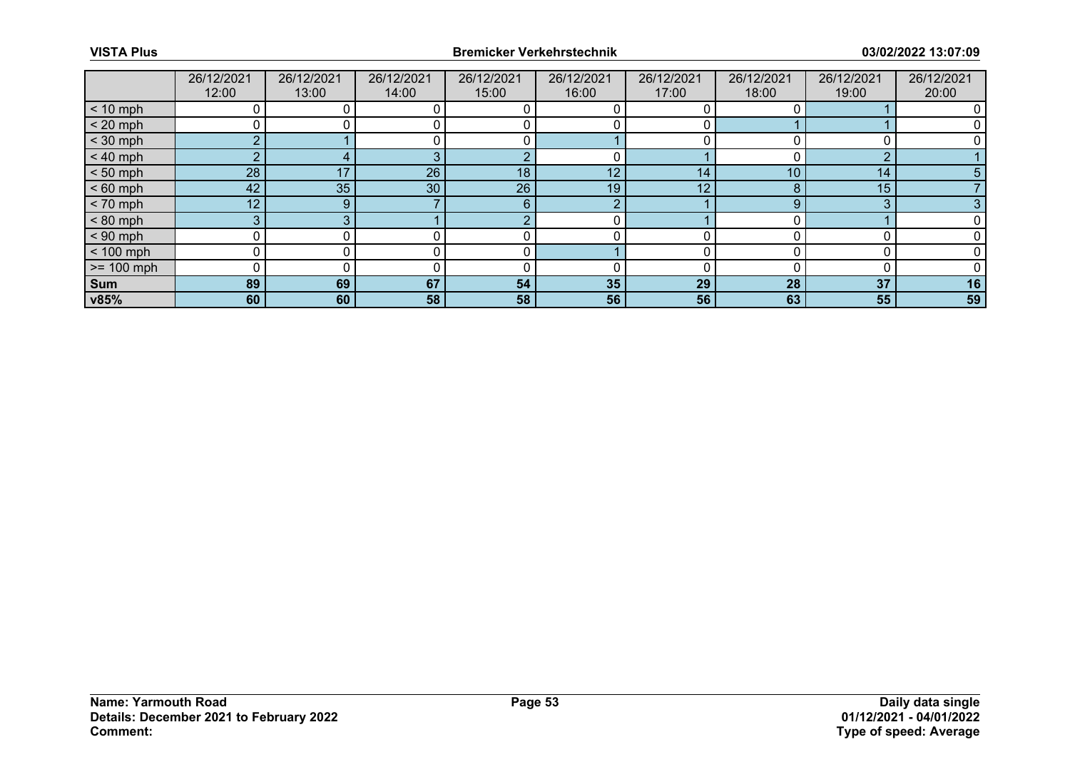| | 26/12/2021 12:00 | 26/12/2021 13:00 | 26/12/2021 14:00 | 26/12/2021 15:00 | 26/12/2021 16:00 | 26/12/2021 17:00 | 26/12/2021 18:00 | 26/12/2021 19:00 | 26/12/2021 20:00 |
|---|---|---|---|---|---|---|---|---|---|
| < 10 mph | 0 | 0 | 0 | 0 | 0 | 0 | 0 | 1 | 0 |
| < 20 mph | 0 | 0 | 0 | 0 | 0 | 0 | 1 | 1 | 0 |
| < 30 mph | 2 | 1 | 0 | 0 | 1 | 0 | 0 | 0 | 0 |
| < 40 mph | 2 | 4 | 3 | 2 | 0 | 1 | 0 | 2 | 1 |
| < 50 mph | 28 | 17 | 26 | 18 | 12 | 14 | 10 | 14 | 5 |
| < 60 mph | 42 | 35 | 30 | 26 | 19 | 12 | 8 | 15 | 7 |
| < 70 mph | 12 | 9 | 7 | 6 | 2 | 1 | 9 | 3 | 3 |
| < 80 mph | 3 | 3 | 1 | 2 | 0 | 1 | 0 | 1 | 0 |
| < 90 mph | 0 | 0 | 0 | 0 | 0 | 0 | 0 | 0 | 0 |
| < 100 mph | 0 | 0 | 0 | 0 | 1 | 0 | 0 | 0 | 0 |
| >= 100 mph | 0 | 0 | 0 | 0 | 0 | 0 | 0 | 0 | 0 |
| **Sum** | **89** | **69** | **67** | **54** | **35** | **29** | **28** | **37** | **16** |
| **v85%** | **60** | **60** | **58** | **58** | **56** | **56** | **63** | **55** | **59** |

**Name: Yarmouth Road**
**Details: December 2021 to February 2022**
**Comment:**

**Daily data single**
**01/12/2021 - 04/01/2022**
**Type of speed: Average**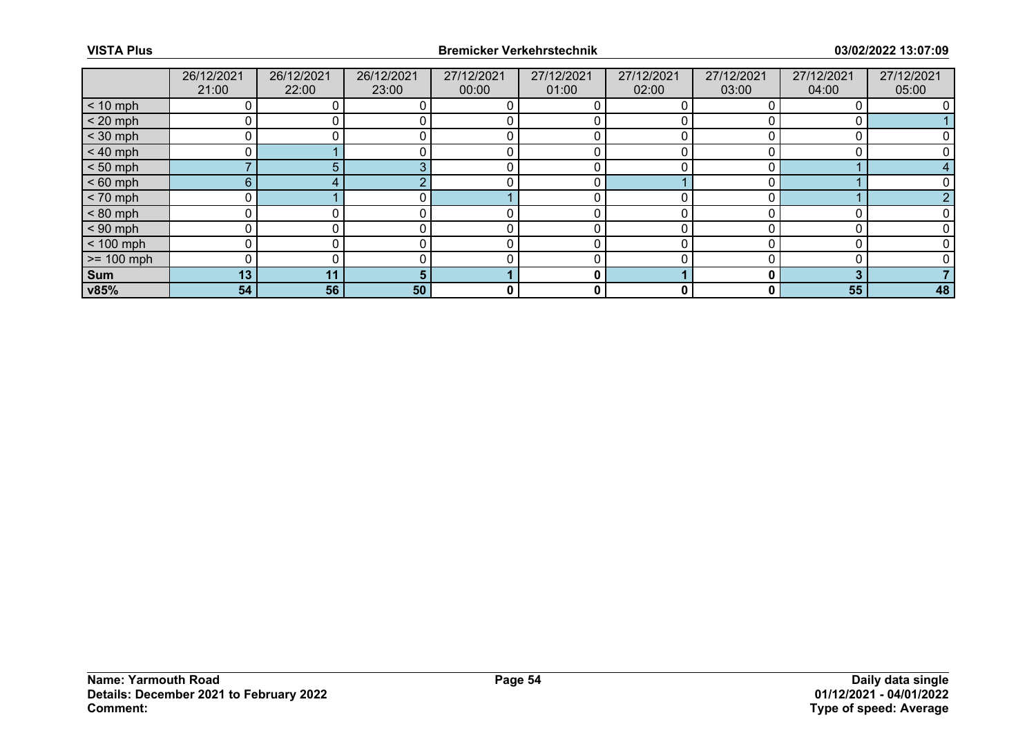| | 26/12/2021 21:00 | 26/12/2021 22:00 | 26/12/2021 23:00 | 27/12/2021 00:00 | 27/12/2021 01:00 | 27/12/2021 02:00 | 27/12/2021 03:00 | 27/12/2021 04:00 | 27/12/2021 05:00 |
|---|---|---|---|---|---|---|---|---|---|
| < 10 mph | 0 | 0 | 0 | 0 | 0 | 0 | 0 | 0 | 0 |
| < 20 mph | 0 | 0 | 0 | 0 | 0 | 0 | 0 | 0 | 1 |
| < 30 mph | 0 | 0 | 0 | 0 | 0 | 0 | 0 | 0 | 0 |
| < 40 mph | 0 | 1 | 0 | 0 | 0 | 0 | 0 | 0 | 0 |
| < 50 mph | 7 | 5 | 3 | 0 | 0 | 0 | 0 | 1 | 4 |
| < 60 mph | 6 | 4 | 2 | 0 | 0 | 1 | 0 | 1 | 0 |
| < 70 mph | 0 | 1 | 0 | 1 | 0 | 0 | 0 | 1 | 2 |
| < 80 mph | 0 | 0 | 0 | 0 | 0 | 0 | 0 | 0 | 0 |
| < 90 mph | 0 | 0 | 0 | 0 | 0 | 0 | 0 | 0 | 0 |
| < 100 mph | 0 | 0 | 0 | 0 | 0 | 0 | 0 | 0 | 0 |
| >= 100 mph | 0 | 0 | 0 | 0 | 0 | 0 | 0 | 0 | 0 |
| **Sum** | **13** | **11** | **5** | **1** | **0** | **1** | **0** | **3** | **7** |
| **v85%** | **54** | **56** | **50** | **0** | **0** | **0** | **0** | **55** | **48** |

**Name: Yarmouth Road**
**Details: December 2021 to February 2022**
**Comment:**

**Daily data single**
**01/12/2021 - 04/01/2022**
**Type of speed: Average**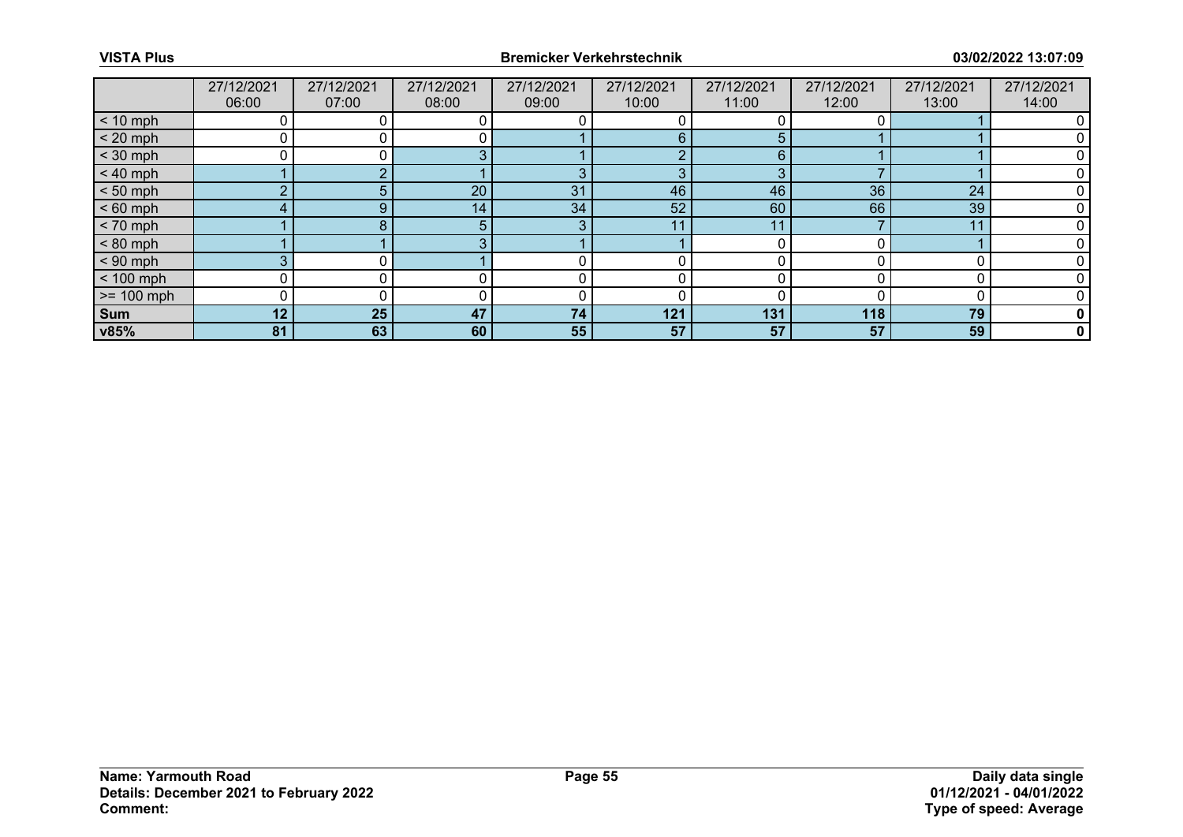| | 27/12/2021 06:00 | 27/12/2021 07:00 | 27/12/2021 08:00 | 27/12/2021 09:00 | 27/12/2021 10:00 | 27/12/2021 11:00 | 27/12/2021 12:00 | 27/12/2021 13:00 | 27/12/2021 14:00 |
|---|---|---|---|---|---|---|---|---|---|
| < 10 mph | 0 | 0 | 0 | 0 | 0 | 0 | 0 | 1 | 0 |
| < 20 mph | 0 | 0 | 0 | 1 | 6 | 5 | 1 | 1 | 0 |
| < 30 mph | 0 | 0 | 3 | 1 | 2 | 6 | 1 | 1 | 0 |
| < 40 mph | 1 | 2 | 1 | 3 | 3 | 3 | 7 | 1 | 0 |
| < 50 mph | 2 | 5 | 20 | 31 | 46 | 46 | 36 | 24 | 0 |
| < 60 mph | 4 | 9 | 14 | 34 | 52 | 60 | 66 | 39 | 0 |
| < 70 mph | 1 | 8 | 5 | 3 | 11 | 11 | 7 | 11 | 0 |
| < 80 mph | 1 | 1 | 3 | 1 | 1 | 0 | 0 | 1 | 0 |
| < 90 mph | 3 | 0 | 1 | 0 | 0 | 0 | 0 | 0 | 0 |
| < 100 mph | 0 | 0 | 0 | 0 | 0 | 0 | 0 | 0 | 0 |
| >= 100 mph | 0 | 0 | 0 | 0 | 0 | 0 | 0 | 0 | 0 |
| **Sum** | **12** | **25** | **47** | **74** | **121** | **131** | **118** | **79** | **0** |
| **v85%** | **81** | **63** | **60** | **55** | **57** | **57** | **57** | **59** | **0** |

**Name: Yarmouth Road**
**Details: December 2021 to February 2022**
**Comment:**

**Daily data single**
**01/12/2021 - 04/01/2022**
**Type of speed: Average**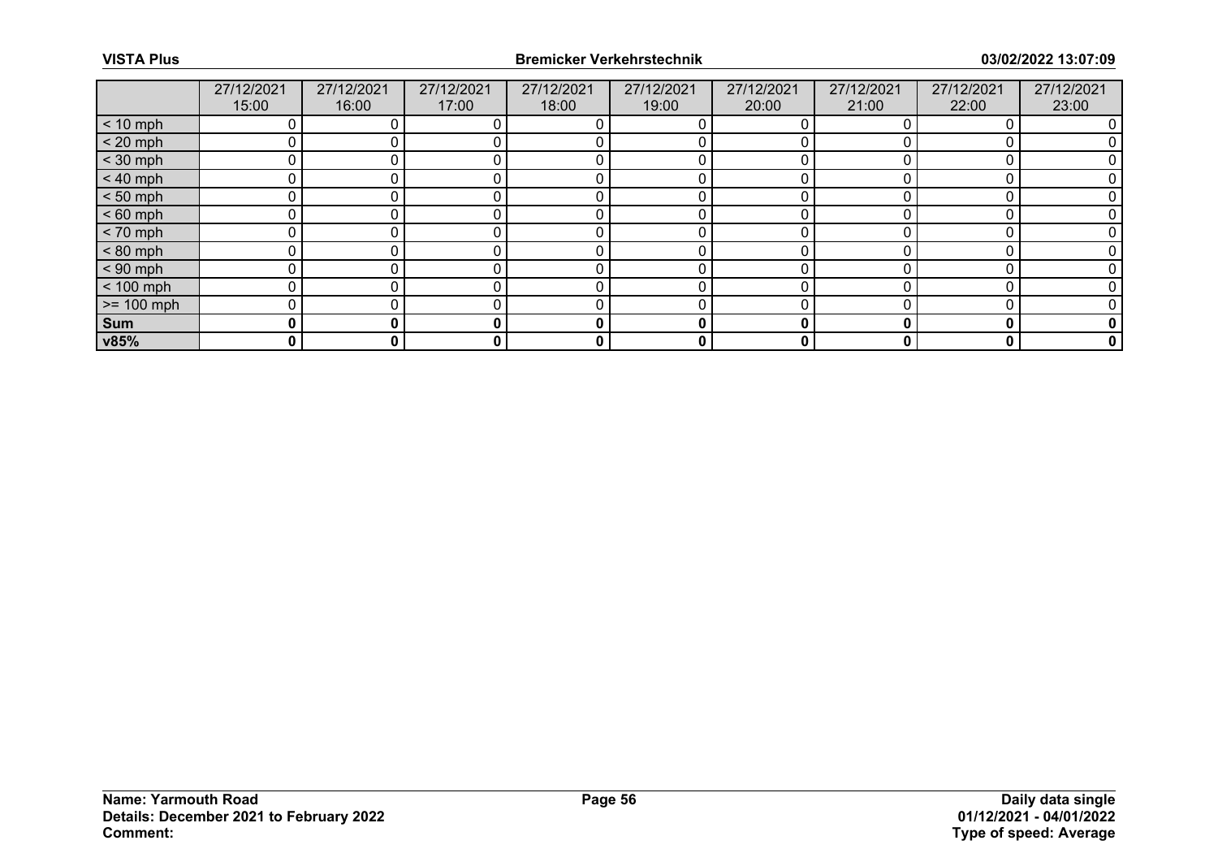| | 27/12/2021 15:00 | 27/12/2021 16:00 | 27/12/2021 17:00 | 27/12/2021 18:00 | 27/12/2021 19:00 | 27/12/2021 20:00 | 27/12/2021 21:00 | 27/12/2021 22:00 | 27/12/2021 23:00 |
|---|---|---|---|---|---|---|---|---|---|
| < 10 mph | 0 | 0 | 0 | 0 | 0 | 0 | 0 | 0 | 0 |
| < 20 mph | 0 | 0 | 0 | 0 | 0 | 0 | 0 | 0 | 0 |
| < 30 mph | 0 | 0 | 0 | 0 | 0 | 0 | 0 | 0 | 0 |
| < 40 mph | 0 | 0 | 0 | 0 | 0 | 0 | 0 | 0 | 0 |
| < 50 mph | 0 | 0 | 0 | 0 | 0 | 0 | 0 | 0 | 0 |
| < 60 mph | 0 | 0 | 0 | 0 | 0 | 0 | 0 | 0 | 0 |
| < 70 mph | 0 | 0 | 0 | 0 | 0 | 0 | 0 | 0 | 0 |
| < 80 mph | 0 | 0 | 0 | 0 | 0 | 0 | 0 | 0 | 0 |
| < 90 mph | 0 | 0 | 0 | 0 | 0 | 0 | 0 | 0 | 0 |
| < 100 mph | 0 | 0 | 0 | 0 | 0 | 0 | 0 | 0 | 0 |
| >= 100 mph | 0 | 0 | 0 | 0 | 0 | 0 | 0 | 0 | 0 |
| **Sum** | **0** | **0** | **0** | **0** | **0** | **0** | **0** | **0** | **0** |
| **v85%** | **0** | **0** | **0** | **0** | **0** | **0** | **0** | **0** | **0** |

**Name: Yarmouth Road**
**Details: December 2021 to February 2022**
**Comment:**

**Daily data single**
**01/12/2021 - 04/01/2022**
**Type of speed: Average**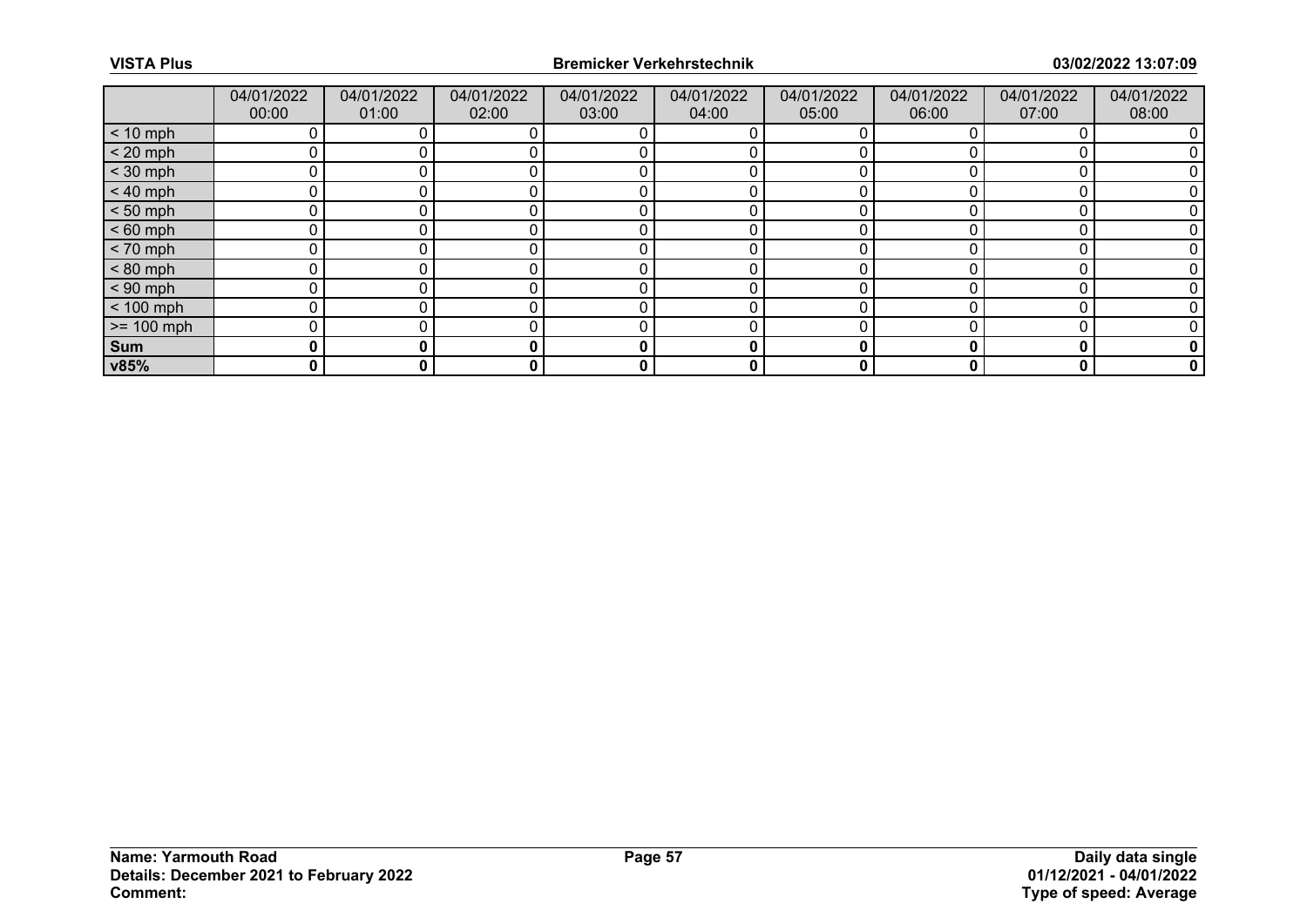| | 04/01/2022 00:00 | 04/01/2022 01:00 | 04/01/2022 02:00 | 04/01/2022 03:00 | 04/01/2022 04:00 | 04/01/2022 05:00 | 04/01/2022 06:00 | 04/01/2022 07:00 | 04/01/2022 08:00 |
|---|---|---|---|---|---|---|---|---|---|
| < 10 mph | 0 | 0 | 0 | 0 | 0 | 0 | 0 | 0 | 0 |
| < 20 mph | 0 | 0 | 0 | 0 | 0 | 0 | 0 | 0 | 0 |
| < 30 mph | 0 | 0 | 0 | 0 | 0 | 0 | 0 | 0 | 0 |
| < 40 mph | 0 | 0 | 0 | 0 | 0 | 0 | 0 | 0 | 0 |
| < 50 mph | 0 | 0 | 0 | 0 | 0 | 0 | 0 | 0 | 0 |
| < 60 mph | 0 | 0 | 0 | 0 | 0 | 0 | 0 | 0 | 0 |
| < 70 mph | 0 | 0 | 0 | 0 | 0 | 0 | 0 | 0 | 0 |
| < 80 mph | 0 | 0 | 0 | 0 | 0 | 0 | 0 | 0 | 0 |
| < 90 mph | 0 | 0 | 0 | 0 | 0 | 0 | 0 | 0 | 0 |
| < 100 mph | 0 | 0 | 0 | 0 | 0 | 0 | 0 | 0 | 0 |
| >= 100 mph | 0 | 0 | 0 | 0 | 0 | 0 | 0 | 0 | 0 |
| **Sum** | **0** | **0** | **0** | **0** | **0** | **0** | **0** | **0** | **0** |
| **v85%** | **0** | **0** | **0** | **0** | **0** | **0** | **0** | **0** | **0** |

**Name: Yarmouth Road**
**Details: December 2021 to February 2022**
**Comment:**

**Daily data single**
**01/12/2021 - 04/01/2022**
**Type of speed: Average**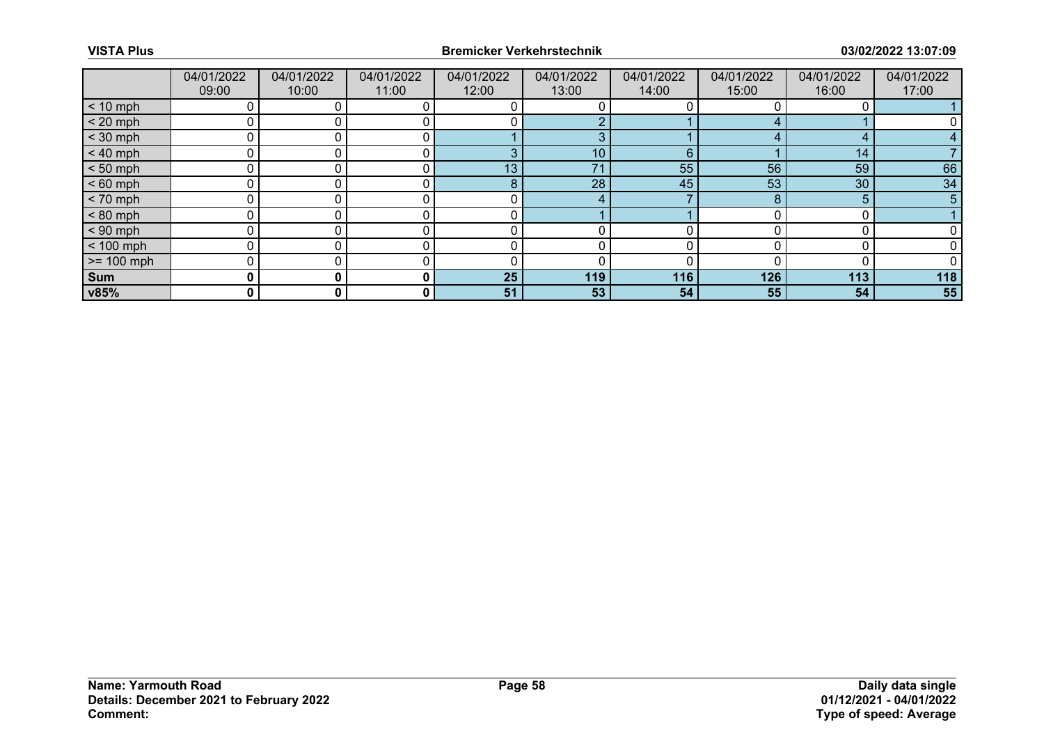| | 04/01/2022 09:00 | 04/01/2022 10:00 | 04/01/2022 11:00 | 04/01/2022 12:00 | 04/01/2022 13:00 | 04/01/2022 14:00 | 04/01/2022 15:00 | 04/01/2022 16:00 | 04/01/2022 17:00 |
|---|---|---|---|---|---|---|---|---|---|
| < 10 mph | 0 | 0 | 0 | 0 | 0 | 0 | 0 | 0 | 1 |
| < 20 mph | 0 | 0 | 0 | 0 | 2 | 1 | 4 | 1 | 0 |
| < 30 mph | 0 | 0 | 0 | 1 | 3 | 1 | 4 | 4 | 4 |
| < 40 mph | 0 | 0 | 0 | 3 | 10 | 6 | 1 | 14 | 7 |
| < 50 mph | 0 | 0 | 0 | 13 | 71 | 55 | 56 | 59 | 66 |
| < 60 mph | 0 | 0 | 0 | 8 | 28 | 45 | 53 | 30 | 34 |
| < 70 mph | 0 | 0 | 0 | 0 | 4 | 7 | 8 | 5 | 5 |
| < 80 mph | 0 | 0 | 0 | 0 | 1 | 1 | 0 | 0 | 1 |
| < 90 mph | 0 | 0 | 0 | 0 | 0 | 0 | 0 | 0 | 0 |
| < 100 mph | 0 | 0 | 0 | 0 | 0 | 0 | 0 | 0 | 0 |
| >= 100 mph | 0 | 0 | 0 | 0 | 0 | 0 | 0 | 0 | 0 |
| **Sum** | **0** | **0** | **0** | **25** | **119** | **116** | **126** | **113** | **118** |
| **v85%** | **0** | **0** | **0** | **51** | **53** | **54** | **55** | **54** | **55** |

**Name: Yarmouth Road**
**Details: December 2021 to February 2022**
**Comment:**

**Daily data single**
**01/12/2021 - 04/01/2022**
**Type of speed: Average**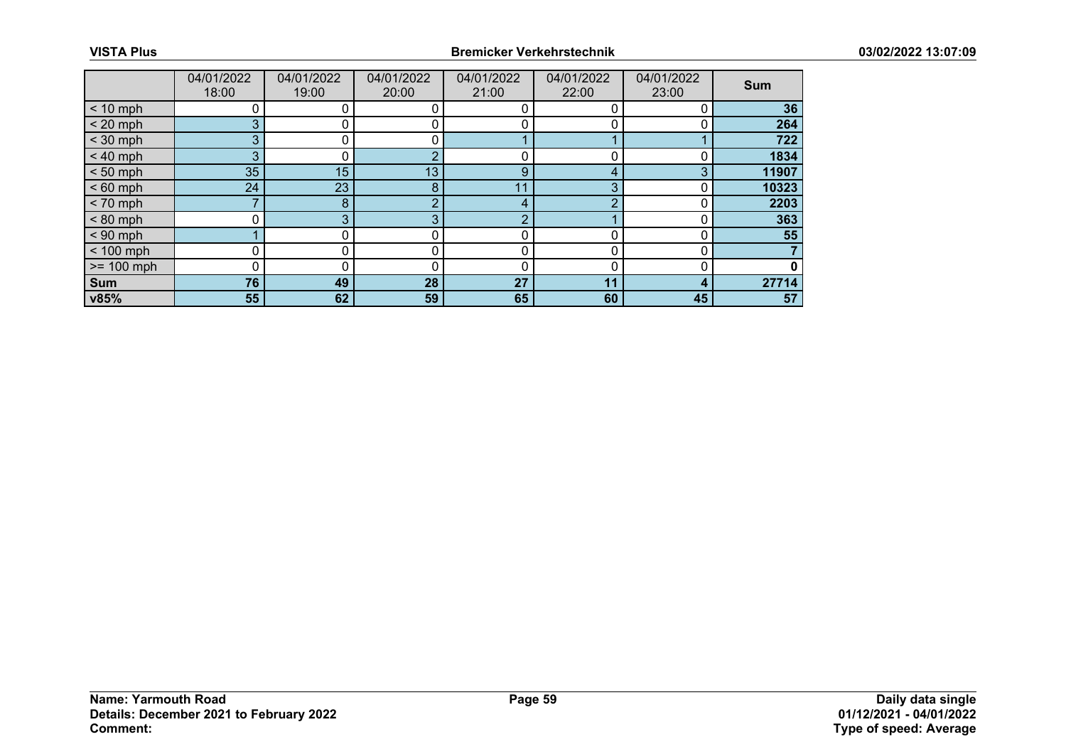| | 04/01/2022 18:00 | 04/01/2022 19:00 | 04/01/2022 20:00 | 04/01/2022 21:00 | 04/01/2022 22:00 | 04/01/2022 23:00 | Sum |
|---|---|---|---|---|---|---|---|
| < 10 mph | 0 | 0 | 0 | 0 | 0 | 0 | **36** |
| < 20 mph | 3 | 0 | 0 | 0 | 0 | 0 | **264** |
| < 30 mph | 3 | 0 | 0 | 1 | 1 | 1 | **722** |
| < 40 mph | 3 | 0 | 2 | 0 | 0 | 0 | **1834** |
| < 50 mph | 35 | 15 | 13 | 9 | 4 | 3 | **11907** |
| < 60 mph | 24 | 23 | 8 | 11 | 3 | 0 | **10323** |
| < 70 mph | 7 | 8 | 2 | 4 | 2 | 0 | **2203** |
| < 80 mph | 0 | 3 | 3 | 2 | 1 | 0 | **363** |
| < 90 mph | 1 | 0 | 0 | 0 | 0 | 0 | **55** |
| < 100 mph | 0 | 0 | 0 | 0 | 0 | 0 | **7** |
| >= 100 mph | 0 | 0 | 0 | 0 | 0 | 0 | **0** |
| **Sum** | **76** | **49** | **28** | **27** | **11** | **4** | **27714** |
| **v85%** | **55** | **62** | **59** | **65** | **60** | **45** | **57** |

**Name: Yarmouth Road**
**Details: December 2021 to February 2022**
**Comment:**

**Daily data single**
**01/12/2021 - 04/01/2022**
**Type of speed: Average**